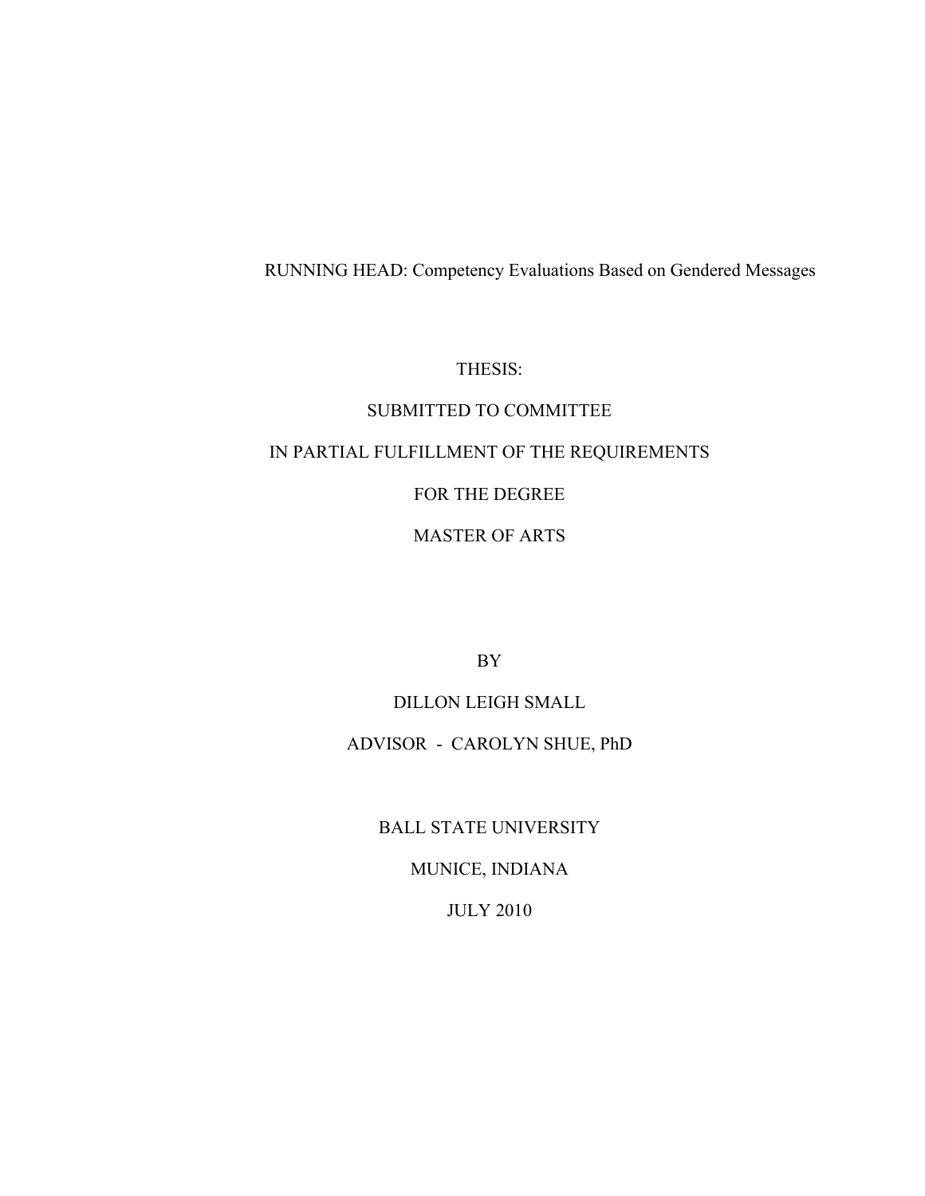RUNNING HEAD: Competency Evaluations Based on Gendered Messages

THESIS:

SUBMITTED TO COMMITTEE

IN PARTIAL FULFILLMENT OF THE REQUIREMENTS

FOR THE DEGREE

MASTER OF ARTS

BY

DILLON LEIGH SMALL

ADVISOR - CAROLYN SHUE, PhD

BALL STATE UNIVERSITY

MUNICE, INDIANA

JULY 2010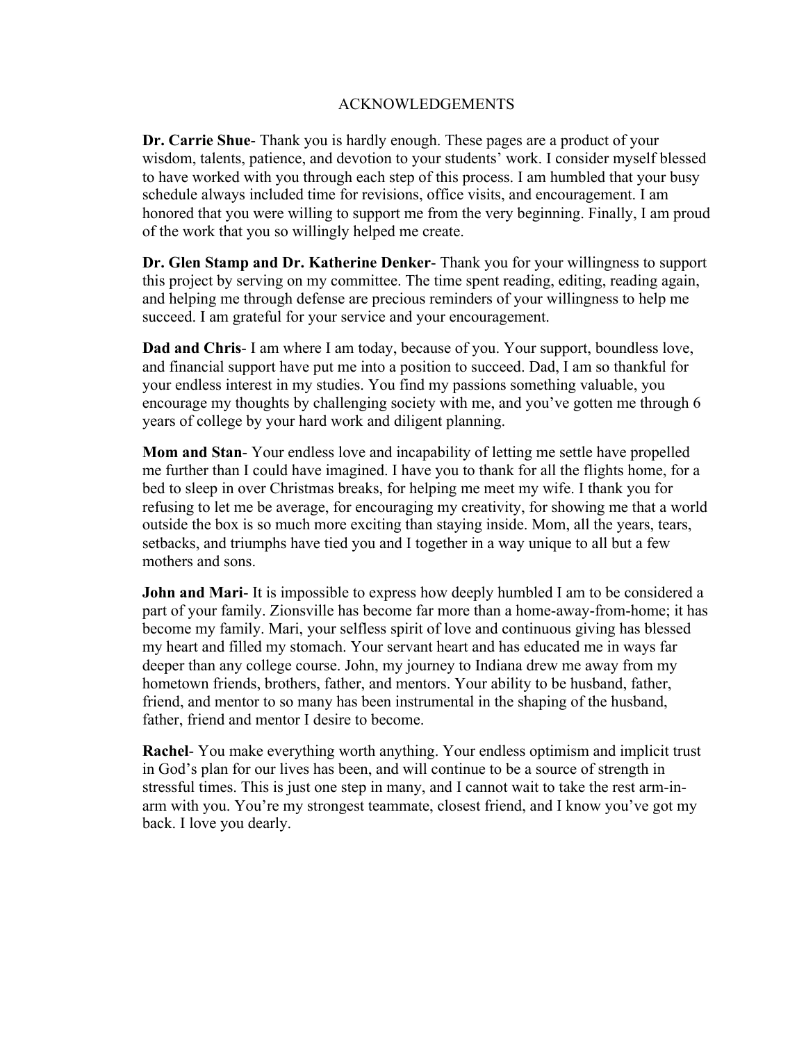# ACKNOWLEDGEMENTS

**Dr. Carrie Shue**- Thank you is hardly enough. These pages are a product of your wisdom, talents, patience, and devotion to your students' work. I consider myself blessed to have worked with you through each step of this process. I am humbled that your busy schedule always included time for revisions, office visits, and encouragement. I am honored that you were willing to support me from the very beginning. Finally, I am proud of the work that you so willingly helped me create.

**Dr. Glen Stamp and Dr. Katherine Denker**- Thank you for your willingness to support this project by serving on my committee. The time spent reading, editing, reading again, and helping me through defense are precious reminders of your willingness to help me succeed. I am grateful for your service and your encouragement.

**Dad and Chris**- I am where I am today, because of you. Your support, boundless love, and financial support have put me into a position to succeed. Dad, I am so thankful for your endless interest in my studies. You find my passions something valuable, you encourage my thoughts by challenging society with me, and you've gotten me through 6 years of college by your hard work and diligent planning.

**Mom and Stan**- Your endless love and incapability of letting me settle have propelled me further than I could have imagined. I have you to thank for all the flights home, for a bed to sleep in over Christmas breaks, for helping me meet my wife. I thank you for refusing to let me be average, for encouraging my creativity, for showing me that a world outside the box is so much more exciting than staying inside. Mom, all the years, tears, setbacks, and triumphs have tied you and I together in a way unique to all but a few mothers and sons.

**John and Mari**- It is impossible to express how deeply humbled I am to be considered a part of your family. Zionsville has become far more than a home-away-from-home; it has become my family. Mari, your selfless spirit of love and continuous giving has blessed my heart and filled my stomach. Your servant heart and has educated me in ways far deeper than any college course. John, my journey to Indiana drew me away from my hometown friends, brothers, father, and mentors. Your ability to be husband, father, friend, and mentor to so many has been instrumental in the shaping of the husband, father, friend and mentor I desire to become.

**Rachel**- You make everything worth anything. Your endless optimism and implicit trust in God's plan for our lives has been, and will continue to be a source of strength in stressful times. This is just one step in many, and I cannot wait to take the rest arm-in-arm with you. You're my strongest teammate, closest friend, and I know you've got my back. I love you dearly.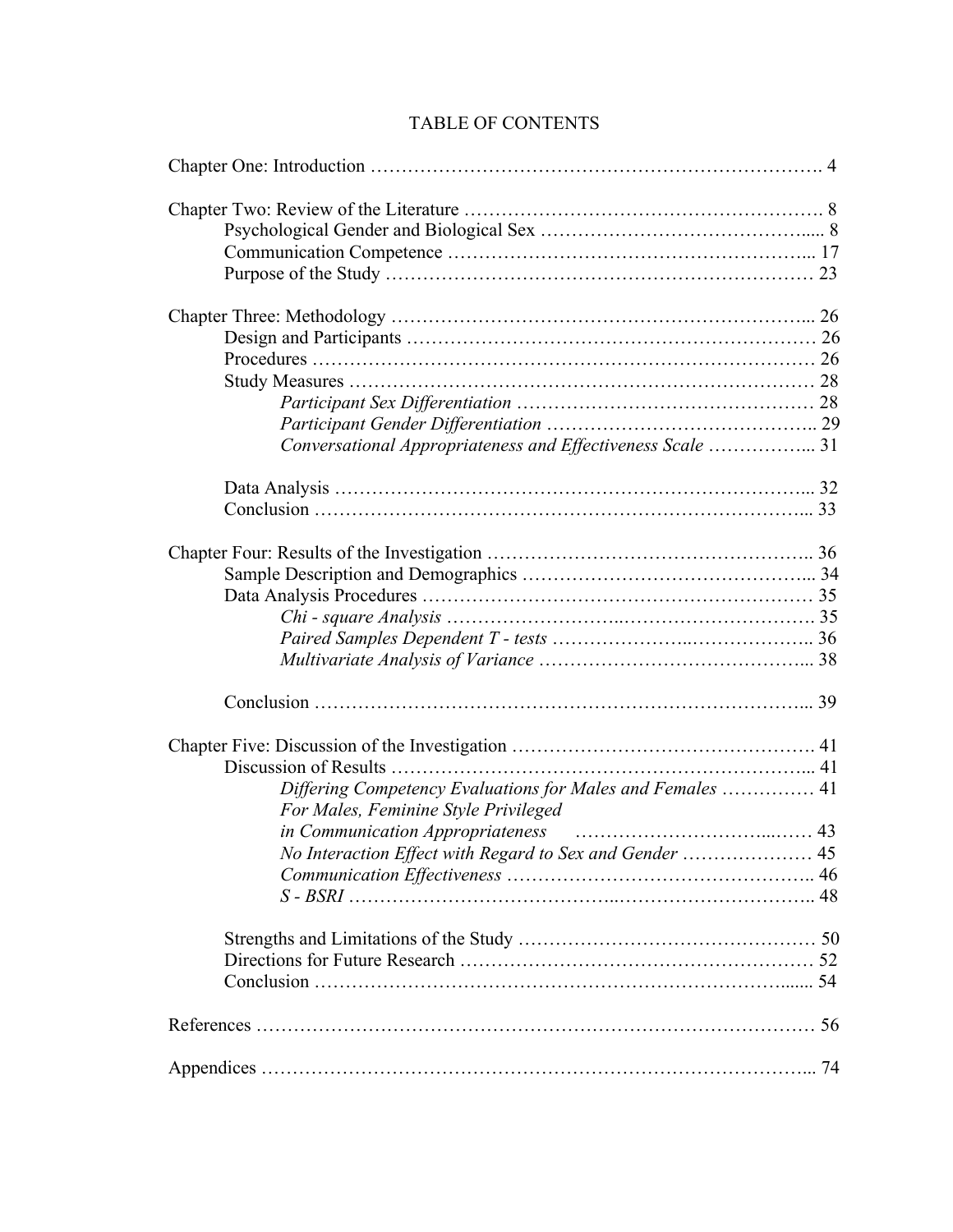# TABLE OF CONTENTS

Chapter One: Introduction ………………………………………………………………. 4

Chapter Two: Review of the Literature ………………………………………………. 8
- Psychological Gender and Biological Sex …………………………………….... 8
- Communication Competence ………………………………………………... 17
- Purpose of the Study …………………………………………………………… 23

Chapter Three: Methodology ………………………………………………………... 26
- Design and Participants ………………………………………………………… 26
- Procedures ……………………………………………………………………… 26
- Study Measures ………………………………………………………………… 28
  - *Participant Sex Differentiation* ………………………………………… 28
  - *Participant Gender Differentiation* …………………………………….. 29
  - *Conversational Appropriateness and Effectiveness Scale* ……………... 31
- Data Analysis …………………………………………………………………... 32
- Conclusion ……………………………………………………………………... 33

Chapter Four: Results of the Investigation …………………………………………….. 36
- Sample Description and Demographics ……………………………………... 34
- Data Analysis Procedures ……………………………………………………… 35
  - *Chi - square Analysis* ………………………..…………………………. 35
  - *Paired Samples Dependent T - tests* …………………..……………….. 36
  - *Multivariate Analysis of Variance* ……………………………………... 38
- Conclusion ……………………………………………………………………... 39

Chapter Five: Discussion of the Investigation …………………………………………. 41
- Discussion of Results …………………………………………………………... 41
  - *Differing Competency Evaluations for Males and Females* …………… 41
  - *For Males, Feminine Style Privileged in Communication Appropriateness* ……………………………...…… 43
  - *No Interaction Effect with Regard to Sex and Gender* ………………… 45
  - *Communication Effectiveness* ………………………………………….. 46
  - *S - BSRI* ………………………………..…………………………….. 48
- Strengths and Limitations of the Study ………………………………………… 50
- Directions for Future Research ………………………………………………… 52
- Conclusion ………………………………………………………………....... 54

References ……………………………………………………………………………… 56

Appendices ……………………………………………………………………………... 74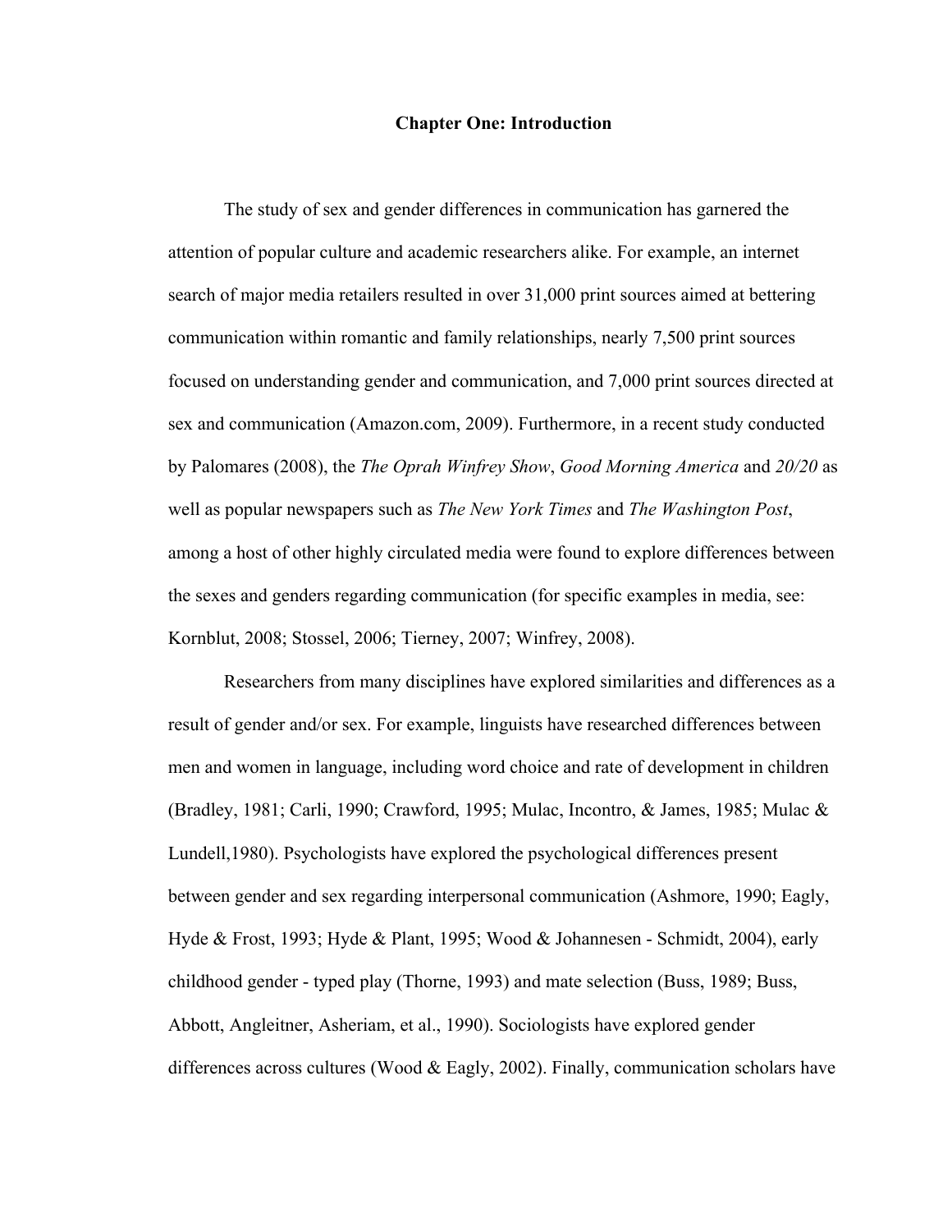# Chapter One: Introduction

The study of sex and gender differences in communication has garnered the attention of popular culture and academic researchers alike. For example, an internet search of major media retailers resulted in over 31,000 print sources aimed at bettering communication within romantic and family relationships, nearly 7,500 print sources focused on understanding gender and communication, and 7,000 print sources directed at sex and communication (Amazon.com, 2009). Furthermore, in a recent study conducted by Palomares (2008), the *The Oprah Winfrey Show*, *Good Morning America* and *20/20* as well as popular newspapers such as *The New York Times* and *The Washington Post*, among a host of other highly circulated media were found to explore differences between the sexes and genders regarding communication (for specific examples in media, see: Kornblut, 2008; Stossel, 2006; Tierney, 2007; Winfrey, 2008).

Researchers from many disciplines have explored similarities and differences as a result of gender and/or sex. For example, linguists have researched differences between men and women in language, including word choice and rate of development in children (Bradley, 1981; Carli, 1990; Crawford, 1995; Mulac, Incontro, & James, 1985; Mulac & Lundell,1980). Psychologists have explored the psychological differences present between gender and sex regarding interpersonal communication (Ashmore, 1990; Eagly, Hyde & Frost, 1993; Hyde & Plant, 1995; Wood & Johannesen - Schmidt, 2004), early childhood gender - typed play (Thorne, 1993) and mate selection (Buss, 1989; Buss, Abbott, Angleitner, Asheriam, et al., 1990). Sociologists have explored gender differences across cultures (Wood & Eagly, 2002). Finally, communication scholars have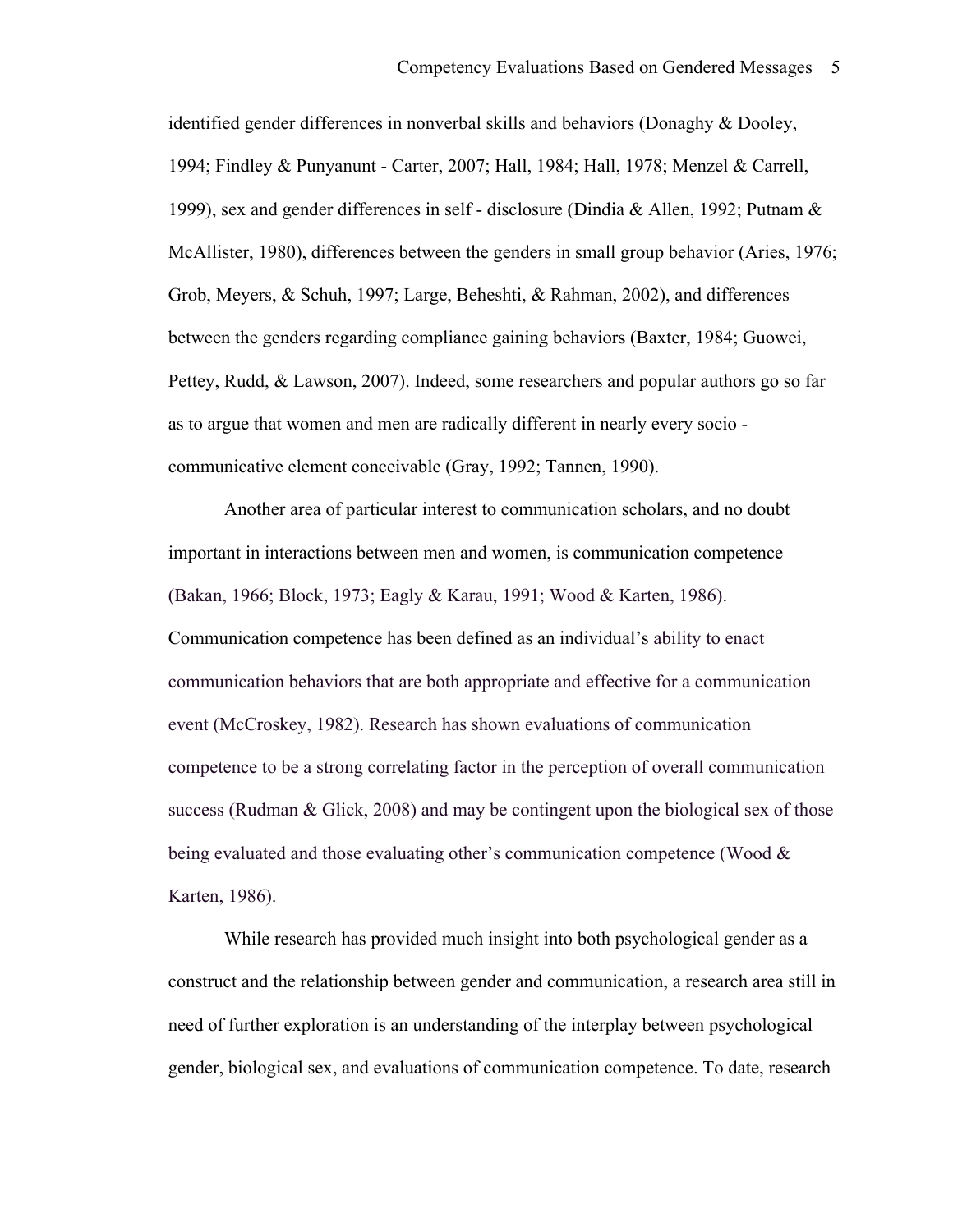identified gender differences in nonverbal skills and behaviors (Donaghy & Dooley, 1994; Findley & Punyanunt - Carter, 2007; Hall, 1984; Hall, 1978; Menzel & Carrell, 1999), sex and gender differences in self - disclosure (Dindia & Allen, 1992; Putnam & McAllister, 1980), differences between the genders in small group behavior (Aries, 1976; Grob, Meyers, & Schuh, 1997; Large, Beheshti, & Rahman, 2002), and differences between the genders regarding compliance gaining behaviors (Baxter, 1984; Guowei, Pettey, Rudd, & Lawson, 2007). Indeed, some researchers and popular authors go so far as to argue that women and men are radically different in nearly every socio - communicative element conceivable (Gray, 1992; Tannen, 1990).

Another area of particular interest to communication scholars, and no doubt important in interactions between men and women, is communication competence (Bakan, 1966; Block, 1973; Eagly & Karau, 1991; Wood & Karten, 1986). Communication competence has been defined as an individual's ability to enact communication behaviors that are both appropriate and effective for a communication event (McCroskey, 1982). Research has shown evaluations of communication competence to be a strong correlating factor in the perception of overall communication success (Rudman & Glick, 2008) and may be contingent upon the biological sex of those being evaluated and those evaluating other's communication competence (Wood & Karten, 1986).

While research has provided much insight into both psychological gender as a construct and the relationship between gender and communication, a research area still in need of further exploration is an understanding of the interplay between psychological gender, biological sex, and evaluations of communication competence. To date, research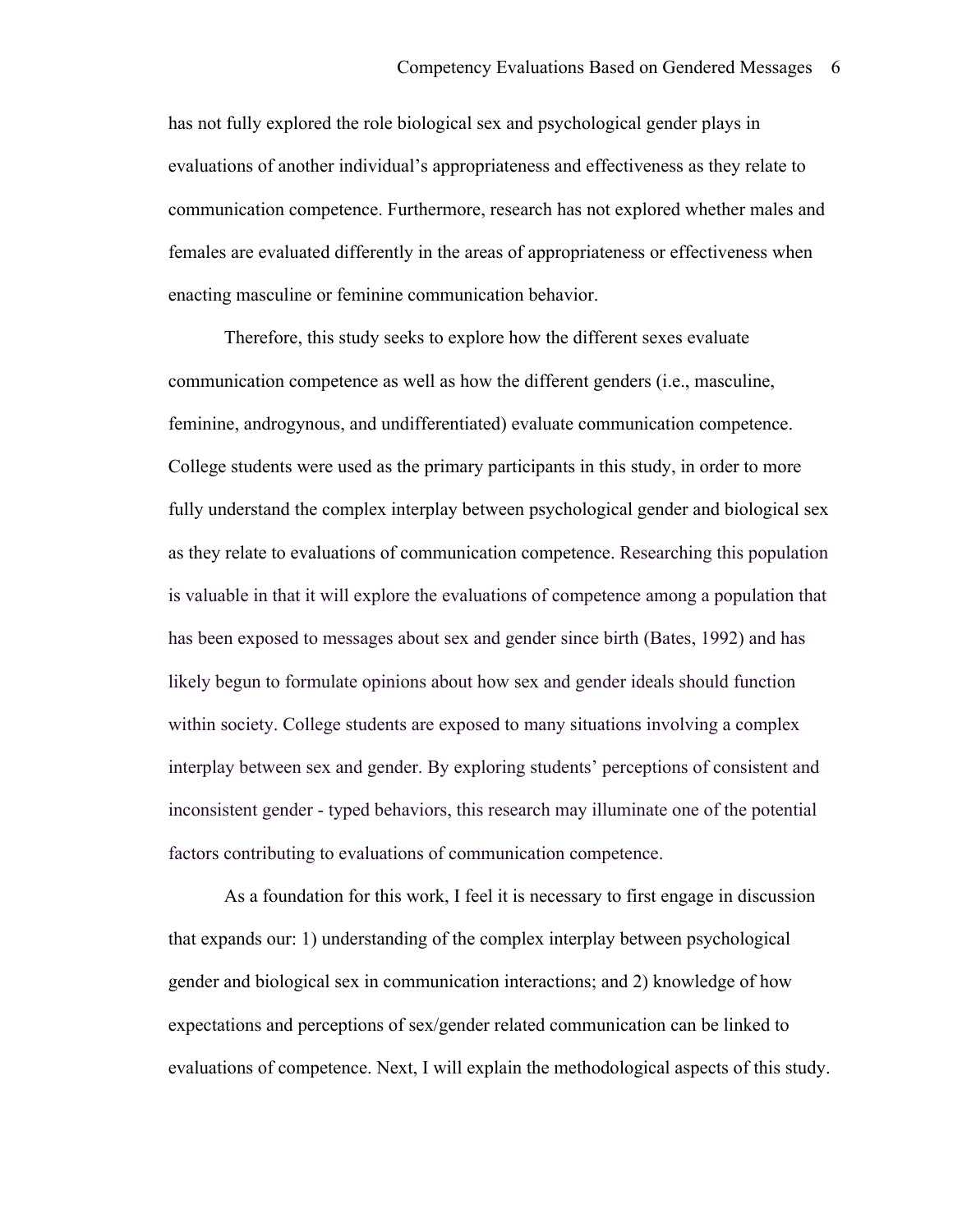has not fully explored the role biological sex and psychological gender plays in evaluations of another individual's appropriateness and effectiveness as they relate to communication competence. Furthermore, research has not explored whether males and females are evaluated differently in the areas of appropriateness or effectiveness when enacting masculine or feminine communication behavior.

Therefore, this study seeks to explore how the different sexes evaluate communication competence as well as how the different genders (i.e., masculine, feminine, androgynous, and undifferentiated) evaluate communication competence. College students were used as the primary participants in this study, in order to more fully understand the complex interplay between psychological gender and biological sex as they relate to evaluations of communication competence. Researching this population is valuable in that it will explore the evaluations of competence among a population that has been exposed to messages about sex and gender since birth (Bates, 1992) and has likely begun to formulate opinions about how sex and gender ideals should function within society. College students are exposed to many situations involving a complex interplay between sex and gender. By exploring students' perceptions of consistent and inconsistent gender - typed behaviors, this research may illuminate one of the potential factors contributing to evaluations of communication competence.

As a foundation for this work, I feel it is necessary to first engage in discussion that expands our: 1) understanding of the complex interplay between psychological gender and biological sex in communication interactions; and 2) knowledge of how expectations and perceptions of sex/gender related communication can be linked to evaluations of competence. Next, I will explain the methodological aspects of this study.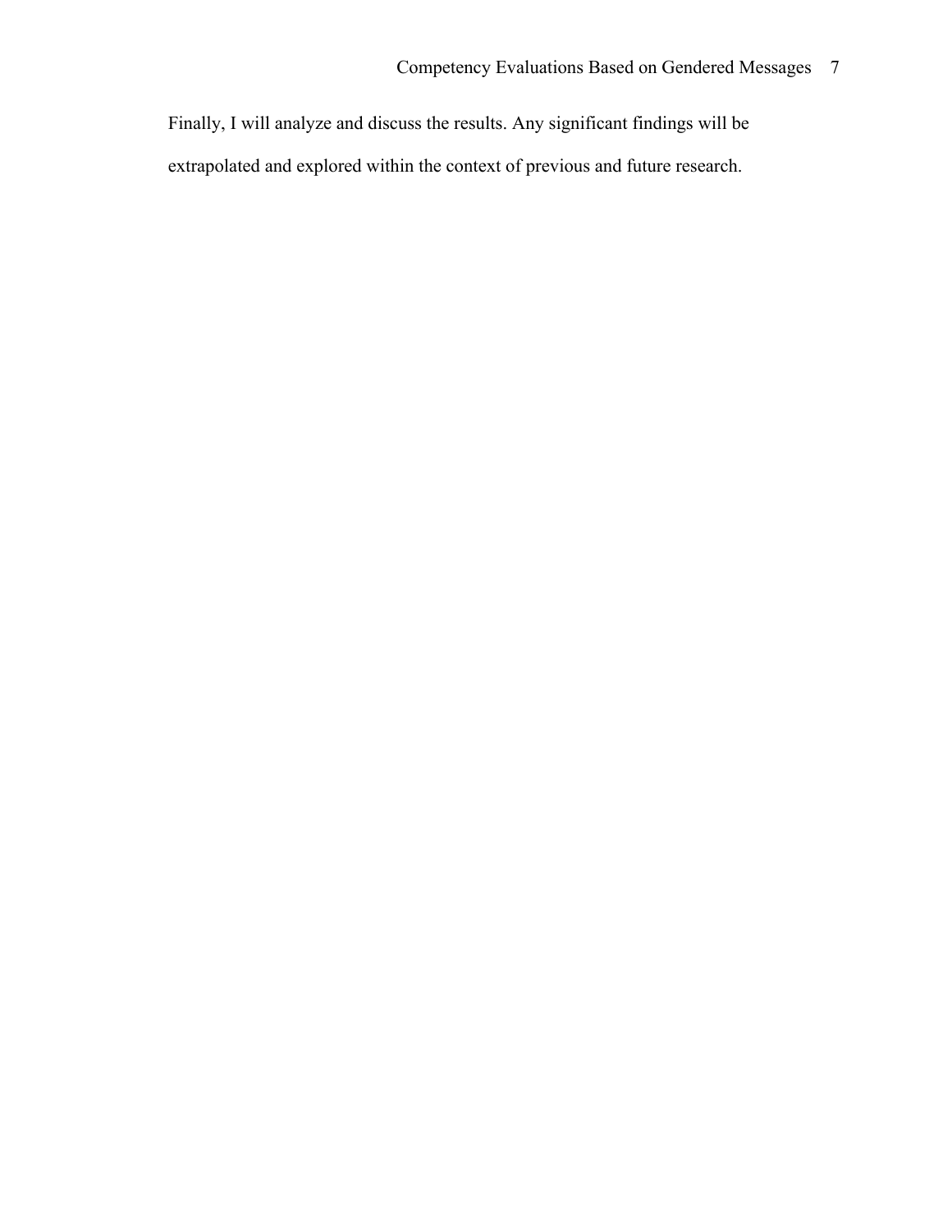Finally, I will analyze and discuss the results. Any significant findings will be extrapolated and explored within the context of previous and future research.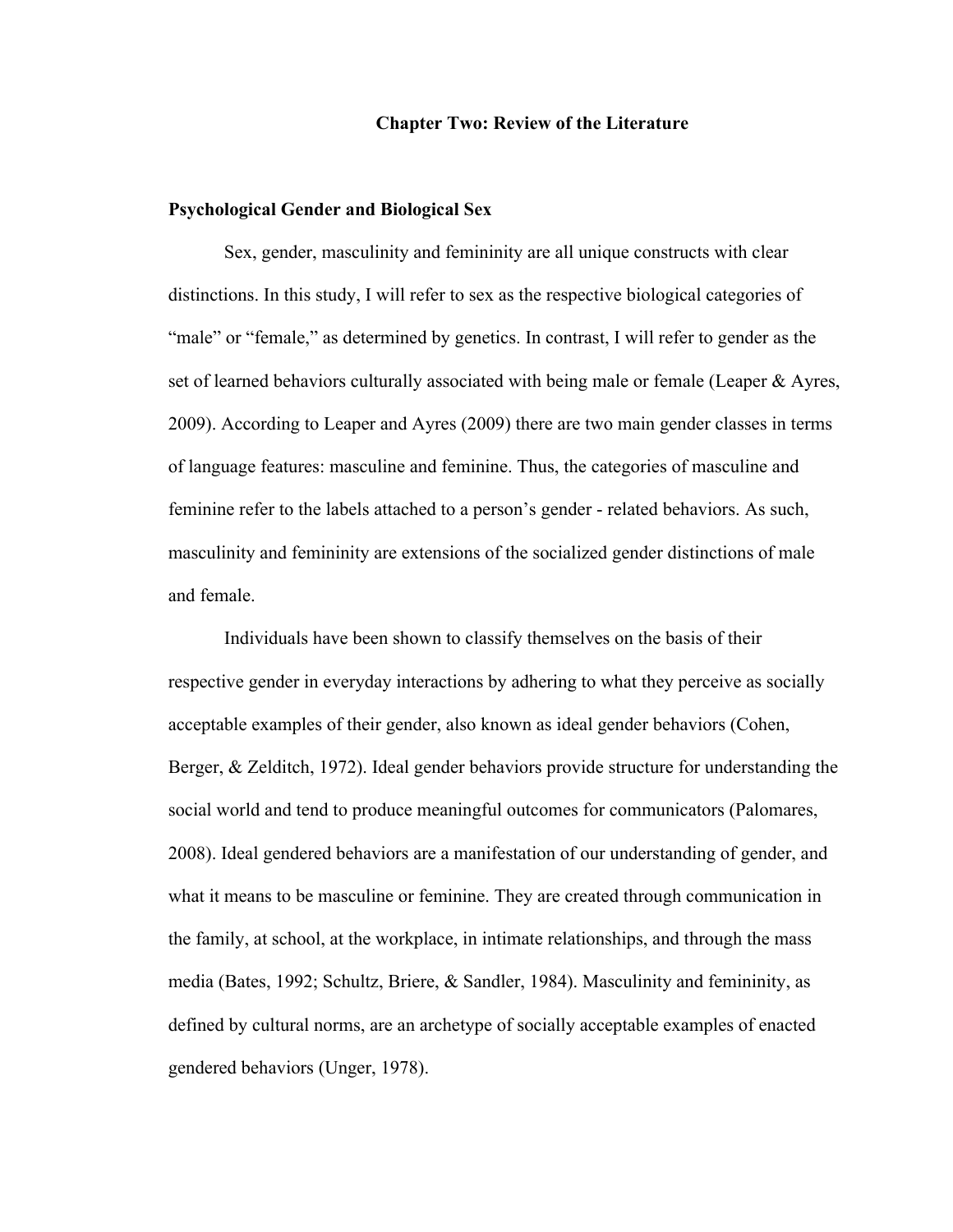# Chapter Two: Review of the Literature

## Psychological Gender and Biological Sex

Sex, gender, masculinity and femininity are all unique constructs with clear distinctions. In this study, I will refer to sex as the respective biological categories of "male" or "female," as determined by genetics. In contrast, I will refer to gender as the set of learned behaviors culturally associated with being male or female (Leaper & Ayres, 2009). According to Leaper and Ayres (2009) there are two main gender classes in terms of language features: masculine and feminine. Thus, the categories of masculine and feminine refer to the labels attached to a person's gender - related behaviors. As such, masculinity and femininity are extensions of the socialized gender distinctions of male and female.

Individuals have been shown to classify themselves on the basis of their respective gender in everyday interactions by adhering to what they perceive as socially acceptable examples of their gender, also known as ideal gender behaviors (Cohen, Berger, & Zelditch, 1972). Ideal gender behaviors provide structure for understanding the social world and tend to produce meaningful outcomes for communicators (Palomares, 2008). Ideal gendered behaviors are a manifestation of our understanding of gender, and what it means to be masculine or feminine. They are created through communication in the family, at school, at the workplace, in intimate relationships, and through the mass media (Bates, 1992; Schultz, Briere, & Sandler, 1984). Masculinity and femininity, as defined by cultural norms, are an archetype of socially acceptable examples of enacted gendered behaviors (Unger, 1978).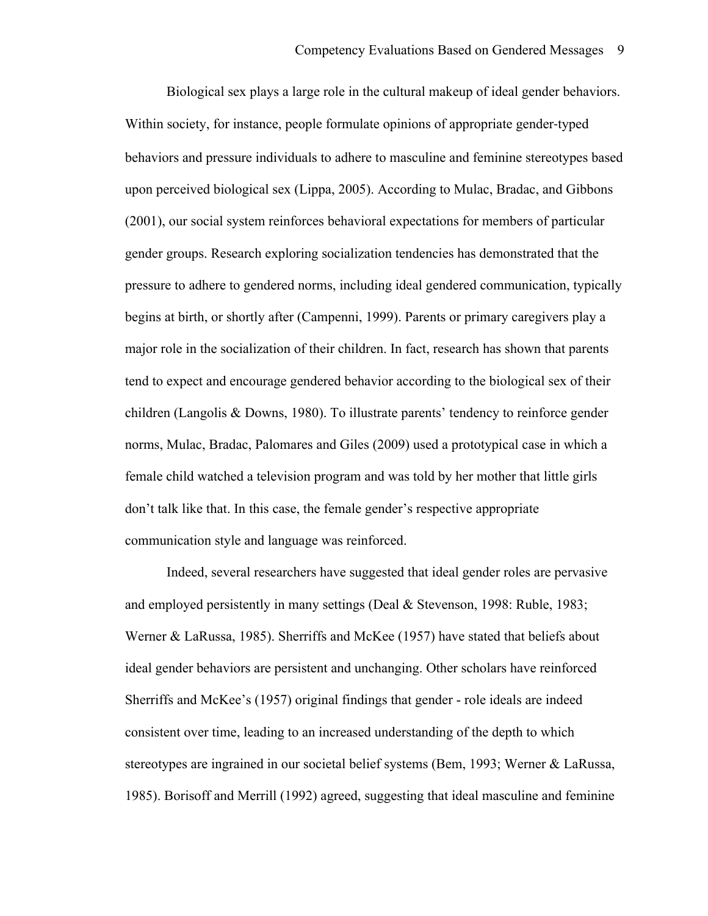Biological sex plays a large role in the cultural makeup of ideal gender behaviors. Within society, for instance, people formulate opinions of appropriate gender-typed behaviors and pressure individuals to adhere to masculine and feminine stereotypes based upon perceived biological sex (Lippa, 2005). According to Mulac, Bradac, and Gibbons (2001), our social system reinforces behavioral expectations for members of particular gender groups. Research exploring socialization tendencies has demonstrated that the pressure to adhere to gendered norms, including ideal gendered communication, typically begins at birth, or shortly after (Campenni, 1999). Parents or primary caregivers play a major role in the socialization of their children. In fact, research has shown that parents tend to expect and encourage gendered behavior according to the biological sex of their children (Langolis & Downs, 1980). To illustrate parents' tendency to reinforce gender norms, Mulac, Bradac, Palomares and Giles (2009) used a prototypical case in which a female child watched a television program and was told by her mother that little girls don't talk like that. In this case, the female gender's respective appropriate communication style and language was reinforced.

Indeed, several researchers have suggested that ideal gender roles are pervasive and employed persistently in many settings (Deal & Stevenson, 1998: Ruble, 1983; Werner & LaRussa, 1985). Sherriffs and McKee (1957) have stated that beliefs about ideal gender behaviors are persistent and unchanging. Other scholars have reinforced Sherriffs and McKee's (1957) original findings that gender - role ideals are indeed consistent over time, leading to an increased understanding of the depth to which stereotypes are ingrained in our societal belief systems (Bem, 1993; Werner & LaRussa, 1985). Borisoff and Merrill (1992) agreed, suggesting that ideal masculine and feminine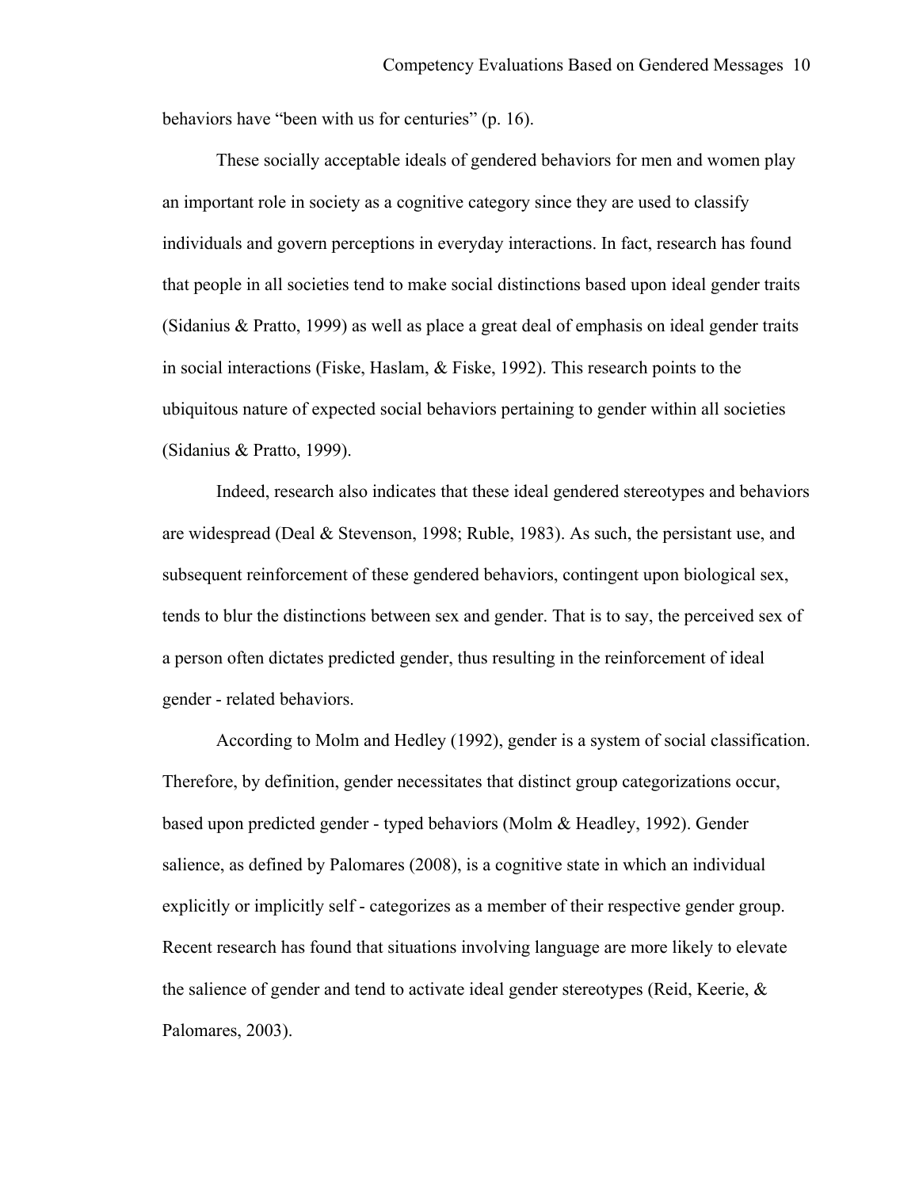behaviors have “been with us for centuries” (p. 16).

These socially acceptable ideals of gendered behaviors for men and women play an important role in society as a cognitive category since they are used to classify individuals and govern perceptions in everyday interactions. In fact, research has found that people in all societies tend to make social distinctions based upon ideal gender traits (Sidanius & Pratto, 1999) as well as place a great deal of emphasis on ideal gender traits in social interactions (Fiske, Haslam, & Fiske, 1992). This research points to the ubiquitous nature of expected social behaviors pertaining to gender within all societies (Sidanius & Pratto, 1999).

Indeed, research also indicates that these ideal gendered stereotypes and behaviors are widespread (Deal & Stevenson, 1998; Ruble, 1983). As such, the persistant use, and subsequent reinforcement of these gendered behaviors, contingent upon biological sex, tends to blur the distinctions between sex and gender. That is to say, the perceived sex of a person often dictates predicted gender, thus resulting in the reinforcement of ideal gender - related behaviors.

According to Molm and Hedley (1992), gender is a system of social classification. Therefore, by definition, gender necessitates that distinct group categorizations occur, based upon predicted gender - typed behaviors (Molm & Headley, 1992). Gender salience, as defined by Palomares (2008), is a cognitive state in which an individual explicitly or implicitly self - categorizes as a member of their respective gender group. Recent research has found that situations involving language are more likely to elevate the salience of gender and tend to activate ideal gender stereotypes (Reid, Keerie, & Palomares, 2003).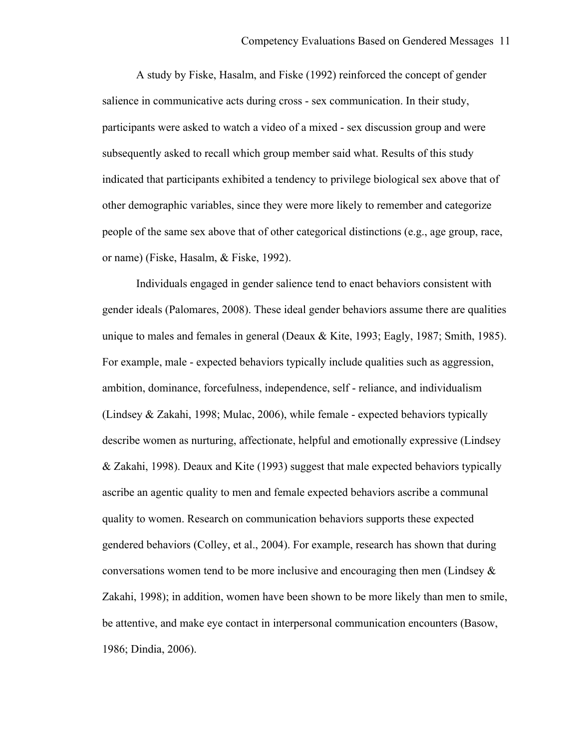A study by Fiske, Hasalm, and Fiske (1992) reinforced the concept of gender salience in communicative acts during cross - sex communication. In their study, participants were asked to watch a video of a mixed - sex discussion group and were subsequently asked to recall which group member said what. Results of this study indicated that participants exhibited a tendency to privilege biological sex above that of other demographic variables, since they were more likely to remember and categorize people of the same sex above that of other categorical distinctions (e.g., age group, race, or name) (Fiske, Hasalm, & Fiske, 1992).

Individuals engaged in gender salience tend to enact behaviors consistent with gender ideals (Palomares, 2008). These ideal gender behaviors assume there are qualities unique to males and females in general (Deaux & Kite, 1993; Eagly, 1987; Smith, 1985). For example, male - expected behaviors typically include qualities such as aggression, ambition, dominance, forcefulness, independence, self - reliance, and individualism (Lindsey & Zakahi, 1998; Mulac, 2006), while female - expected behaviors typically describe women as nurturing, affectionate, helpful and emotionally expressive (Lindsey & Zakahi, 1998). Deaux and Kite (1993) suggest that male expected behaviors typically ascribe an agentic quality to men and female expected behaviors ascribe a communal quality to women. Research on communication behaviors supports these expected gendered behaviors (Colley, et al., 2004). For example, research has shown that during conversations women tend to be more inclusive and encouraging then men (Lindsey & Zakahi, 1998); in addition, women have been shown to be more likely than men to smile, be attentive, and make eye contact in interpersonal communication encounters (Basow, 1986; Dindia, 2006).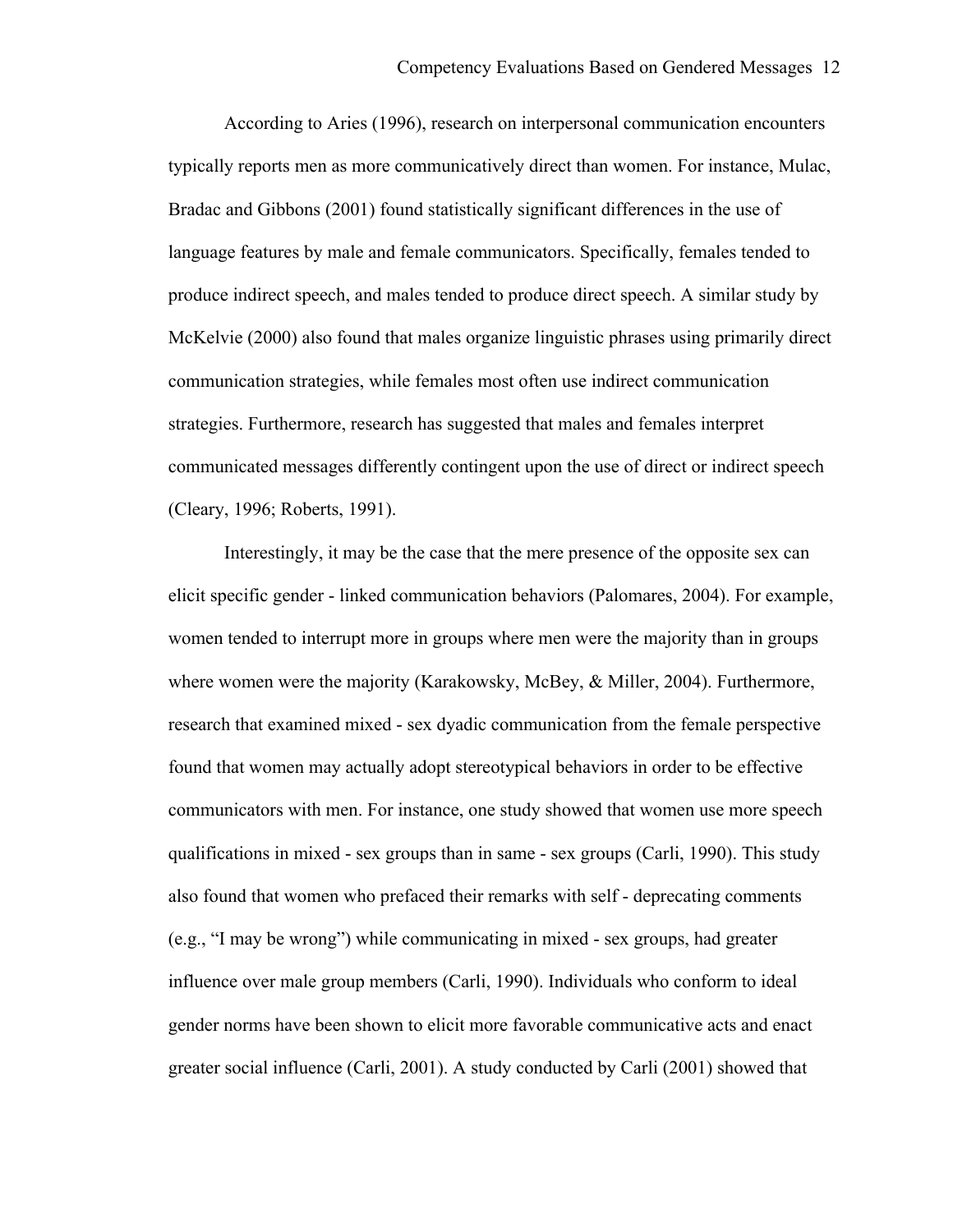According to Aries (1996), research on interpersonal communication encounters typically reports men as more communicatively direct than women. For instance, Mulac, Bradac and Gibbons (2001) found statistically significant differences in the use of language features by male and female communicators. Specifically, females tended to produce indirect speech, and males tended to produce direct speech. A similar study by McKelvie (2000) also found that males organize linguistic phrases using primarily direct communication strategies, while females most often use indirect communication strategies. Furthermore, research has suggested that males and females interpret communicated messages differently contingent upon the use of direct or indirect speech (Cleary, 1996; Roberts, 1991).

Interestingly, it may be the case that the mere presence of the opposite sex can elicit specific gender - linked communication behaviors (Palomares, 2004). For example, women tended to interrupt more in groups where men were the majority than in groups where women were the majority (Karakowsky, McBey, & Miller, 2004). Furthermore, research that examined mixed - sex dyadic communication from the female perspective found that women may actually adopt stereotypical behaviors in order to be effective communicators with men. For instance, one study showed that women use more speech qualifications in mixed - sex groups than in same - sex groups (Carli, 1990). This study also found that women who prefaced their remarks with self - deprecating comments (e.g., "I may be wrong") while communicating in mixed - sex groups, had greater influence over male group members (Carli, 1990). Individuals who conform to ideal gender norms have been shown to elicit more favorable communicative acts and enact greater social influence (Carli, 2001). A study conducted by Carli (2001) showed that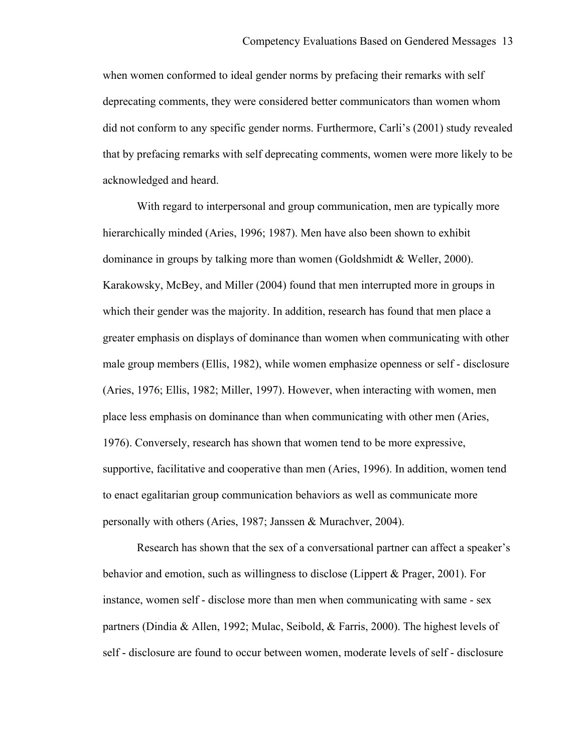when women conformed to ideal gender norms by prefacing their remarks with self deprecating comments, they were considered better communicators than women whom did not conform to any specific gender norms. Furthermore, Carli's (2001) study revealed that by prefacing remarks with self deprecating comments, women were more likely to be acknowledged and heard.

With regard to interpersonal and group communication, men are typically more hierarchically minded (Aries, 1996; 1987). Men have also been shown to exhibit dominance in groups by talking more than women (Goldshmidt & Weller, 2000). Karakowsky, McBey, and Miller (2004) found that men interrupted more in groups in which their gender was the majority. In addition, research has found that men place a greater emphasis on displays of dominance than women when communicating with other male group members (Ellis, 1982), while women emphasize openness or self - disclosure (Aries, 1976; Ellis, 1982; Miller, 1997). However, when interacting with women, men place less emphasis on dominance than when communicating with other men (Aries, 1976). Conversely, research has shown that women tend to be more expressive, supportive, facilitative and cooperative than men (Aries, 1996). In addition, women tend to enact egalitarian group communication behaviors as well as communicate more personally with others (Aries, 1987; Janssen & Murachver, 2004).

Research has shown that the sex of a conversational partner can affect a speaker's behavior and emotion, such as willingness to disclose (Lippert & Prager, 2001). For instance, women self - disclose more than men when communicating with same - sex partners (Dindia & Allen, 1992; Mulac, Seibold, & Farris, 2000). The highest levels of self - disclosure are found to occur between women, moderate levels of self - disclosure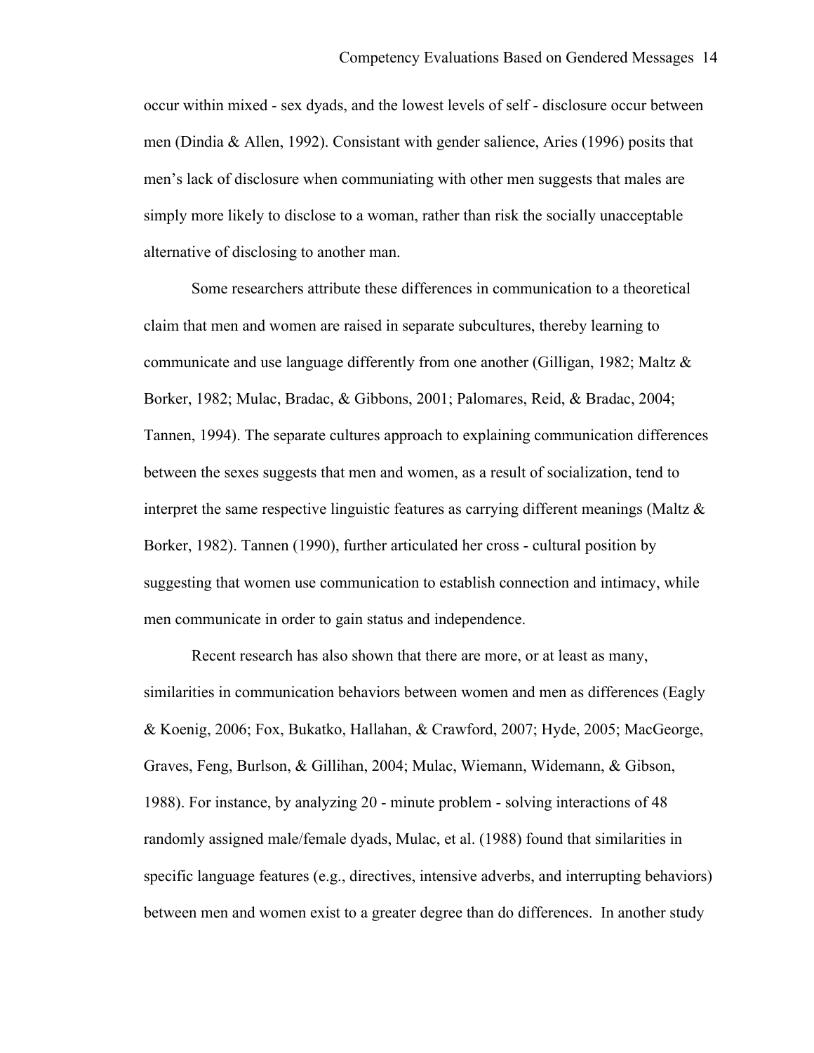occur within mixed - sex dyads, and the lowest levels of self - disclosure occur between men (Dindia & Allen, 1992). Consistant with gender salience, Aries (1996) posits that men's lack of disclosure when communiating with other men suggests that males are simply more likely to disclose to a woman, rather than risk the socially unacceptable alternative of disclosing to another man.

Some researchers attribute these differences in communication to a theoretical claim that men and women are raised in separate subcultures, thereby learning to communicate and use language differently from one another (Gilligan, 1982; Maltz & Borker, 1982; Mulac, Bradac, & Gibbons, 2001; Palomares, Reid, & Bradac, 2004; Tannen, 1994). The separate cultures approach to explaining communication differences between the sexes suggests that men and women, as a result of socialization, tend to interpret the same respective linguistic features as carrying different meanings (Maltz & Borker, 1982). Tannen (1990), further articulated her cross - cultural position by suggesting that women use communication to establish connection and intimacy, while men communicate in order to gain status and independence.

Recent research has also shown that there are more, or at least as many, similarities in communication behaviors between women and men as differences (Eagly & Koenig, 2006; Fox, Bukatko, Hallahan, & Crawford, 2007; Hyde, 2005; MacGeorge, Graves, Feng, Burlson, & Gillihan, 2004; Mulac, Wiemann, Widemann, & Gibson, 1988). For instance, by analyzing 20 - minute problem - solving interactions of 48 randomly assigned male/female dyads, Mulac, et al. (1988) found that similarities in specific language features (e.g., directives, intensive adverbs, and interrupting behaviors) between men and women exist to a greater degree than do differences. In another study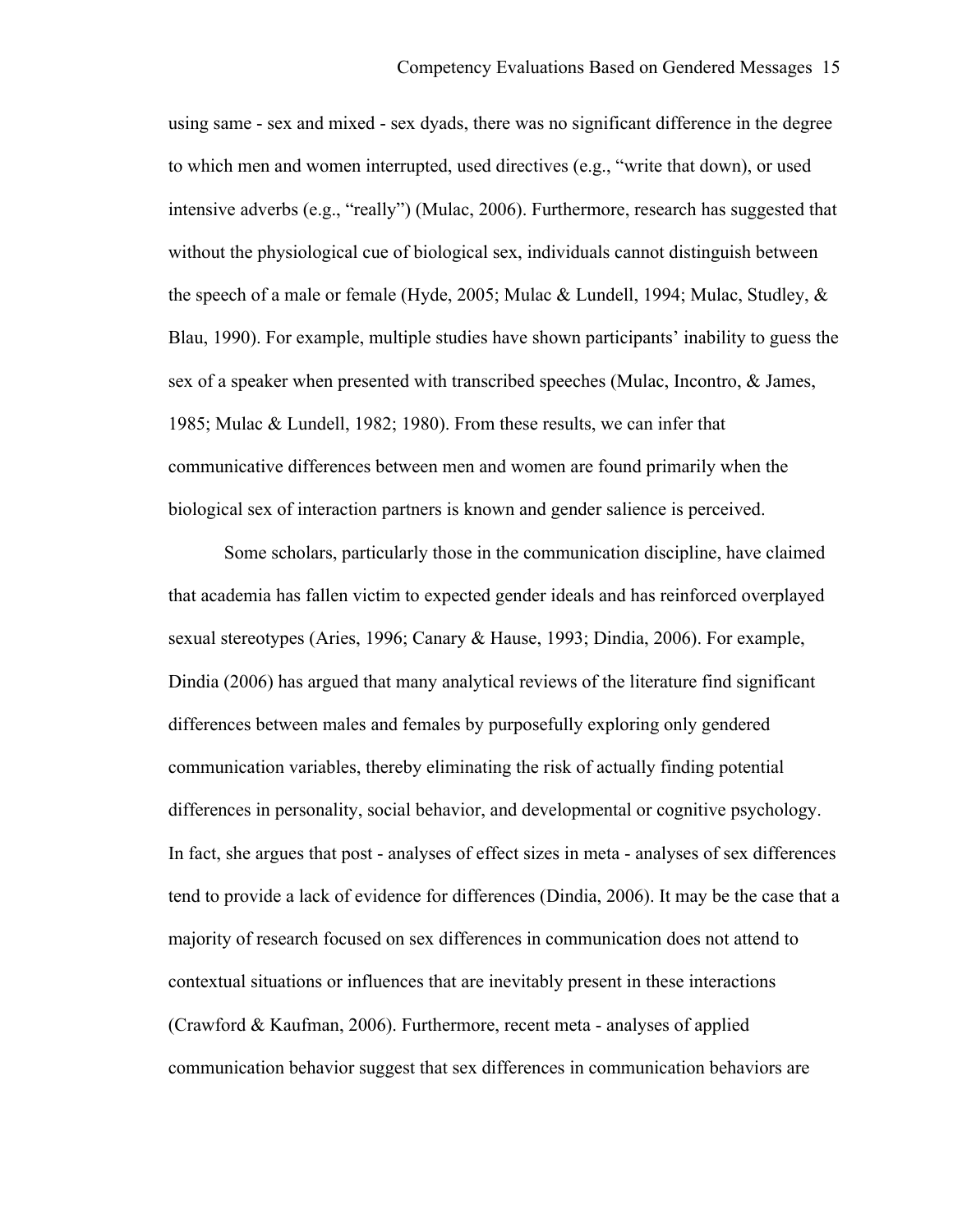using same - sex and mixed - sex dyads, there was no significant difference in the degree to which men and women interrupted, used directives (e.g., "write that down), or used intensive adverbs (e.g., "really") (Mulac, 2006). Furthermore, research has suggested that without the physiological cue of biological sex, individuals cannot distinguish between the speech of a male or female (Hyde, 2005; Mulac & Lundell, 1994; Mulac, Studley, & Blau, 1990). For example, multiple studies have shown participants' inability to guess the sex of a speaker when presented with transcribed speeches (Mulac, Incontro, & James, 1985; Mulac & Lundell, 1982; 1980). From these results, we can infer that communicative differences between men and women are found primarily when the biological sex of interaction partners is known and gender salience is perceived.

Some scholars, particularly those in the communication discipline, have claimed that academia has fallen victim to expected gender ideals and has reinforced overplayed sexual stereotypes (Aries, 1996; Canary & Hause, 1993; Dindia, 2006). For example, Dindia (2006) has argued that many analytical reviews of the literature find significant differences between males and females by purposefully exploring only gendered communication variables, thereby eliminating the risk of actually finding potential differences in personality, social behavior, and developmental or cognitive psychology. In fact, she argues that post - analyses of effect sizes in meta - analyses of sex differences tend to provide a lack of evidence for differences (Dindia, 2006). It may be the case that a majority of research focused on sex differences in communication does not attend to contextual situations or influences that are inevitably present in these interactions (Crawford & Kaufman, 2006). Furthermore, recent meta - analyses of applied communication behavior suggest that sex differences in communication behaviors are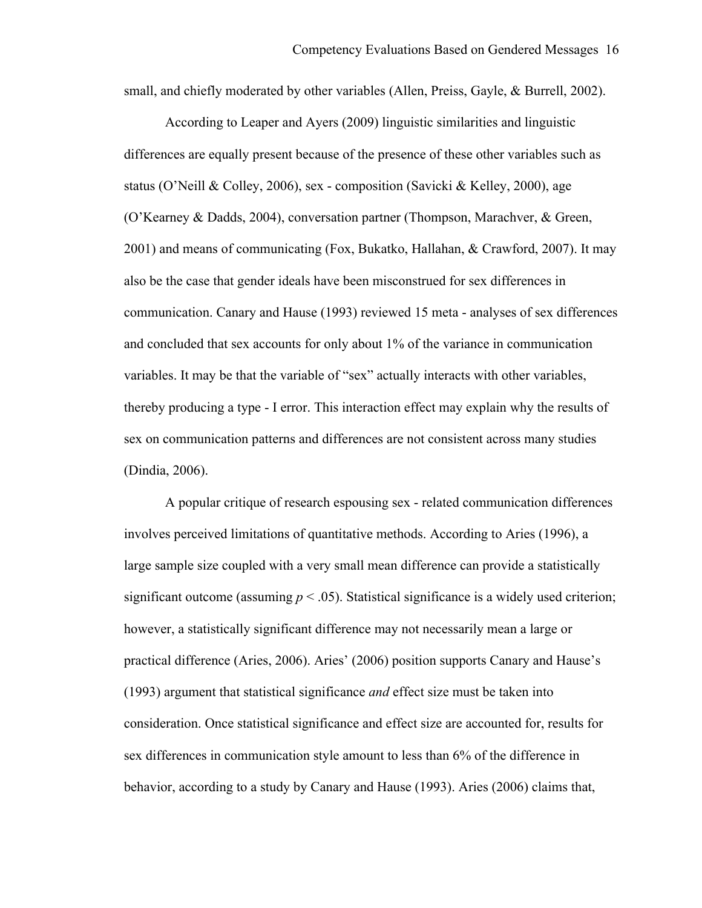small, and chiefly moderated by other variables (Allen, Preiss, Gayle, & Burrell, 2002).

According to Leaper and Ayers (2009) linguistic similarities and linguistic differences are equally present because of the presence of these other variables such as status (O'Neill & Colley, 2006), sex - composition (Savicki & Kelley, 2000), age (O'Kearney & Dadds, 2004), conversation partner (Thompson, Marachver, & Green, 2001) and means of communicating (Fox, Bukatko, Hallahan, & Crawford, 2007). It may also be the case that gender ideals have been misconstrued for sex differences in communication. Canary and Hause (1993) reviewed 15 meta - analyses of sex differences and concluded that sex accounts for only about 1% of the variance in communication variables. It may be that the variable of "sex" actually interacts with other variables, thereby producing a type - I error. This interaction effect may explain why the results of sex on communication patterns and differences are not consistent across many studies (Dindia, 2006).

A popular critique of research espousing sex - related communication differences involves perceived limitations of quantitative methods. According to Aries (1996), a large sample size coupled with a very small mean difference can provide a statistically significant outcome (assuming $p < .05$). Statistical significance is a widely used criterion; however, a statistically significant difference may not necessarily mean a large or practical difference (Aries, 2006). Aries' (2006) position supports Canary and Hause's (1993) argument that statistical significance *and* effect size must be taken into consideration. Once statistical significance and effect size are accounted for, results for sex differences in communication style amount to less than 6% of the difference in behavior, according to a study by Canary and Hause (1993). Aries (2006) claims that,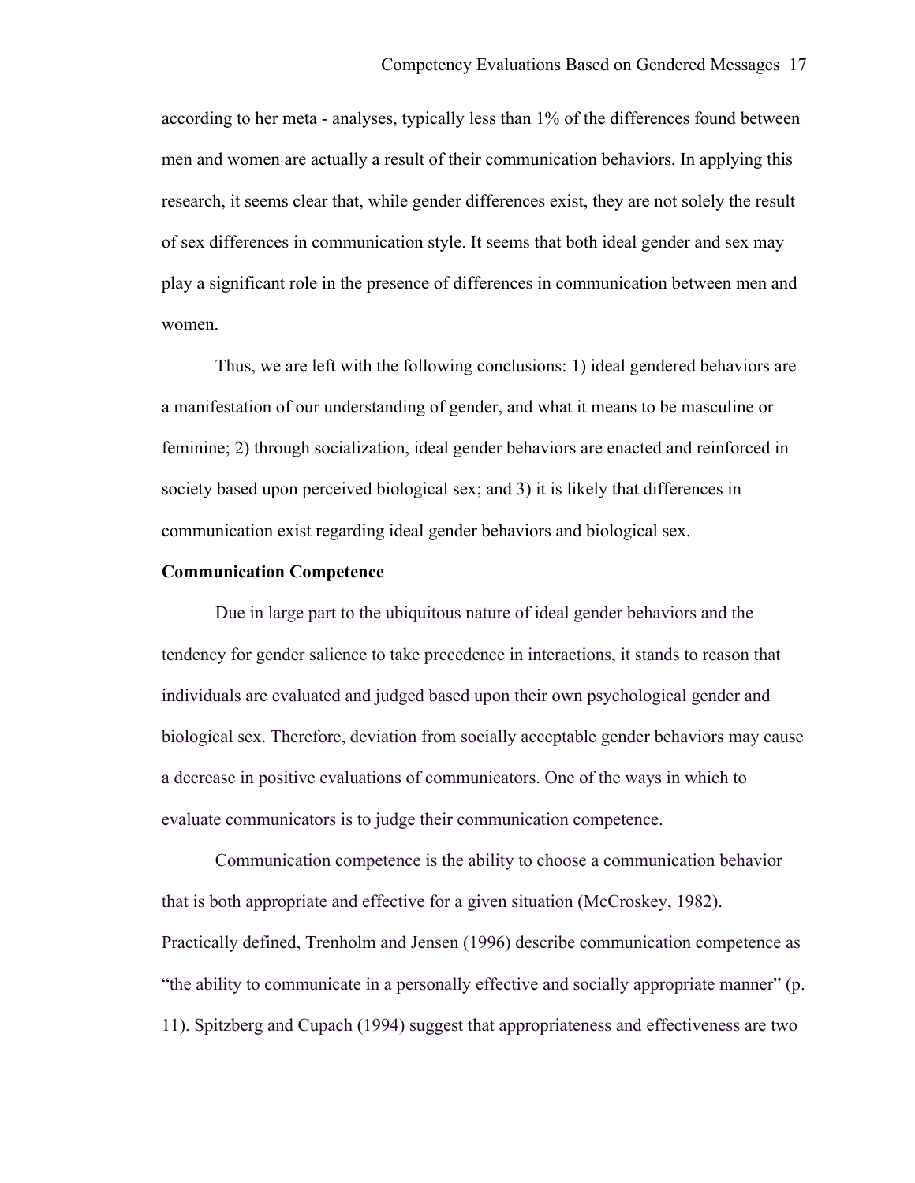according to her meta - analyses, typically less than 1% of the differences found between men and women are actually a result of their communication behaviors. In applying this research, it seems clear that, while gender differences exist, they are not solely the result of sex differences in communication style. It seems that both ideal gender and sex may play a significant role in the presence of differences in communication between men and women.

Thus, we are left with the following conclusions: 1) ideal gendered behaviors are a manifestation of our understanding of gender, and what it means to be masculine or feminine; 2) through socialization, ideal gender behaviors are enacted and reinforced in society based upon perceived biological sex; and 3) it is likely that differences in communication exist regarding ideal gender behaviors and biological sex.

**Communication Competence**

Due in large part to the ubiquitous nature of ideal gender behaviors and the tendency for gender salience to take precedence in interactions, it stands to reason that individuals are evaluated and judged based upon their own psychological gender and biological sex. Therefore, deviation from socially acceptable gender behaviors may cause a decrease in positive evaluations of communicators. One of the ways in which to evaluate communicators is to judge their communication competence.

Communication competence is the ability to choose a communication behavior that is both appropriate and effective for a given situation (McCroskey, 1982). Practically defined, Trenholm and Jensen (1996) describe communication competence as "the ability to communicate in a personally effective and socially appropriate manner" (p. 11). Spitzberg and Cupach (1994) suggest that appropriateness and effectiveness are two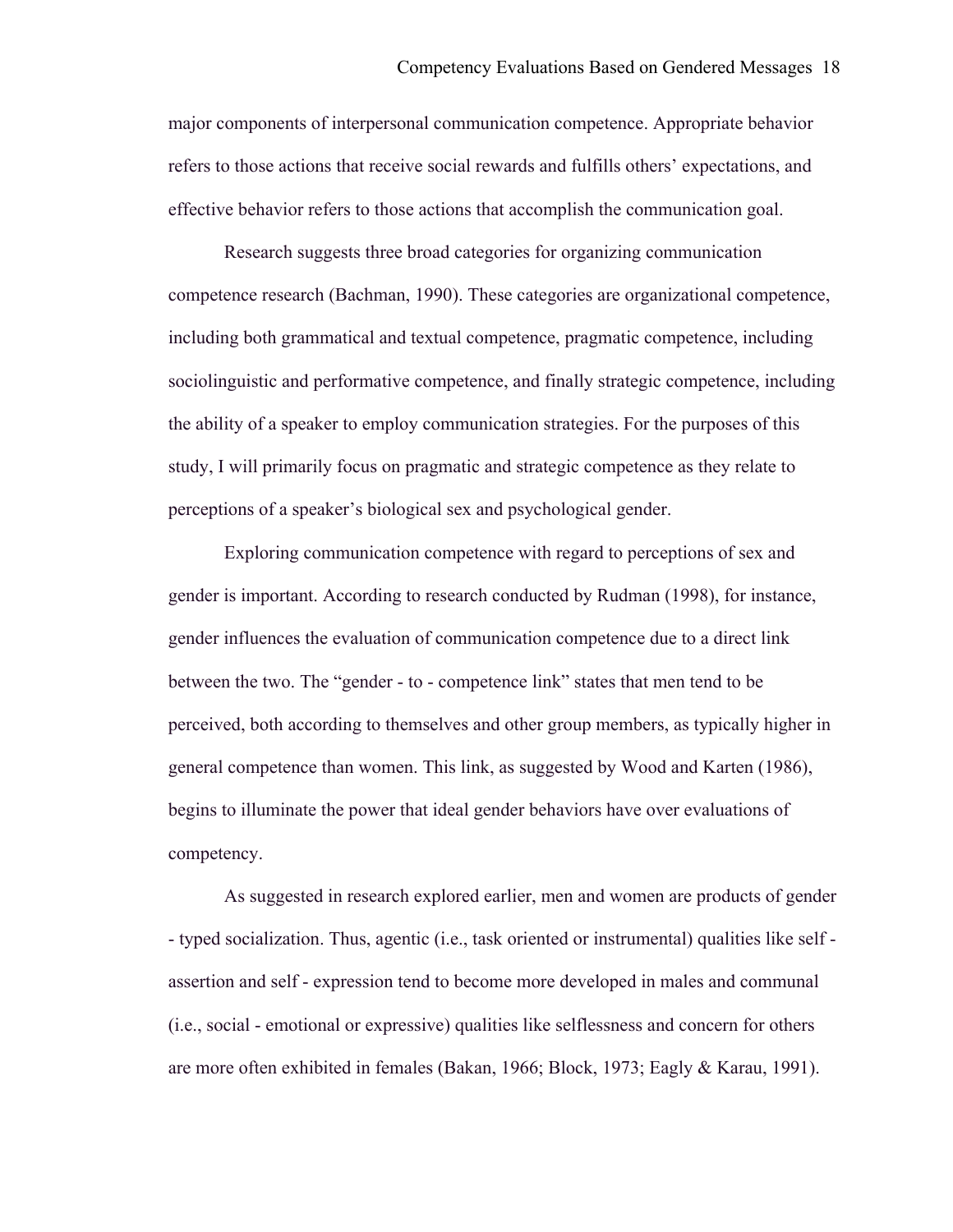major components of interpersonal communication competence. Appropriate behavior refers to those actions that receive social rewards and fulfills others' expectations, and effective behavior refers to those actions that accomplish the communication goal.

Research suggests three broad categories for organizing communication competence research (Bachman, 1990). These categories are organizational competence, including both grammatical and textual competence, pragmatic competence, including sociolinguistic and performative competence, and finally strategic competence, including the ability of a speaker to employ communication strategies. For the purposes of this study, I will primarily focus on pragmatic and strategic competence as they relate to perceptions of a speaker's biological sex and psychological gender.

Exploring communication competence with regard to perceptions of sex and gender is important. According to research conducted by Rudman (1998), for instance, gender influences the evaluation of communication competence due to a direct link between the two. The "gender - to - competence link" states that men tend to be perceived, both according to themselves and other group members, as typically higher in general competence than women. This link, as suggested by Wood and Karten (1986), begins to illuminate the power that ideal gender behaviors have over evaluations of competency.

As suggested in research explored earlier, men and women are products of gender - typed socialization. Thus, agentic (i.e., task oriented or instrumental) qualities like self - assertion and self - expression tend to become more developed in males and communal (i.e., social - emotional or expressive) qualities like selflessness and concern for others are more often exhibited in females (Bakan, 1966; Block, 1973; Eagly & Karau, 1991).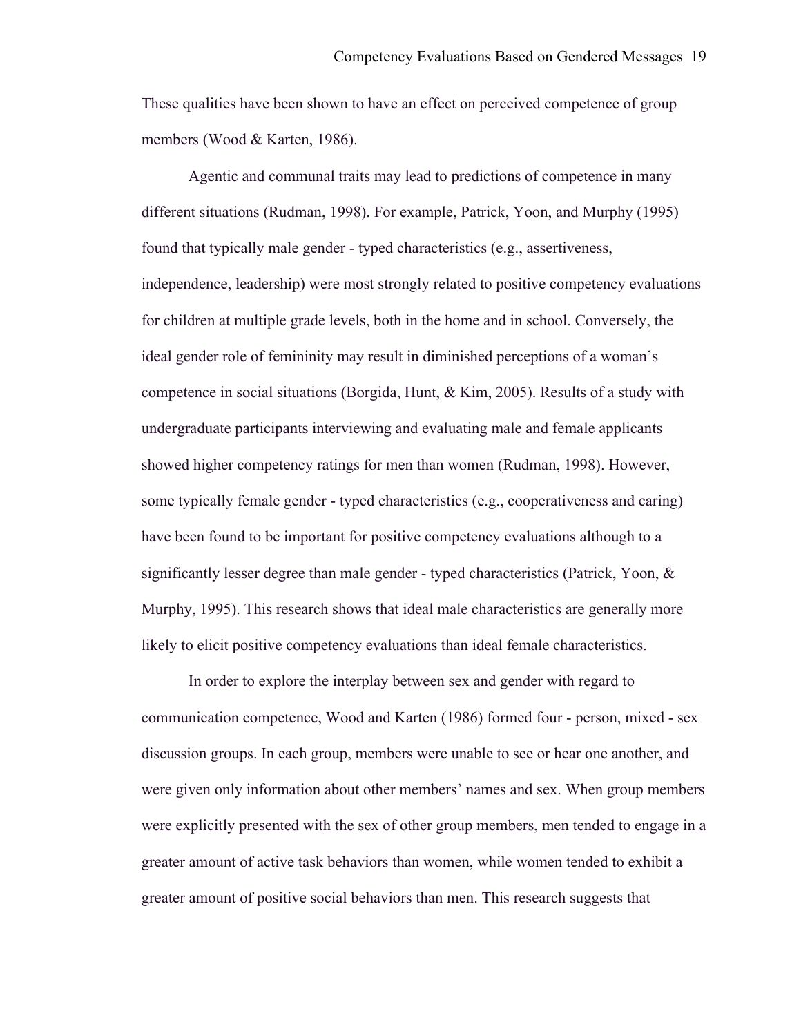These qualities have been shown to have an effect on perceived competence of group members (Wood & Karten, 1986).

Agentic and communal traits may lead to predictions of competence in many different situations (Rudman, 1998). For example, Patrick, Yoon, and Murphy (1995) found that typically male gender - typed characteristics (e.g., assertiveness, independence, leadership) were most strongly related to positive competency evaluations for children at multiple grade levels, both in the home and in school. Conversely, the ideal gender role of femininity may result in diminished perceptions of a woman's competence in social situations (Borgida, Hunt, & Kim, 2005). Results of a study with undergraduate participants interviewing and evaluating male and female applicants showed higher competency ratings for men than women (Rudman, 1998). However, some typically female gender - typed characteristics (e.g., cooperativeness and caring) have been found to be important for positive competency evaluations although to a significantly lesser degree than male gender - typed characteristics (Patrick, Yoon, & Murphy, 1995). This research shows that ideal male characteristics are generally more likely to elicit positive competency evaluations than ideal female characteristics.

In order to explore the interplay between sex and gender with regard to communication competence, Wood and Karten (1986) formed four - person, mixed - sex discussion groups. In each group, members were unable to see or hear one another, and were given only information about other members' names and sex. When group members were explicitly presented with the sex of other group members, men tended to engage in a greater amount of active task behaviors than women, while women tended to exhibit a greater amount of positive social behaviors than men. This research suggests that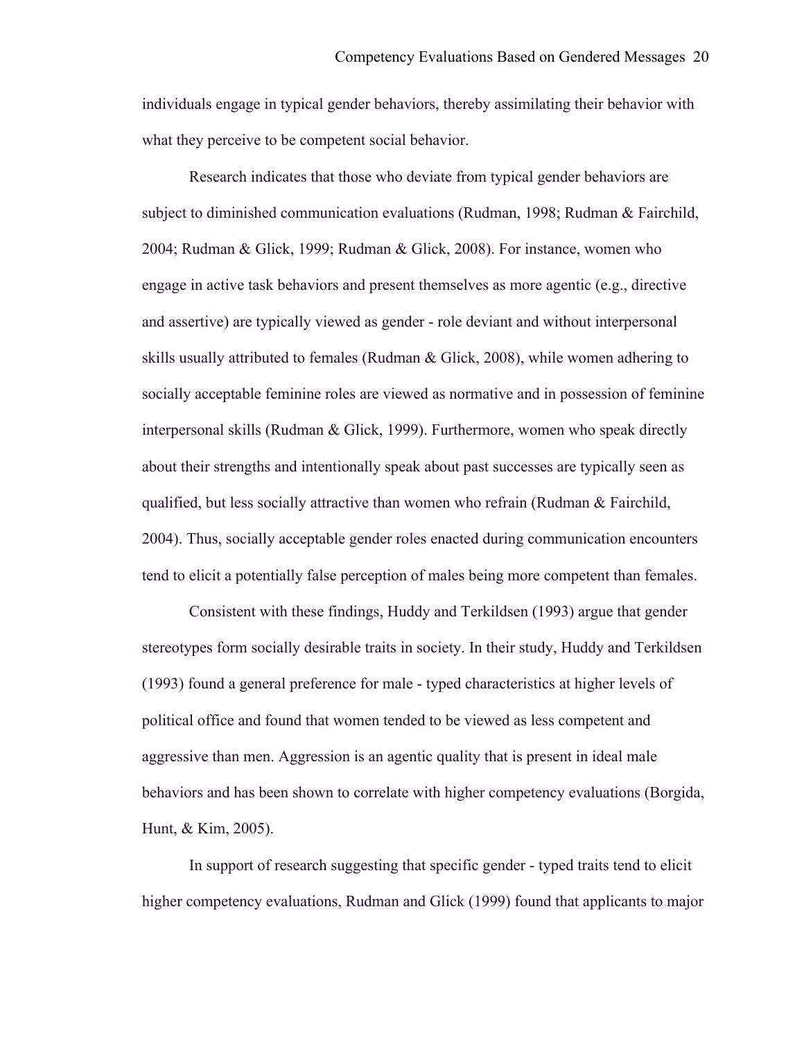individuals engage in typical gender behaviors, thereby assimilating their behavior with what they perceive to be competent social behavior.

Research indicates that those who deviate from typical gender behaviors are subject to diminished communication evaluations (Rudman, 1998; Rudman & Fairchild, 2004; Rudman & Glick, 1999; Rudman & Glick, 2008). For instance, women who engage in active task behaviors and present themselves as more agentic (e.g., directive and assertive) are typically viewed as gender - role deviant and without interpersonal skills usually attributed to females (Rudman & Glick, 2008), while women adhering to socially acceptable feminine roles are viewed as normative and in possession of feminine interpersonal skills (Rudman & Glick, 1999). Furthermore, women who speak directly about their strengths and intentionally speak about past successes are typically seen as qualified, but less socially attractive than women who refrain (Rudman & Fairchild, 2004). Thus, socially acceptable gender roles enacted during communication encounters tend to elicit a potentially false perception of males being more competent than females.

Consistent with these findings, Huddy and Terkildsen (1993) argue that gender stereotypes form socially desirable traits in society. In their study, Huddy and Terkildsen (1993) found a general preference for male - typed characteristics at higher levels of political office and found that women tended to be viewed as less competent and aggressive than men. Aggression is an agentic quality that is present in ideal male behaviors and has been shown to correlate with higher competency evaluations (Borgida, Hunt, & Kim, 2005).

In support of research suggesting that specific gender - typed traits tend to elicit higher competency evaluations, Rudman and Glick (1999) found that applicants to major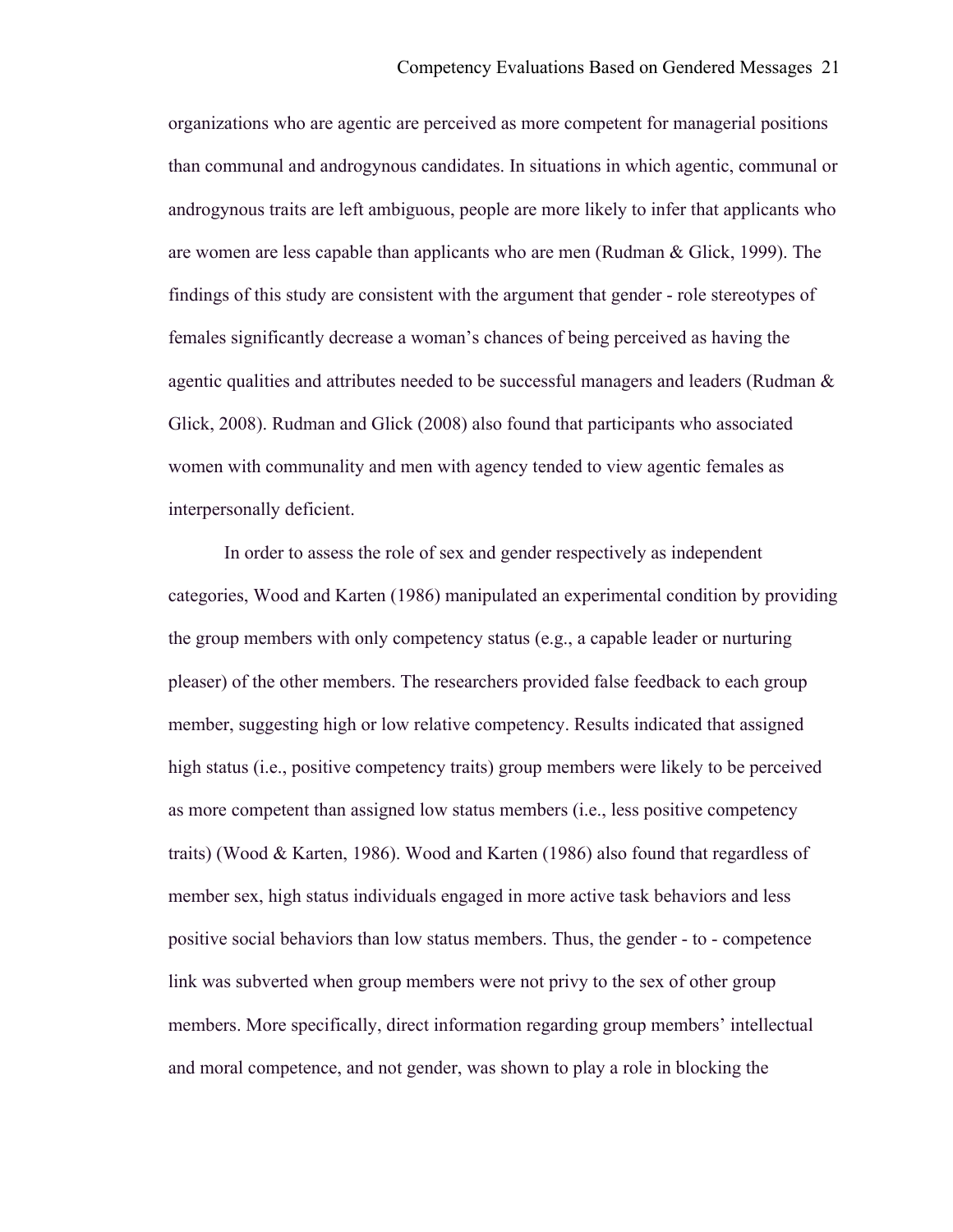organizations who are agentic are perceived as more competent for managerial positions than communal and androgynous candidates. In situations in which agentic, communal or androgynous traits are left ambiguous, people are more likely to infer that applicants who are women are less capable than applicants who are men (Rudman & Glick, 1999). The findings of this study are consistent with the argument that gender - role stereotypes of females significantly decrease a woman's chances of being perceived as having the agentic qualities and attributes needed to be successful managers and leaders (Rudman & Glick, 2008). Rudman and Glick (2008) also found that participants who associated women with communality and men with agency tended to view agentic females as interpersonally deficient.

In order to assess the role of sex and gender respectively as independent categories, Wood and Karten (1986) manipulated an experimental condition by providing the group members with only competency status (e.g., a capable leader or nurturing pleaser) of the other members. The researchers provided false feedback to each group member, suggesting high or low relative competency. Results indicated that assigned high status (i.e., positive competency traits) group members were likely to be perceived as more competent than assigned low status members (i.e., less positive competency traits) (Wood & Karten, 1986). Wood and Karten (1986) also found that regardless of member sex, high status individuals engaged in more active task behaviors and less positive social behaviors than low status members. Thus, the gender - to - competence link was subverted when group members were not privy to the sex of other group members. More specifically, direct information regarding group members' intellectual and moral competence, and not gender, was shown to play a role in blocking the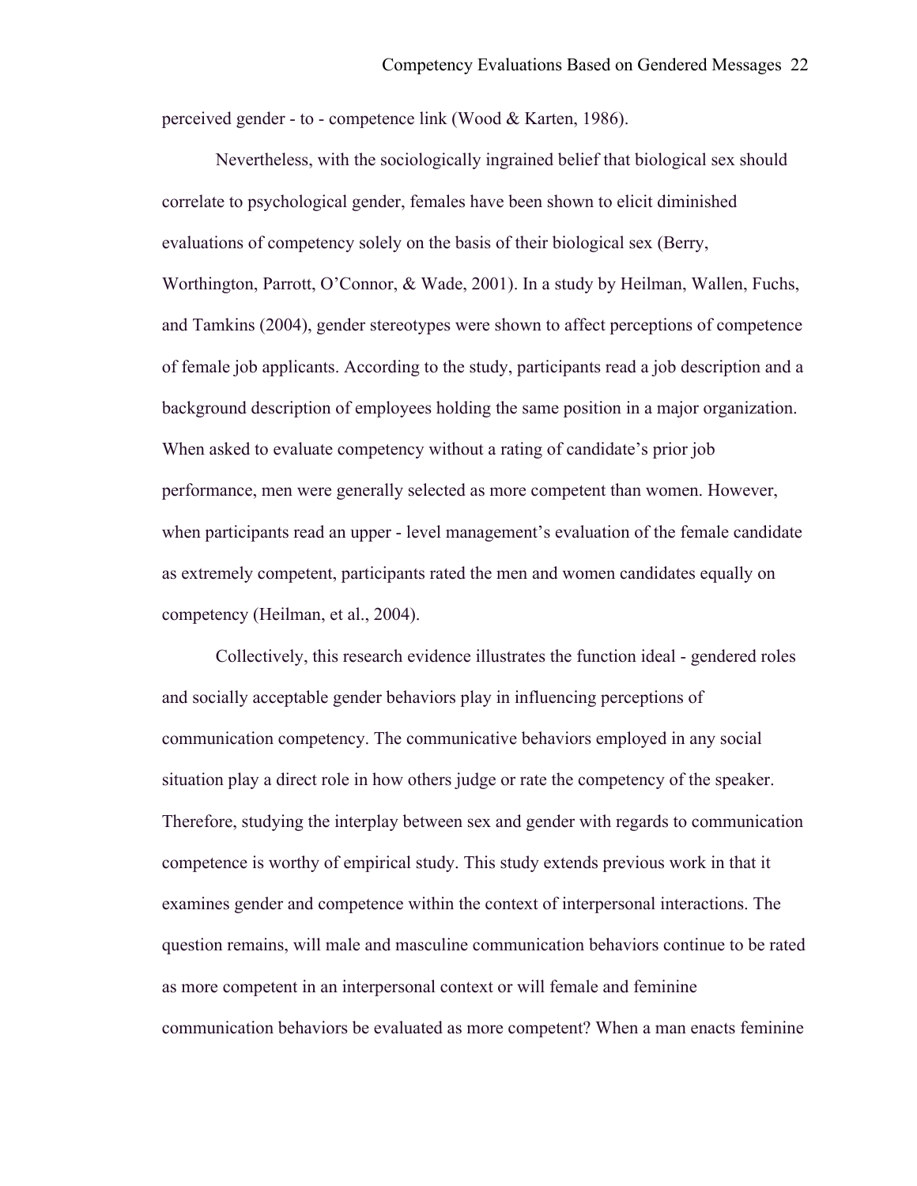perceived gender - to - competence link (Wood & Karten, 1986).

Nevertheless, with the sociologically ingrained belief that biological sex should correlate to psychological gender, females have been shown to elicit diminished evaluations of competency solely on the basis of their biological sex (Berry, Worthington, Parrott, O'Connor, & Wade, 2001). In a study by Heilman, Wallen, Fuchs, and Tamkins (2004), gender stereotypes were shown to affect perceptions of competence of female job applicants. According to the study, participants read a job description and a background description of employees holding the same position in a major organization. When asked to evaluate competency without a rating of candidate's prior job performance, men were generally selected as more competent than women. However, when participants read an upper - level management's evaluation of the female candidate as extremely competent, participants rated the men and women candidates equally on competency (Heilman, et al., 2004).

Collectively, this research evidence illustrates the function ideal - gendered roles and socially acceptable gender behaviors play in influencing perceptions of communication competency. The communicative behaviors employed in any social situation play a direct role in how others judge or rate the competency of the speaker. Therefore, studying the interplay between sex and gender with regards to communication competence is worthy of empirical study. This study extends previous work in that it examines gender and competence within the context of interpersonal interactions. The question remains, will male and masculine communication behaviors continue to be rated as more competent in an interpersonal context or will female and feminine communication behaviors be evaluated as more competent? When a man enacts feminine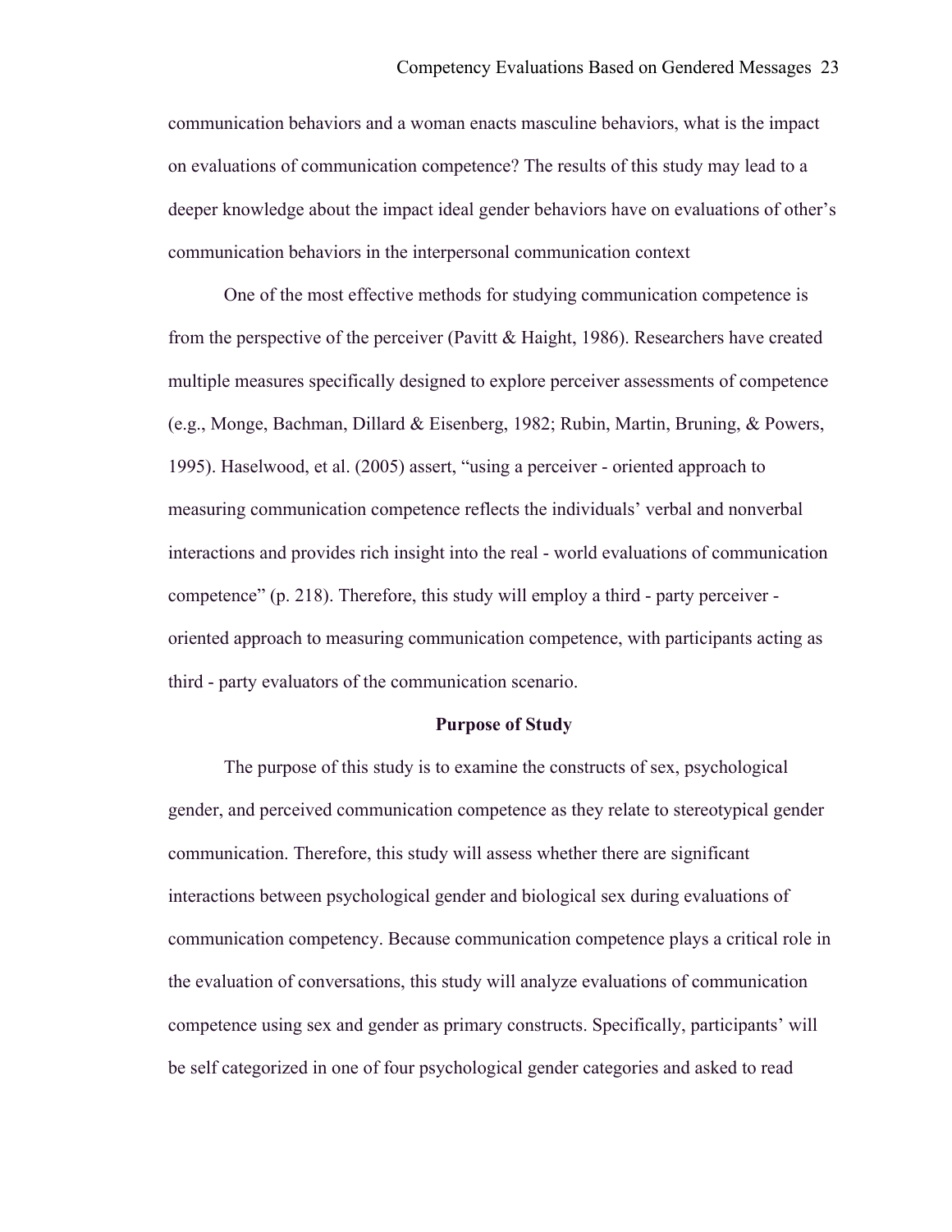communication behaviors and a woman enacts masculine behaviors, what is the impact on evaluations of communication competence? The results of this study may lead to a deeper knowledge about the impact ideal gender behaviors have on evaluations of other's communication behaviors in the interpersonal communication context

One of the most effective methods for studying communication competence is from the perspective of the perceiver (Pavitt & Haight, 1986). Researchers have created multiple measures specifically designed to explore perceiver assessments of competence (e.g., Monge, Bachman, Dillard & Eisenberg, 1982; Rubin, Martin, Bruning, & Powers, 1995). Haselwood, et al. (2005) assert, "using a perceiver - oriented approach to measuring communication competence reflects the individuals' verbal and nonverbal interactions and provides rich insight into the real - world evaluations of communication competence" (p. 218). Therefore, this study will employ a third - party perceiver - oriented approach to measuring communication competence, with participants acting as third - party evaluators of the communication scenario.

## Purpose of Study

The purpose of this study is to examine the constructs of sex, psychological gender, and perceived communication competence as they relate to stereotypical gender communication. Therefore, this study will assess whether there are significant interactions between psychological gender and biological sex during evaluations of communication competency. Because communication competence plays a critical role in the evaluation of conversations, this study will analyze evaluations of communication competence using sex and gender as primary constructs. Specifically, participants' will be self categorized in one of four psychological gender categories and asked to read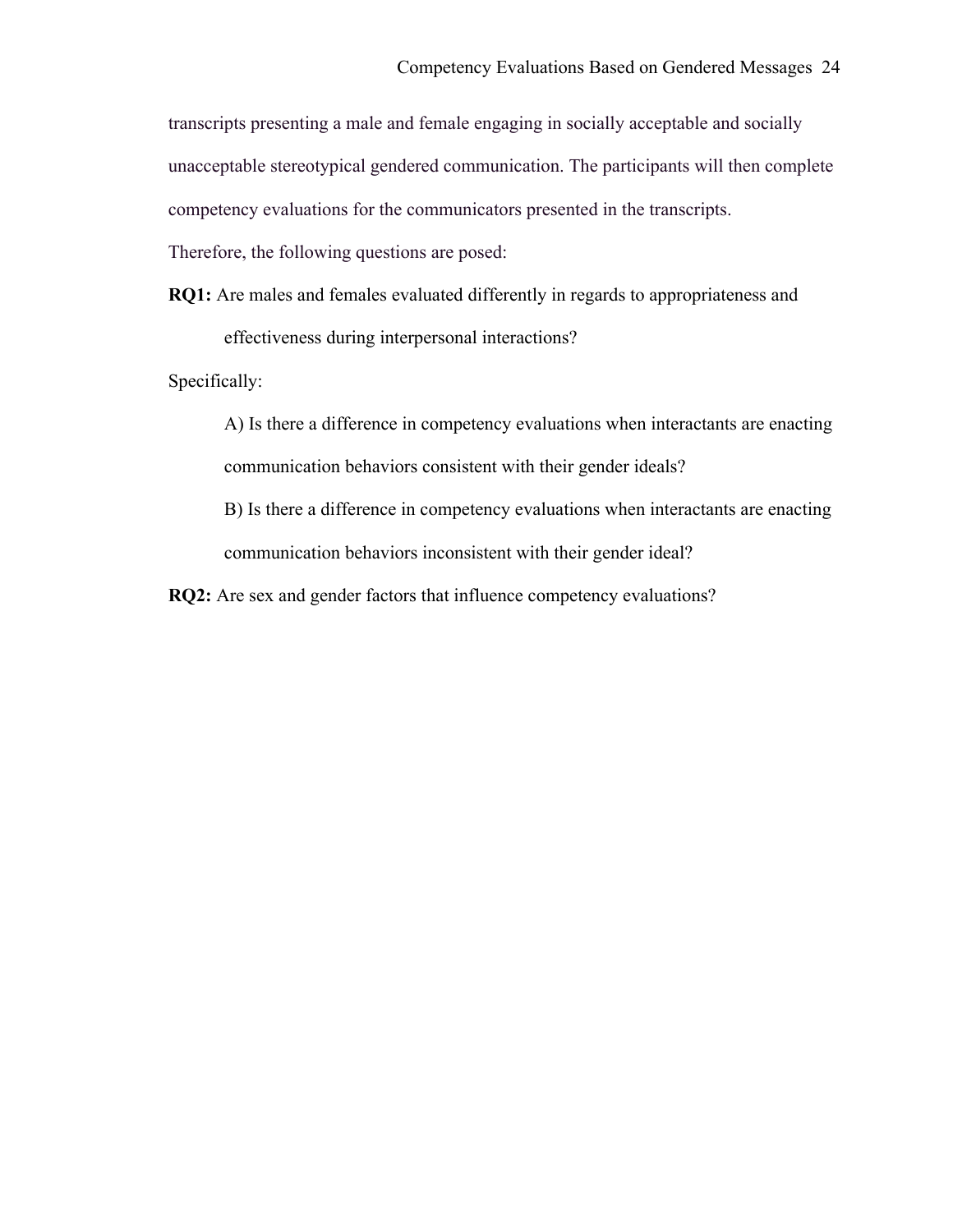transcripts presenting a male and female engaging in socially acceptable and socially unacceptable stereotypical gendered communication. The participants will then complete competency evaluations for the communicators presented in the transcripts.

Therefore, the following questions are posed:

**RQ1:** Are males and females evaluated differently in regards to appropriateness and effectiveness during interpersonal interactions?

Specifically:

A) Is there a difference in competency evaluations when interactants are enacting communication behaviors consistent with their gender ideals?

B) Is there a difference in competency evaluations when interactants are enacting communication behaviors inconsistent with their gender ideal?

**RQ2:** Are sex and gender factors that influence competency evaluations?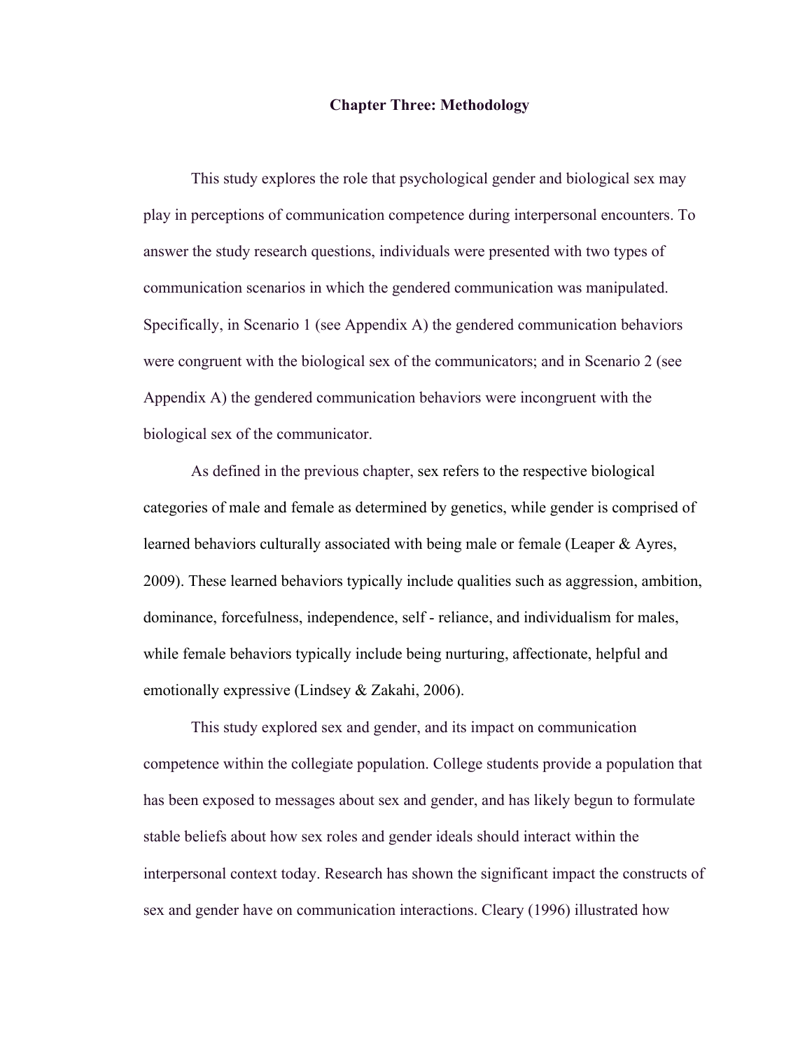# Chapter Three: Methodology

This study explores the role that psychological gender and biological sex may play in perceptions of communication competence during interpersonal encounters. To answer the study research questions, individuals were presented with two types of communication scenarios in which the gendered communication was manipulated. Specifically, in Scenario 1 (see Appendix A) the gendered communication behaviors were congruent with the biological sex of the communicators; and in Scenario 2 (see Appendix A) the gendered communication behaviors were incongruent with the biological sex of the communicator.

As defined in the previous chapter, sex refers to the respective biological categories of male and female as determined by genetics, while gender is comprised of learned behaviors culturally associated with being male or female (Leaper & Ayres, 2009). These learned behaviors typically include qualities such as aggression, ambition, dominance, forcefulness, independence, self - reliance, and individualism for males, while female behaviors typically include being nurturing, affectionate, helpful and emotionally expressive (Lindsey & Zakahi, 2006).

This study explored sex and gender, and its impact on communication competence within the collegiate population. College students provide a population that has been exposed to messages about sex and gender, and has likely begun to formulate stable beliefs about how sex roles and gender ideals should interact within the interpersonal context today. Research has shown the significant impact the constructs of sex and gender have on communication interactions. Cleary (1996) illustrated how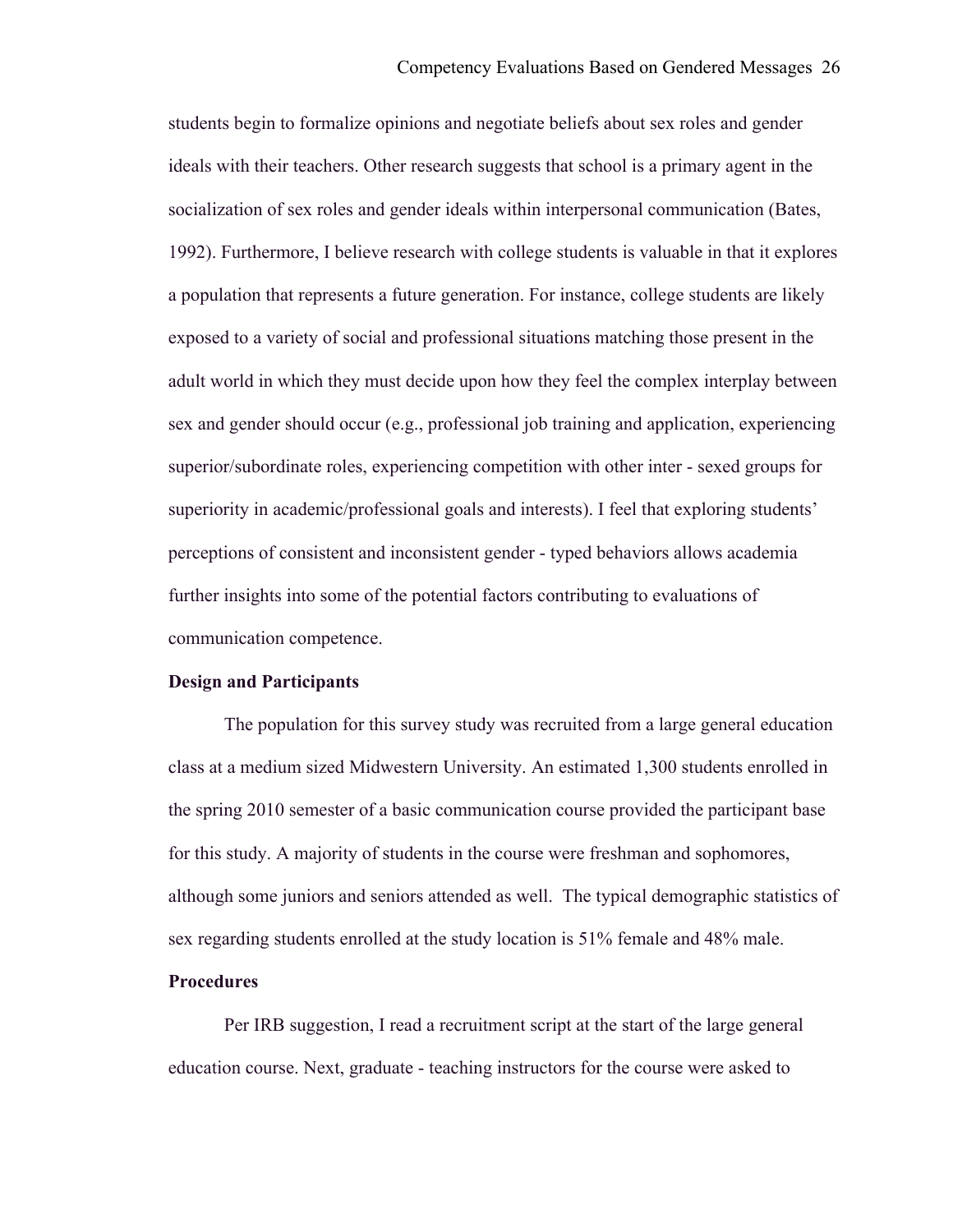students begin to formalize opinions and negotiate beliefs about sex roles and gender ideals with their teachers. Other research suggests that school is a primary agent in the socialization of sex roles and gender ideals within interpersonal communication (Bates, 1992). Furthermore, I believe research with college students is valuable in that it explores a population that represents a future generation. For instance, college students are likely exposed to a variety of social and professional situations matching those present in the adult world in which they must decide upon how they feel the complex interplay between sex and gender should occur (e.g., professional job training and application, experiencing superior/subordinate roles, experiencing competition with other inter - sexed groups for superiority in academic/professional goals and interests). I feel that exploring students' perceptions of consistent and inconsistent gender - typed behaviors allows academia further insights into some of the potential factors contributing to evaluations of communication competence.

**Design and Participants**

The population for this survey study was recruited from a large general education class at a medium sized Midwestern University. An estimated 1,300 students enrolled in the spring 2010 semester of a basic communication course provided the participant base for this study. A majority of students in the course were freshman and sophomores, although some juniors and seniors attended as well. The typical demographic statistics of sex regarding students enrolled at the study location is 51% female and 48% male.

**Procedures**

Per IRB suggestion, I read a recruitment script at the start of the large general education course. Next, graduate - teaching instructors for the course were asked to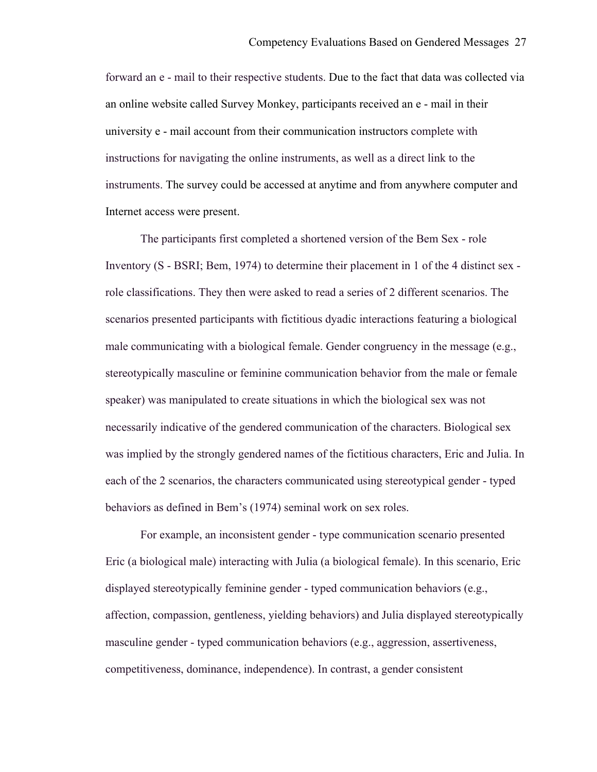forward an e - mail to their respective students. Due to the fact that data was collected via an online website called Survey Monkey, participants received an e - mail in their university e - mail account from their communication instructors complete with instructions for navigating the online instruments, as well as a direct link to the instruments. The survey could be accessed at anytime and from anywhere computer and Internet access were present.

The participants first completed a shortened version of the Bem Sex - role Inventory (S - BSRI; Bem, 1974) to determine their placement in 1 of the 4 distinct sex - role classifications. They then were asked to read a series of 2 different scenarios. The scenarios presented participants with fictitious dyadic interactions featuring a biological male communicating with a biological female. Gender congruency in the message (e.g., stereotypically masculine or feminine communication behavior from the male or female speaker) was manipulated to create situations in which the biological sex was not necessarily indicative of the gendered communication of the characters. Biological sex was implied by the strongly gendered names of the fictitious characters, Eric and Julia. In each of the 2 scenarios, the characters communicated using stereotypical gender - typed behaviors as defined in Bem's (1974) seminal work on sex roles.

For example, an inconsistent gender - type communication scenario presented Eric (a biological male) interacting with Julia (a biological female). In this scenario, Eric displayed stereotypically feminine gender - typed communication behaviors (e.g., affection, compassion, gentleness, yielding behaviors) and Julia displayed stereotypically masculine gender - typed communication behaviors (e.g., aggression, assertiveness, competitiveness, dominance, independence). In contrast, a gender consistent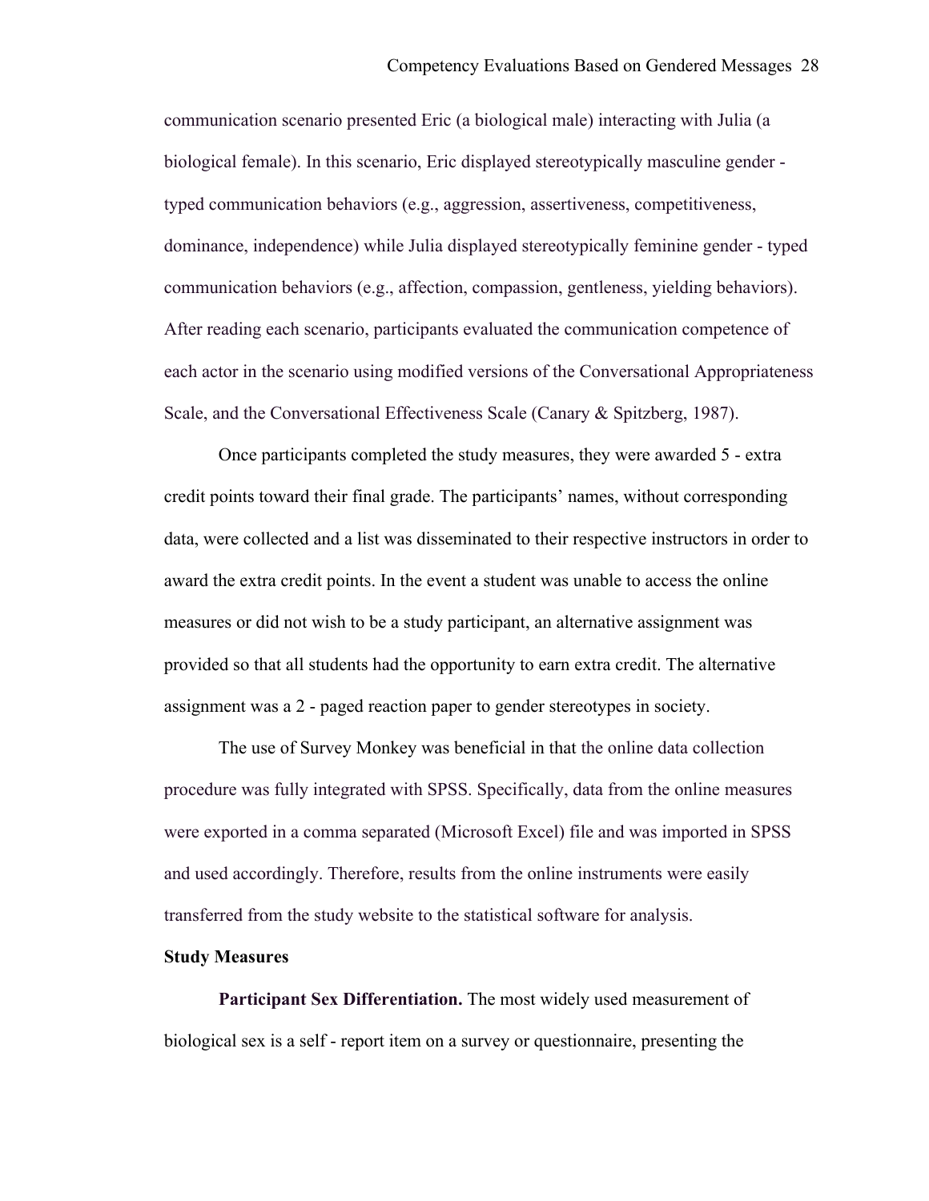communication scenario presented Eric (a biological male) interacting with Julia (a biological female). In this scenario, Eric displayed stereotypically masculine gender - typed communication behaviors (e.g., aggression, assertiveness, competitiveness, dominance, independence) while Julia displayed stereotypically feminine gender - typed communication behaviors (e.g., affection, compassion, gentleness, yielding behaviors). After reading each scenario, participants evaluated the communication competence of each actor in the scenario using modified versions of the Conversational Appropriateness Scale, and the Conversational Effectiveness Scale (Canary & Spitzberg, 1987).

Once participants completed the study measures, they were awarded 5 - extra credit points toward their final grade. The participants' names, without corresponding data, were collected and a list was disseminated to their respective instructors in order to award the extra credit points. In the event a student was unable to access the online measures or did not wish to be a study participant, an alternative assignment was provided so that all students had the opportunity to earn extra credit. The alternative assignment was a 2 - paged reaction paper to gender stereotypes in society.

The use of Survey Monkey was beneficial in that the online data collection procedure was fully integrated with SPSS. Specifically, data from the online measures were exported in a comma separated (Microsoft Excel) file and was imported in SPSS and used accordingly. Therefore, results from the online instruments were easily transferred from the study website to the statistical software for analysis.

**Study Measures**

**Participant Sex Differentiation.** The most widely used measurement of biological sex is a self - report item on a survey or questionnaire, presenting the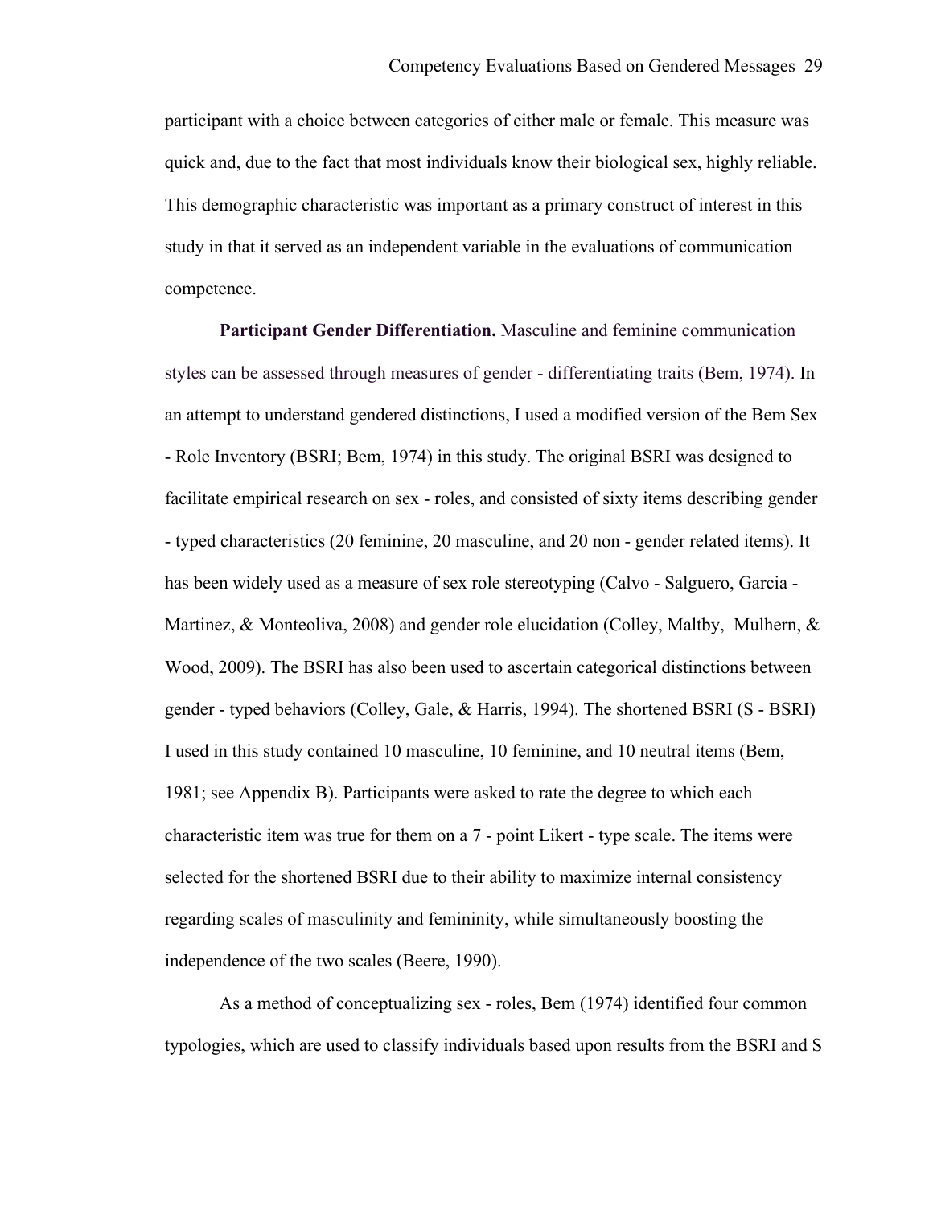participant with a choice between categories of either male or female. This measure was quick and, due to the fact that most individuals know their biological sex, highly reliable. This demographic characteristic was important as a primary construct of interest in this study in that it served as an independent variable in the evaluations of communication competence.

**Participant Gender Differentiation.** Masculine and feminine communication styles can be assessed through measures of gender - differentiating traits (Bem, 1974). In an attempt to understand gendered distinctions, I used a modified version of the Bem Sex - Role Inventory (BSRI; Bem, 1974) in this study. The original BSRI was designed to facilitate empirical research on sex - roles, and consisted of sixty items describing gender - typed characteristics (20 feminine, 20 masculine, and 20 non - gender related items). It has been widely used as a measure of sex role stereotyping (Calvo - Salguero, Garcia - Martinez, & Monteoliva, 2008) and gender role elucidation (Colley, Maltby, Mulhern, & Wood, 2009). The BSRI has also been used to ascertain categorical distinctions between gender - typed behaviors (Colley, Gale, & Harris, 1994). The shortened BSRI (S - BSRI) I used in this study contained 10 masculine, 10 feminine, and 10 neutral items (Bem, 1981; see Appendix B). Participants were asked to rate the degree to which each characteristic item was true for them on a 7 - point Likert - type scale. The items were selected for the shortened BSRI due to their ability to maximize internal consistency regarding scales of masculinity and femininity, while simultaneously boosting the independence of the two scales (Beere, 1990).

As a method of conceptualizing sex - roles, Bem (1974) identified four common typologies, which are used to classify individuals based upon results from the BSRI and S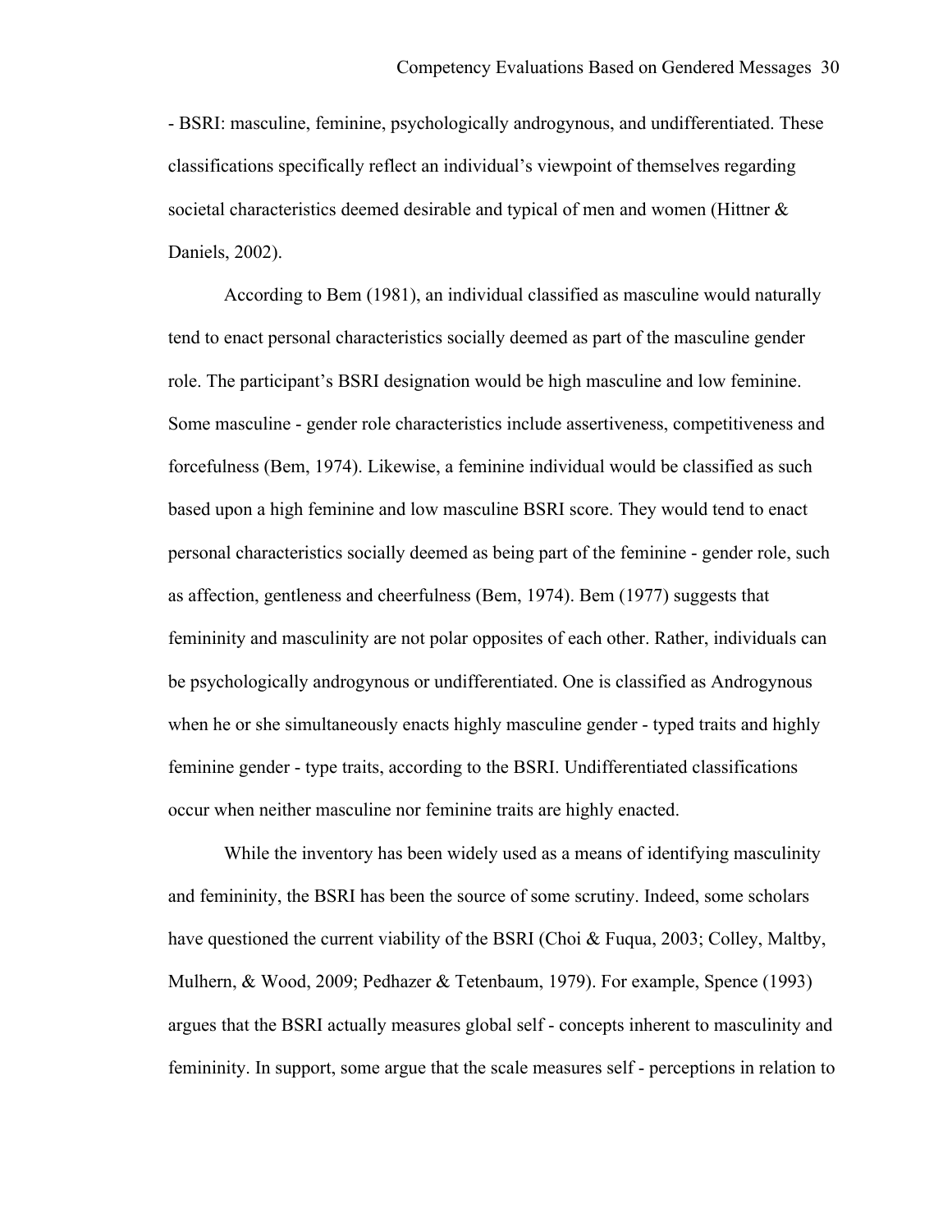- BSRI: masculine, feminine, psychologically androgynous, and undifferentiated. These classifications specifically reflect an individual's viewpoint of themselves regarding societal characteristics deemed desirable and typical of men and women (Hittner & Daniels, 2002).

According to Bem (1981), an individual classified as masculine would naturally tend to enact personal characteristics socially deemed as part of the masculine gender role. The participant's BSRI designation would be high masculine and low feminine. Some masculine - gender role characteristics include assertiveness, competitiveness and forcefulness (Bem, 1974). Likewise, a feminine individual would be classified as such based upon a high feminine and low masculine BSRI score. They would tend to enact personal characteristics socially deemed as being part of the feminine - gender role, such as affection, gentleness and cheerfulness (Bem, 1974). Bem (1977) suggests that femininity and masculinity are not polar opposites of each other. Rather, individuals can be psychologically androgynous or undifferentiated. One is classified as Androgynous when he or she simultaneously enacts highly masculine gender - typed traits and highly feminine gender - type traits, according to the BSRI. Undifferentiated classifications occur when neither masculine nor feminine traits are highly enacted.

While the inventory has been widely used as a means of identifying masculinity and femininity, the BSRI has been the source of some scrutiny. Indeed, some scholars have questioned the current viability of the BSRI (Choi & Fuqua, 2003; Colley, Maltby, Mulhern, & Wood, 2009; Pedhazer & Tetenbaum, 1979). For example, Spence (1993) argues that the BSRI actually measures global self - concepts inherent to masculinity and femininity. In support, some argue that the scale measures self - perceptions in relation to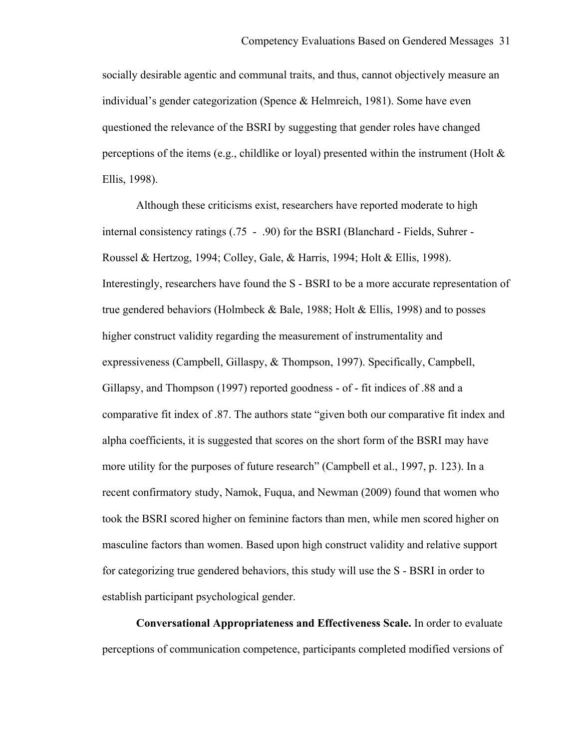socially desirable agentic and communal traits, and thus, cannot objectively measure an individual's gender categorization (Spence & Helmreich, 1981). Some have even questioned the relevance of the BSRI by suggesting that gender roles have changed perceptions of the items (e.g., childlike or loyal) presented within the instrument (Holt & Ellis, 1998).

Although these criticisms exist, researchers have reported moderate to high internal consistency ratings (.75 - .90) for the BSRI (Blanchard - Fields, Suhrer - Roussel & Hertzog, 1994; Colley, Gale, & Harris, 1994; Holt & Ellis, 1998). Interestingly, researchers have found the S - BSRI to be a more accurate representation of true gendered behaviors (Holmbeck & Bale, 1988; Holt & Ellis, 1998) and to posses higher construct validity regarding the measurement of instrumentality and expressiveness (Campbell, Gillaspy, & Thompson, 1997). Specifically, Campbell, Gillapsy, and Thompson (1997) reported goodness - of - fit indices of .88 and a comparative fit index of .87. The authors state "given both our comparative fit index and alpha coefficients, it is suggested that scores on the short form of the BSRI may have more utility for the purposes of future research" (Campbell et al., 1997, p. 123). In a recent confirmatory study, Namok, Fuqua, and Newman (2009) found that women who took the BSRI scored higher on feminine factors than men, while men scored higher on masculine factors than women. Based upon high construct validity and relative support for categorizing true gendered behaviors, this study will use the S - BSRI in order to establish participant psychological gender.

**Conversational Appropriateness and Effectiveness Scale.** In order to evaluate perceptions of communication competence, participants completed modified versions of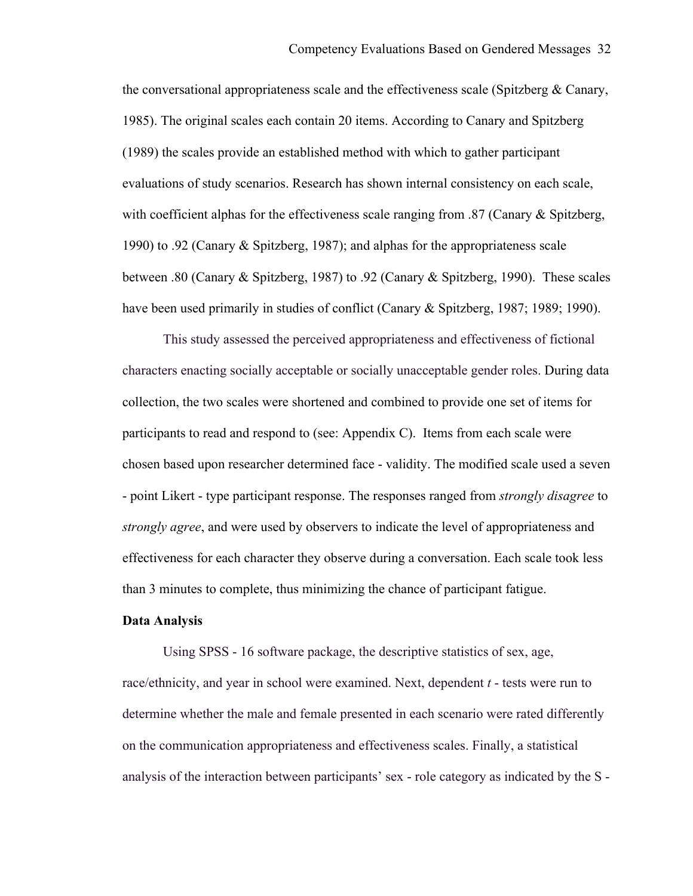the conversational appropriateness scale and the effectiveness scale (Spitzberg & Canary, 1985). The original scales each contain 20 items. According to Canary and Spitzberg (1989) the scales provide an established method with which to gather participant evaluations of study scenarios. Research has shown internal consistency on each scale, with coefficient alphas for the effectiveness scale ranging from .87 (Canary & Spitzberg, 1990) to .92 (Canary & Spitzberg, 1987); and alphas for the appropriateness scale between .80 (Canary & Spitzberg, 1987) to .92 (Canary & Spitzberg, 1990). These scales have been used primarily in studies of conflict (Canary & Spitzberg, 1987; 1989; 1990).

This study assessed the perceived appropriateness and effectiveness of fictional characters enacting socially acceptable or socially unacceptable gender roles. During data collection, the two scales were shortened and combined to provide one set of items for participants to read and respond to (see: Appendix C). Items from each scale were chosen based upon researcher determined face - validity. The modified scale used a seven - point Likert - type participant response. The responses ranged from *strongly disagree* to *strongly agree*, and were used by observers to indicate the level of appropriateness and effectiveness for each character they observe during a conversation. Each scale took less than 3 minutes to complete, thus minimizing the chance of participant fatigue.

**Data Analysis**

Using SPSS - 16 software package, the descriptive statistics of sex, age, race/ethnicity, and year in school were examined. Next, dependent *t* - tests were run to determine whether the male and female presented in each scenario were rated differently on the communication appropriateness and effectiveness scales. Finally, a statistical analysis of the interaction between participants' sex - role category as indicated by the S -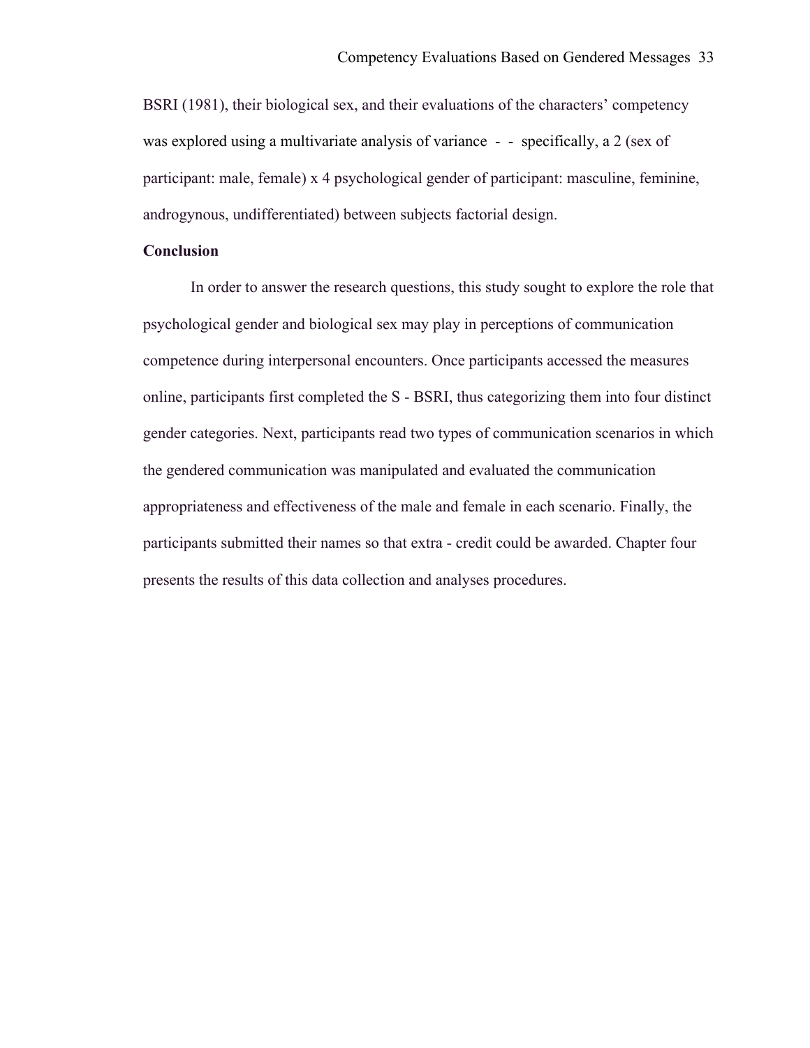BSRI (1981), their biological sex, and their evaluations of the characters' competency was explored using a multivariate analysis of variance - - specifically, a 2 (sex of participant: male, female) x 4 psychological gender of participant: masculine, feminine, androgynous, undifferentiated) between subjects factorial design.

**Conclusion**

In order to answer the research questions, this study sought to explore the role that psychological gender and biological sex may play in perceptions of communication competence during interpersonal encounters. Once participants accessed the measures online, participants first completed the S - BSRI, thus categorizing them into four distinct gender categories. Next, participants read two types of communication scenarios in which the gendered communication was manipulated and evaluated the communication appropriateness and effectiveness of the male and female in each scenario. Finally, the participants submitted their names so that extra - credit could be awarded. Chapter four presents the results of this data collection and analyses procedures.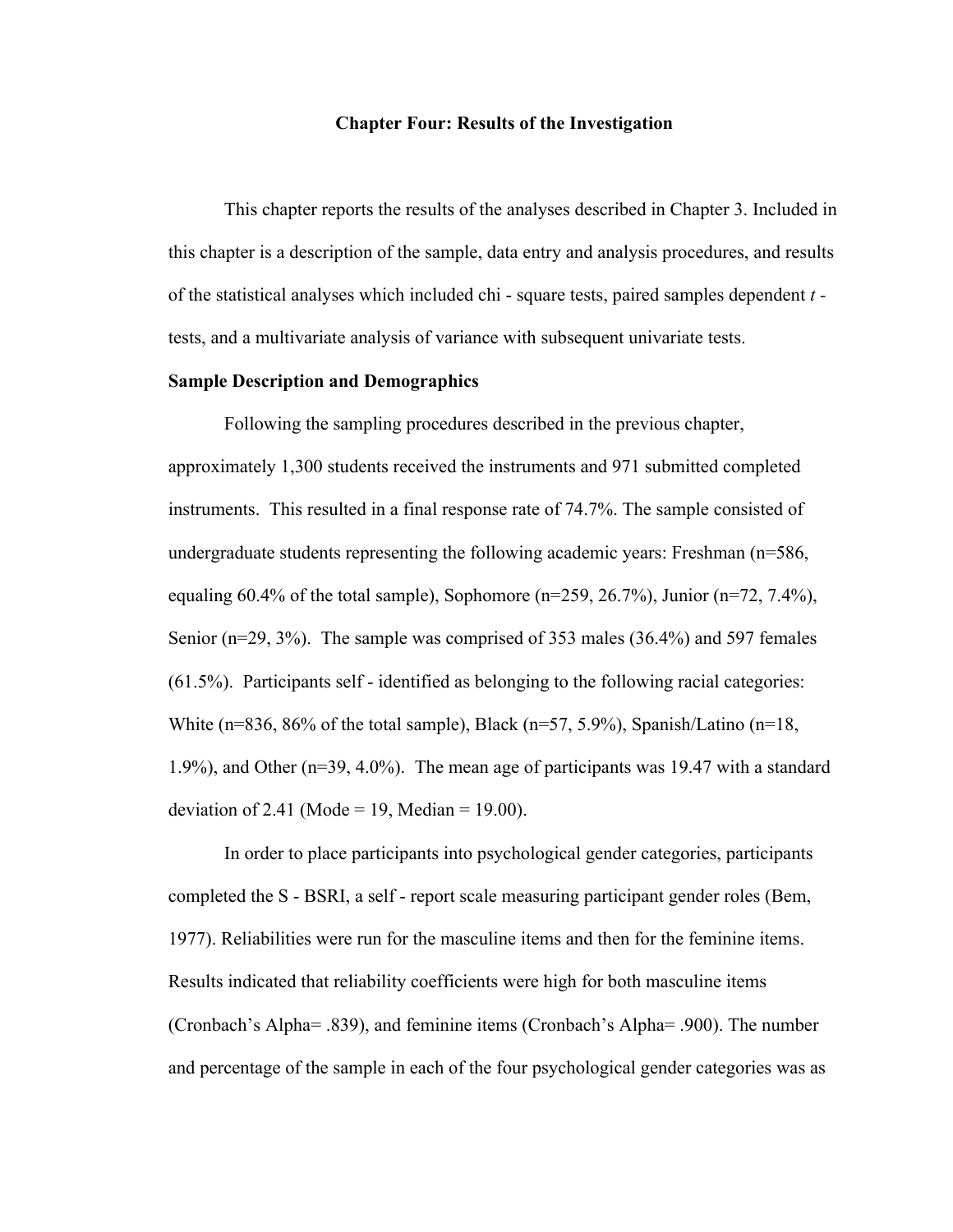# Chapter Four: Results of the Investigation

This chapter reports the results of the analyses described in Chapter 3. Included in this chapter is a description of the sample, data entry and analysis procedures, and results of the statistical analyses which included chi - square tests, paired samples dependent *t* - tests, and a multivariate analysis of variance with subsequent univariate tests.

**Sample Description and Demographics**

Following the sampling procedures described in the previous chapter, approximately 1,300 students received the instruments and 971 submitted completed instruments. This resulted in a final response rate of 74.7%. The sample consisted of undergraduate students representing the following academic years: Freshman (n=586, equaling 60.4% of the total sample), Sophomore (n=259, 26.7%), Junior (n=72, 7.4%), Senior (n=29, 3%). The sample was comprised of 353 males (36.4%) and 597 females (61.5%). Participants self - identified as belonging to the following racial categories: White (n=836, 86% of the total sample), Black (n=57, 5.9%), Spanish/Latino (n=18, 1.9%), and Other (n=39, 4.0%). The mean age of participants was 19.47 with a standard deviation of 2.41 (Mode = 19, Median = 19.00).

In order to place participants into psychological gender categories, participants completed the S - BSRI, a self - report scale measuring participant gender roles (Bem, 1977). Reliabilities were run for the masculine items and then for the feminine items. Results indicated that reliability coefficients were high for both masculine items (Cronbach's Alpha= .839), and feminine items (Cronbach's Alpha= .900). The number and percentage of the sample in each of the four psychological gender categories was as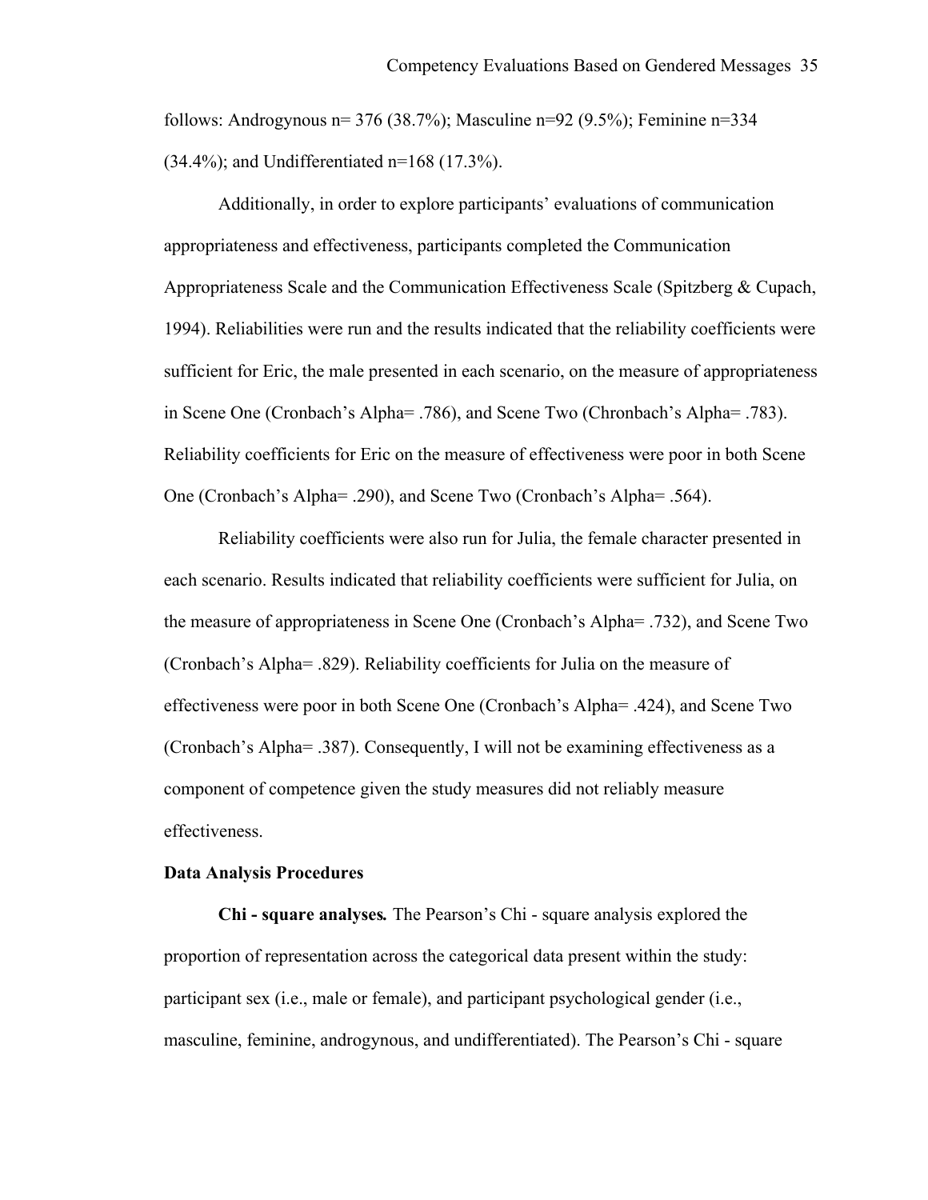follows: Androgynous n= 376 (38.7%); Masculine n=92 (9.5%); Feminine n=334 (34.4%); and Undifferentiated n=168 (17.3%).

Additionally, in order to explore participants' evaluations of communication appropriateness and effectiveness, participants completed the Communication Appropriateness Scale and the Communication Effectiveness Scale (Spitzberg & Cupach, 1994). Reliabilities were run and the results indicated that the reliability coefficients were sufficient for Eric, the male presented in each scenario, on the measure of appropriateness in Scene One (Cronbach's Alpha= .786), and Scene Two (Chronbach's Alpha= .783). Reliability coefficients for Eric on the measure of effectiveness were poor in both Scene One (Cronbach's Alpha= .290), and Scene Two (Cronbach's Alpha= .564).

Reliability coefficients were also run for Julia, the female character presented in each scenario. Results indicated that reliability coefficients were sufficient for Julia, on the measure of appropriateness in Scene One (Cronbach's Alpha= .732), and Scene Two (Cronbach's Alpha= .829). Reliability coefficients for Julia on the measure of effectiveness were poor in both Scene One (Cronbach's Alpha= .424), and Scene Two (Cronbach's Alpha= .387). Consequently, I will not be examining effectiveness as a component of competence given the study measures did not reliably measure effectiveness.

**Data Analysis Procedures**

***Chi - square analyses.*** The Pearson's Chi - square analysis explored the proportion of representation across the categorical data present within the study: participant sex (i.e., male or female), and participant psychological gender (i.e., masculine, feminine, androgynous, and undifferentiated). The Pearson's Chi - square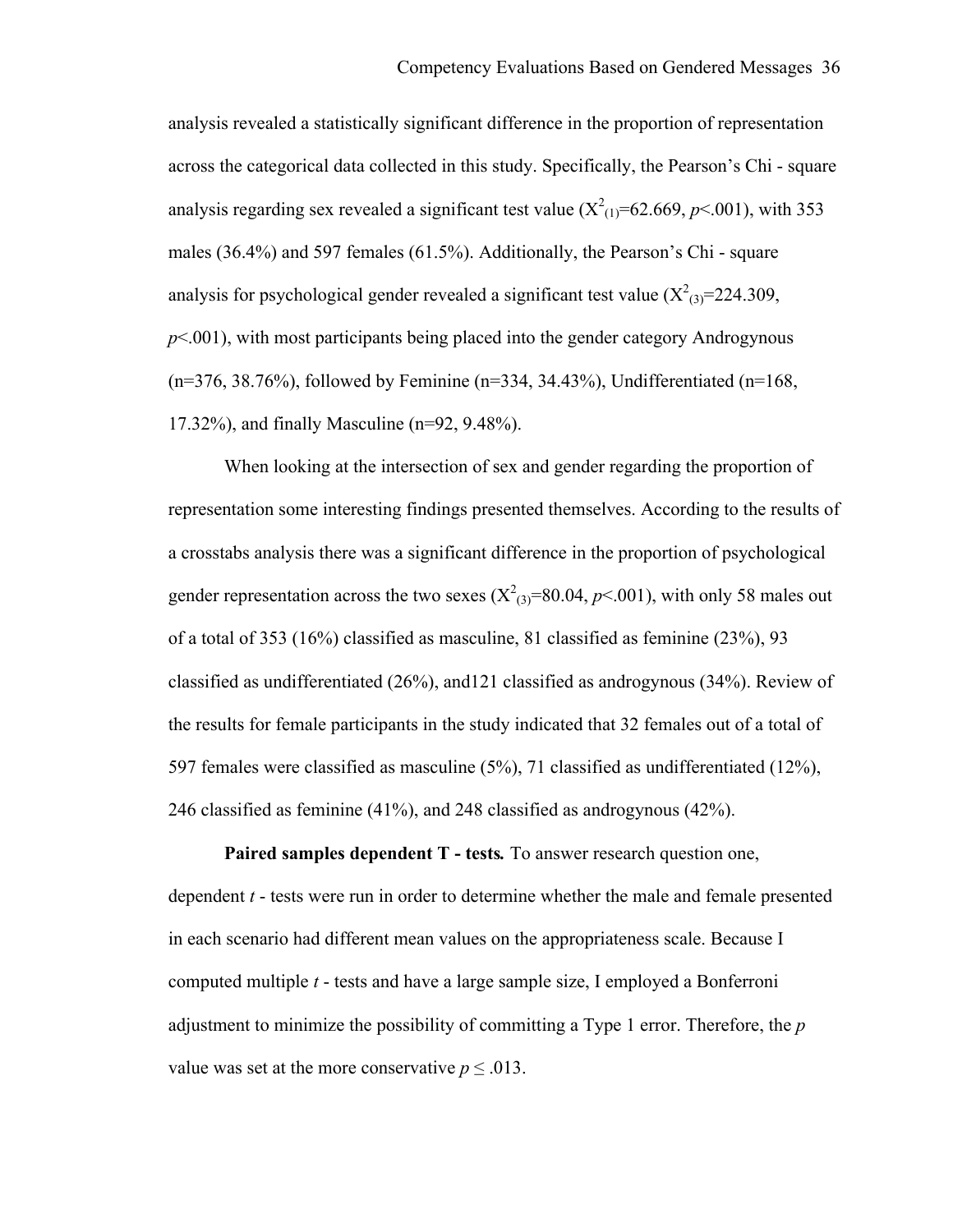analysis revealed a statistically significant difference in the proportion of representation across the categorical data collected in this study. Specifically, the Pearson's Chi - square analysis regarding sex revealed a significant test value ($X^2_{(1)}$=62.669, *p*<.001), with 353 males (36.4%) and 597 females (61.5%). Additionally, the Pearson's Chi - square analysis for psychological gender revealed a significant test value ($X^2_{(3)}$=224.309, *p*<.001), with most participants being placed into the gender category Androgynous (n=376, 38.76%), followed by Feminine (n=334, 34.43%), Undifferentiated (n=168, 17.32%), and finally Masculine (n=92, 9.48%).

When looking at the intersection of sex and gender regarding the proportion of representation some interesting findings presented themselves. According to the results of a crosstabs analysis there was a significant difference in the proportion of psychological gender representation across the two sexes ($X^2_{(3)}$=80.04, *p*<.001), with only 58 males out of a total of 353 (16%) classified as masculine, 81 classified as feminine (23%), 93 classified as undifferentiated (26%), and121 classified as androgynous (34%). Review of the results for female participants in the study indicated that 32 females out of a total of 597 females were classified as masculine (5%), 71 classified as undifferentiated (12%), 246 classified as feminine (41%), and 248 classified as androgynous (42%).

**Paired samples dependent T - tests.** To answer research question one, dependent *t* - tests were run in order to determine whether the male and female presented in each scenario had different mean values on the appropriateness scale. Because I computed multiple *t* - tests and have a large sample size, I employed a Bonferroni adjustment to minimize the possibility of committing a Type 1 error. Therefore, the *p* value was set at the more conservative $p \leq .013$.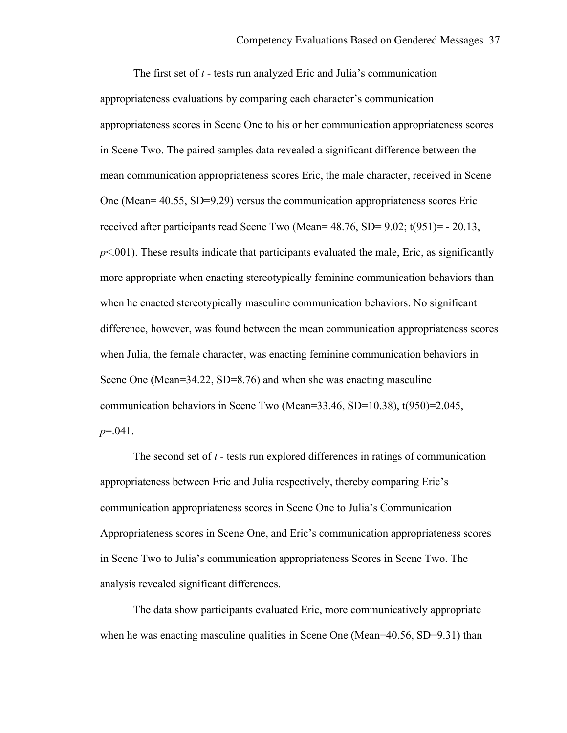The first set of *t* - tests run analyzed Eric and Julia's communication appropriateness evaluations by comparing each character's communication appropriateness scores in Scene One to his or her communication appropriateness scores in Scene Two. The paired samples data revealed a significant difference between the mean communication appropriateness scores Eric, the male character, received in Scene One (Mean= 40.55, SD=9.29) versus the communication appropriateness scores Eric received after participants read Scene Two (Mean= 48.76, SD= 9.02; t(951)= - 20.13, *p*<.001). These results indicate that participants evaluated the male, Eric, as significantly more appropriate when enacting stereotypically feminine communication behaviors than when he enacted stereotypically masculine communication behaviors. No significant difference, however, was found between the mean communication appropriateness scores when Julia, the female character, was enacting feminine communication behaviors in Scene One (Mean=34.22, SD=8.76) and when she was enacting masculine communication behaviors in Scene Two (Mean=33.46, SD=10.38), t(950)=2.045, *p*=.041.

The second set of *t* - tests run explored differences in ratings of communication appropriateness between Eric and Julia respectively, thereby comparing Eric's communication appropriateness scores in Scene One to Julia's Communication Appropriateness scores in Scene One, and Eric's communication appropriateness scores in Scene Two to Julia's communication appropriateness Scores in Scene Two. The analysis revealed significant differences.

The data show participants evaluated Eric, more communicatively appropriate when he was enacting masculine qualities in Scene One (Mean=40.56, SD=9.31) than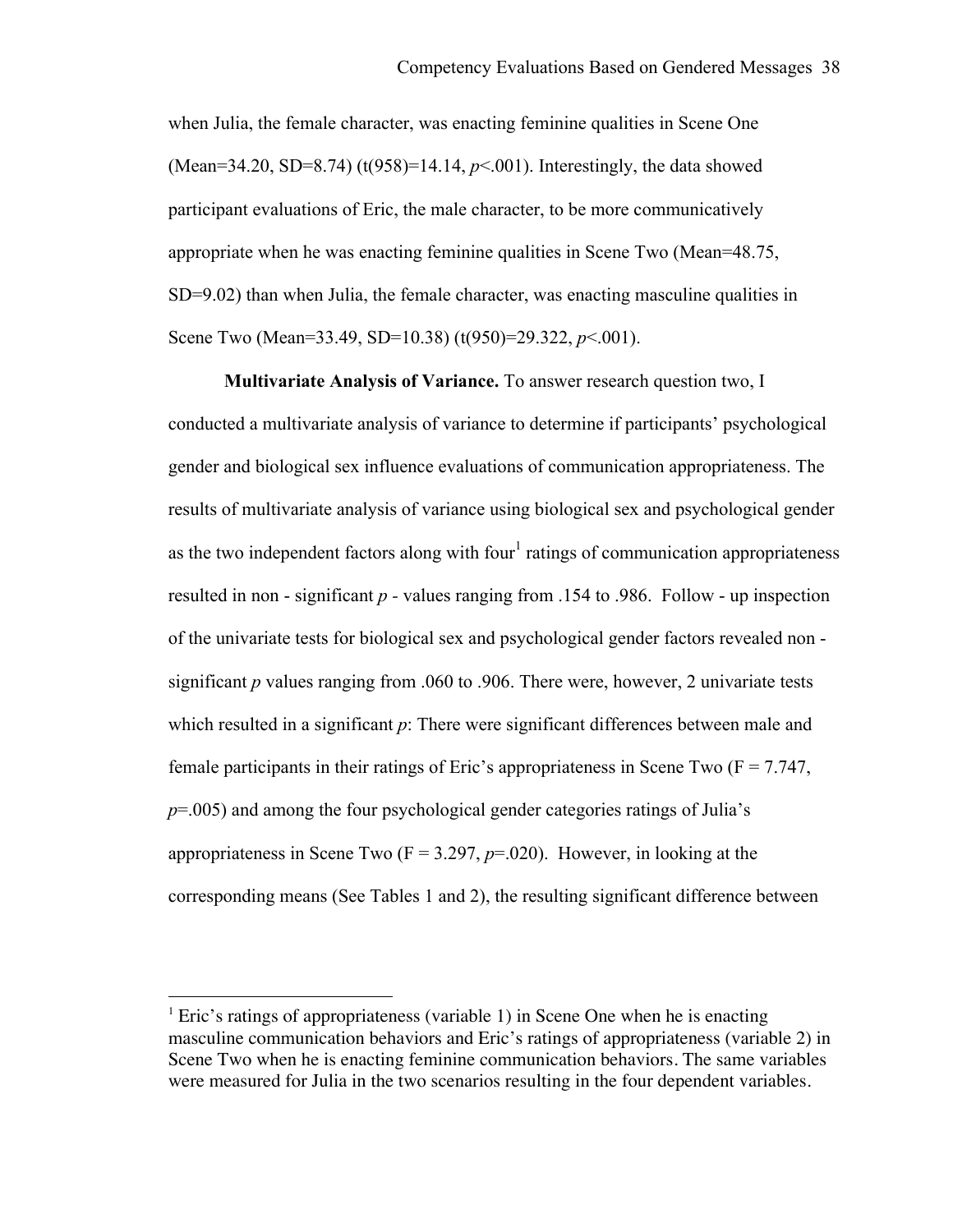when Julia, the female character, was enacting feminine qualities in Scene One (Mean=34.20, SD=8.74) ($t(958)=14.14$, $p<.001$). Interestingly, the data showed participant evaluations of Eric, the male character, to be more communicatively appropriate when he was enacting feminine qualities in Scene Two (Mean=48.75, SD=9.02) than when Julia, the female character, was enacting masculine qualities in Scene Two (Mean=33.49, SD=10.38) ($t(950)=29.322$, $p<.001$).

**Multivariate Analysis of Variance.** To answer research question two, I conducted a multivariate analysis of variance to determine if participants' psychological gender and biological sex influence evaluations of communication appropriateness. The results of multivariate analysis of variance using biological sex and psychological gender as the two independent factors along with four[1] ratings of communication appropriateness resulted in non - significant *p* - values ranging from .154 to .986. Follow - up inspection of the univariate tests for biological sex and psychological gender factors revealed non - significant *p* values ranging from .060 to .906. There were, however, 2 univariate tests which resulted in a significant *p*: There were significant differences between male and female participants in their ratings of Eric's appropriateness in Scene Two ($F = 7.747$, $p=.005$) and among the four psychological gender categories ratings of Julia's appropriateness in Scene Two ($F = 3.297$, $p=.020$). However, in looking at the corresponding means (See Tables 1 and 2), the resulting significant difference between

---

[1] Eric's ratings of appropriateness (variable 1) in Scene One when he is enacting masculine communication behaviors and Eric's ratings of appropriateness (variable 2) in Scene Two when he is enacting feminine communication behaviors. The same variables were measured for Julia in the two scenarios resulting in the four dependent variables.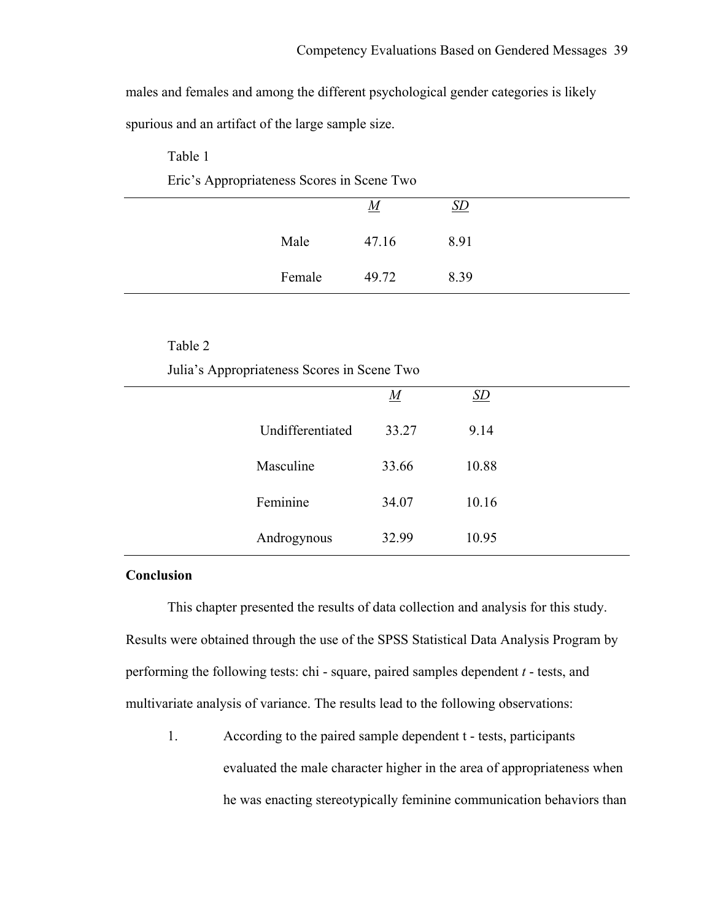males and females and among the different psychological gender categories is likely spurious and an artifact of the large sample size.

Table 1

Eric's Appropriateness Scores in Scene Two

| | *M* | *SD* |
|---|---|---|
| Male | 47.16 | 8.91 |
| Female | 49.72 | 8.39 |

Table 2

Julia's Appropriateness Scores in Scene Two

| | *M* | *SD* |
|---|---|---|
| Undifferentiated | 33.27 | 9.14 |
| Masculine | 33.66 | 10.88 |
| Feminine | 34.07 | 10.16 |
| Androgynous | 32.99 | 10.95 |

## Conclusion

This chapter presented the results of data collection and analysis for this study. Results were obtained through the use of the SPSS Statistical Data Analysis Program by performing the following tests: chi - square, paired samples dependent *t* - tests, and multivariate analysis of variance. The results lead to the following observations:

1. According to the paired sample dependent t - tests, participants evaluated the male character higher in the area of appropriateness when he was enacting stereotypically feminine communication behaviors than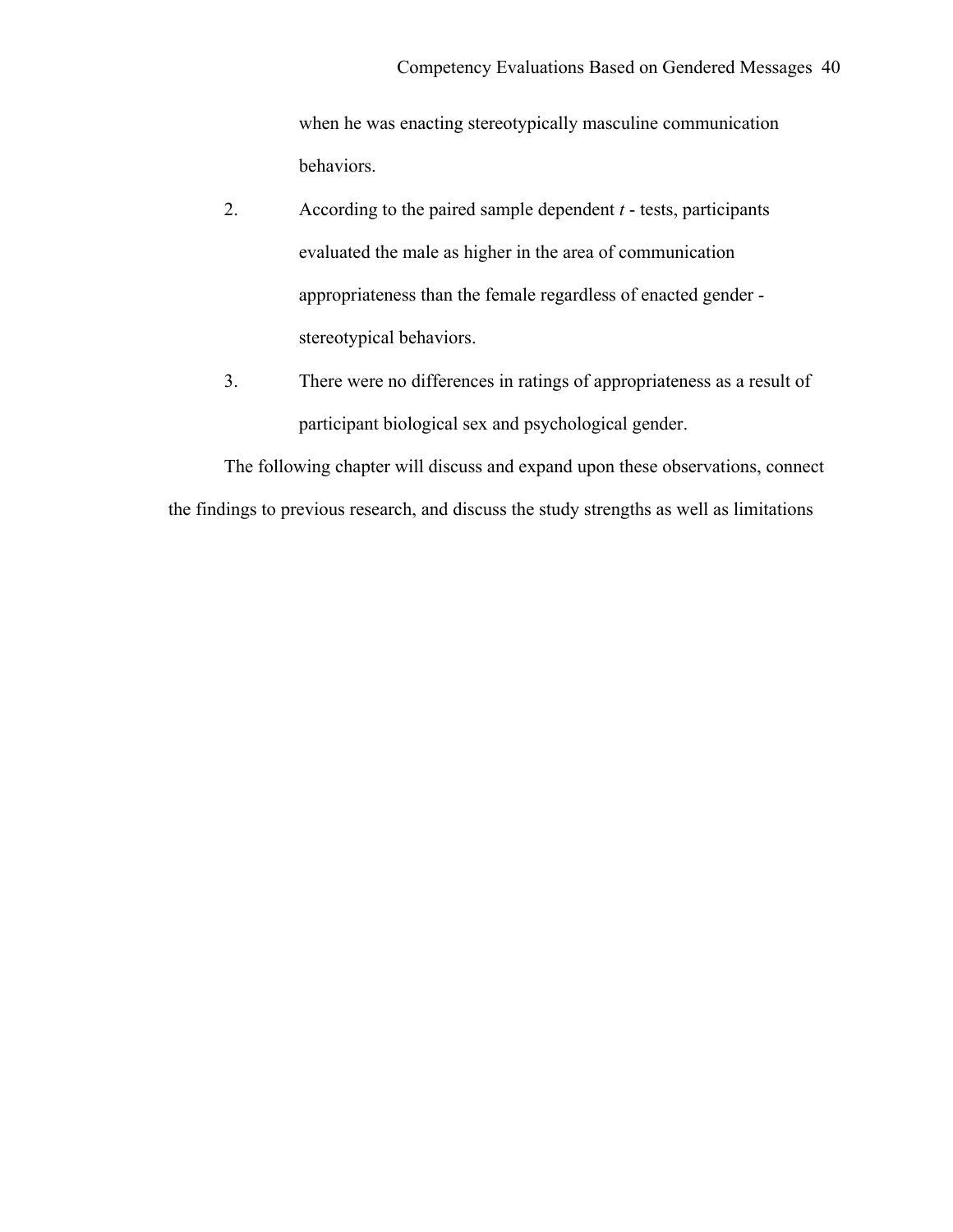when he was enacting stereotypically masculine communication behaviors.

2. According to the paired sample dependent *t* - tests, participants evaluated the male as higher in the area of communication appropriateness than the female regardless of enacted gender - stereotypical behaviors.

3. There were no differences in ratings of appropriateness as a result of participant biological sex and psychological gender.

The following chapter will discuss and expand upon these observations, connect the findings to previous research, and discuss the study strengths as well as limitations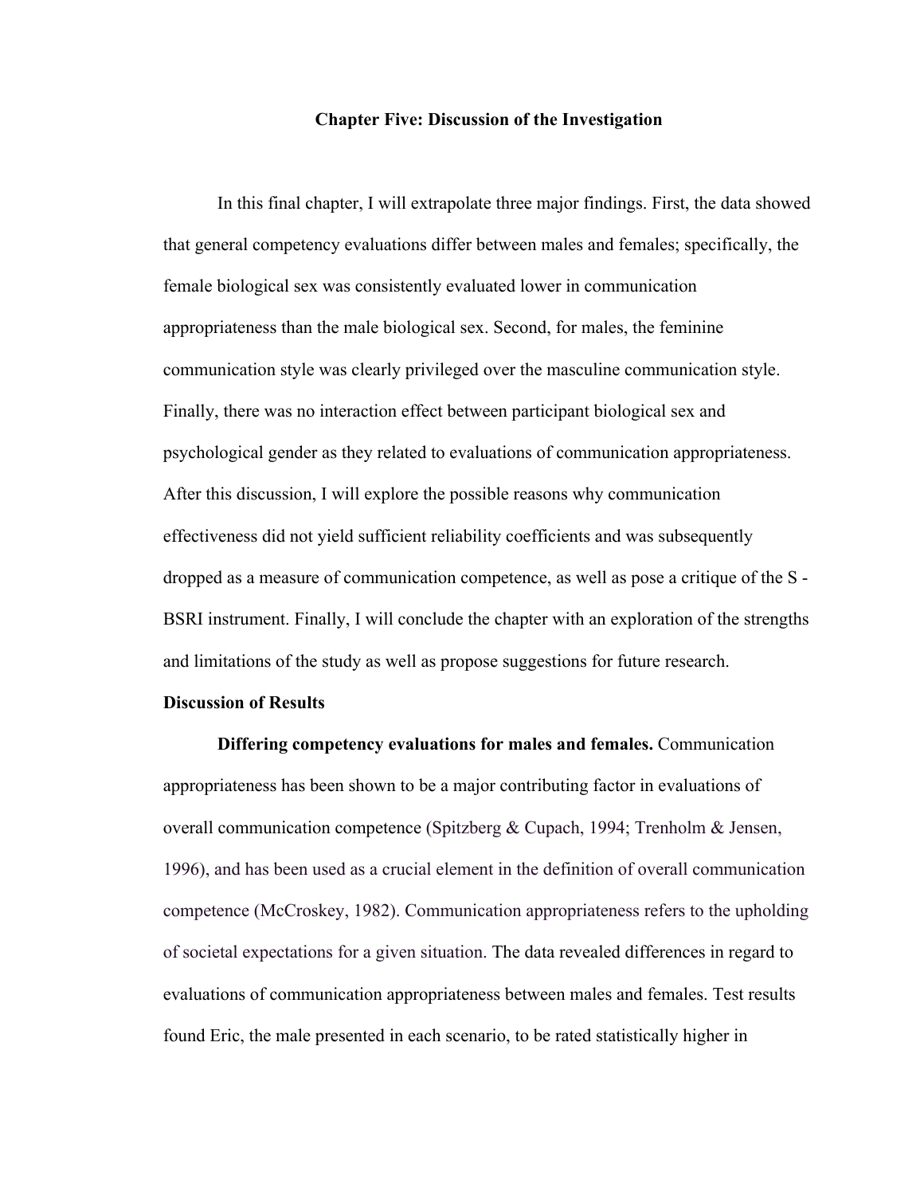# Chapter Five: Discussion of the Investigation

In this final chapter, I will extrapolate three major findings. First, the data showed that general competency evaluations differ between males and females; specifically, the female biological sex was consistently evaluated lower in communication appropriateness than the male biological sex. Second, for males, the feminine communication style was clearly privileged over the masculine communication style. Finally, there was no interaction effect between participant biological sex and psychological gender as they related to evaluations of communication appropriateness. After this discussion, I will explore the possible reasons why communication effectiveness did not yield sufficient reliability coefficients and was subsequently dropped as a measure of communication competence, as well as pose a critique of the S - BSRI instrument. Finally, I will conclude the chapter with an exploration of the strengths and limitations of the study as well as propose suggestions for future research.

## Discussion of Results

**Differing competency evaluations for males and females.** Communication appropriateness has been shown to be a major contributing factor in evaluations of overall communication competence (Spitzberg & Cupach, 1994; Trenholm & Jensen, 1996), and has been used as a crucial element in the definition of overall communication competence (McCroskey, 1982). Communication appropriateness refers to the upholding of societal expectations for a given situation. The data revealed differences in regard to evaluations of communication appropriateness between males and females. Test results found Eric, the male presented in each scenario, to be rated statistically higher in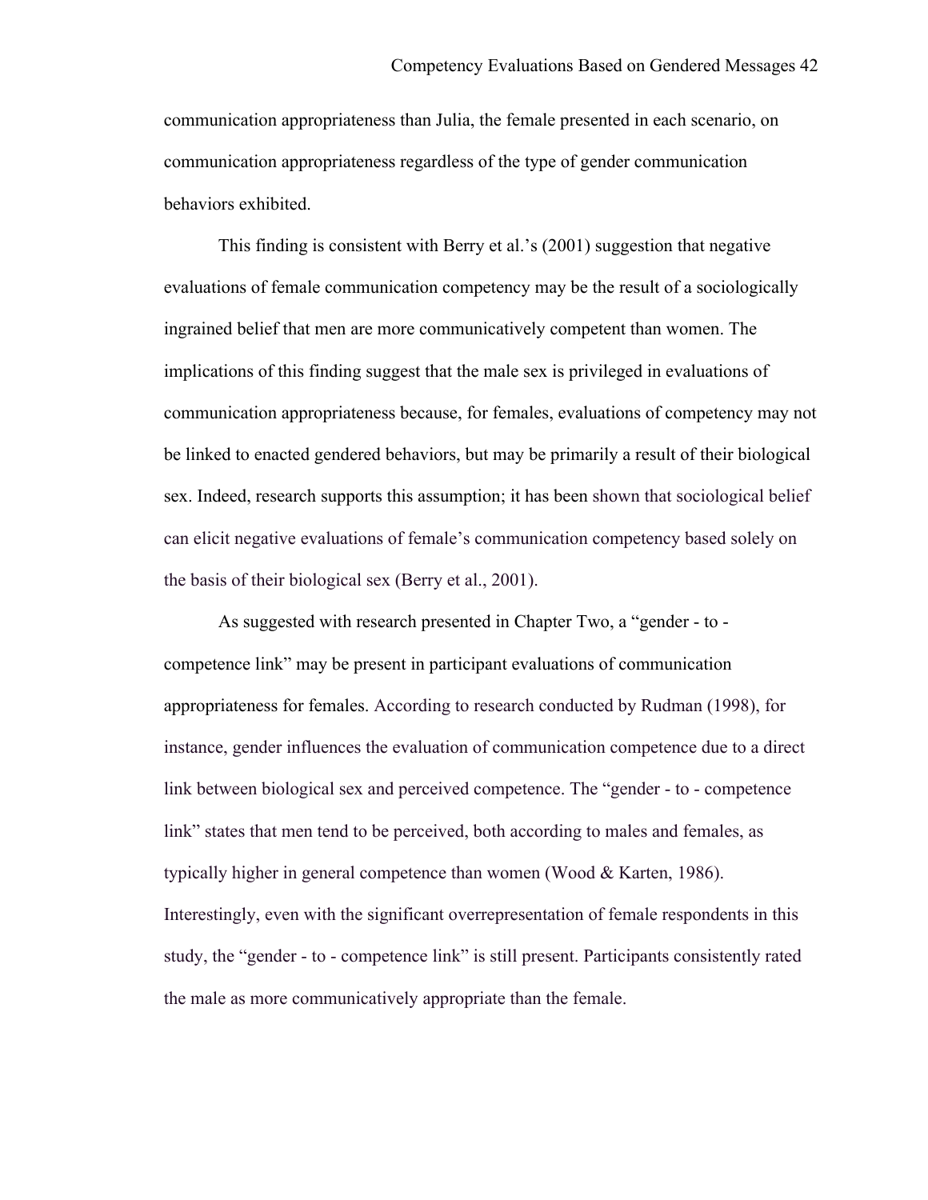communication appropriateness than Julia, the female presented in each scenario, on communication appropriateness regardless of the type of gender communication behaviors exhibited.

This finding is consistent with Berry et al.'s (2001) suggestion that negative evaluations of female communication competency may be the result of a sociologically ingrained belief that men are more communicatively competent than women. The implications of this finding suggest that the male sex is privileged in evaluations of communication appropriateness because, for females, evaluations of competency may not be linked to enacted gendered behaviors, but may be primarily a result of their biological sex. Indeed, research supports this assumption; it has been shown that sociological belief can elicit negative evaluations of female's communication competency based solely on the basis of their biological sex (Berry et al., 2001).

As suggested with research presented in Chapter Two, a "gender - to - competence link" may be present in participant evaluations of communication appropriateness for females. According to research conducted by Rudman (1998), for instance, gender influences the evaluation of communication competence due to a direct link between biological sex and perceived competence. The "gender - to - competence link" states that men tend to be perceived, both according to males and females, as typically higher in general competence than women (Wood & Karten, 1986). Interestingly, even with the significant overrepresentation of female respondents in this study, the "gender - to - competence link" is still present. Participants consistently rated the male as more communicatively appropriate than the female.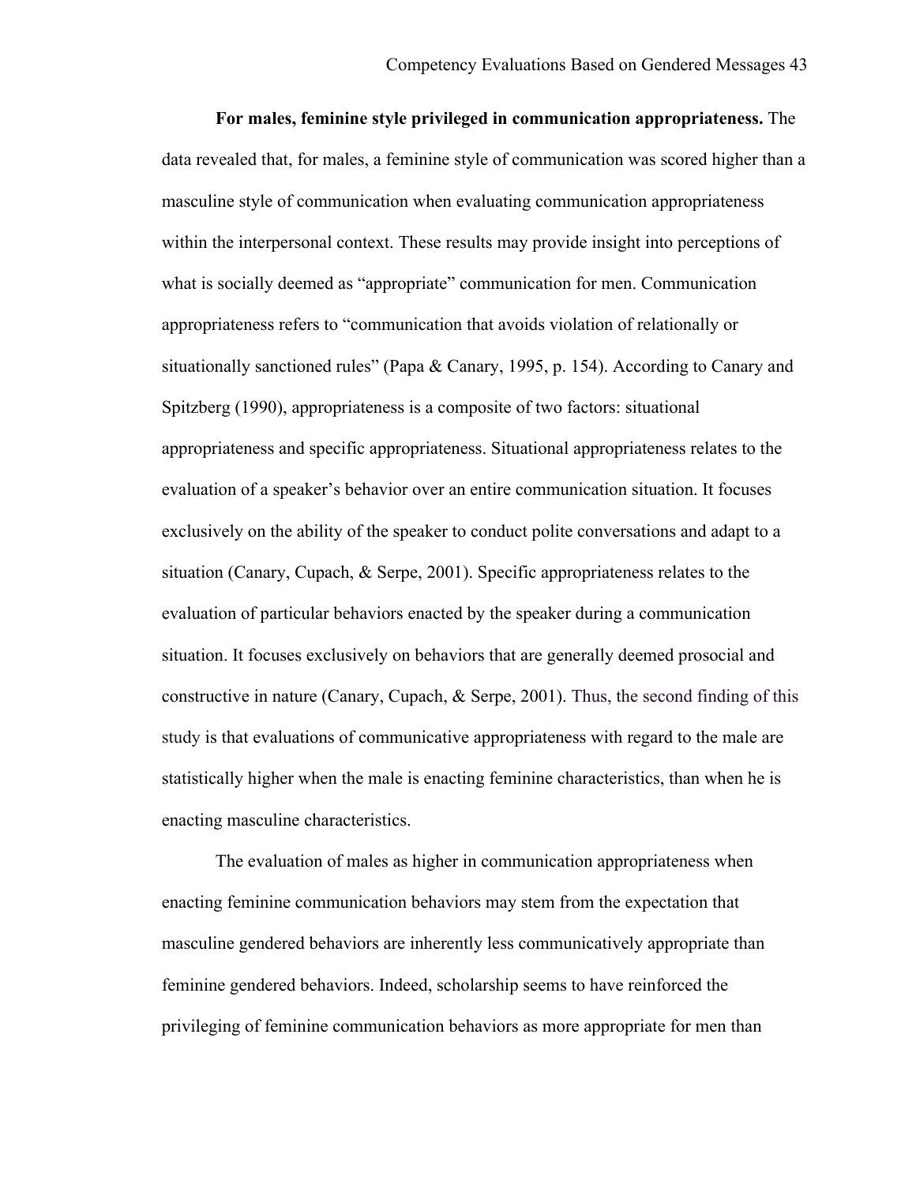**For males, feminine style privileged in communication appropriateness.** The data revealed that, for males, a feminine style of communication was scored higher than a masculine style of communication when evaluating communication appropriateness within the interpersonal context. These results may provide insight into perceptions of what is socially deemed as "appropriate" communication for men. Communication appropriateness refers to "communication that avoids violation of relationally or situationally sanctioned rules" (Papa & Canary, 1995, p. 154). According to Canary and Spitzberg (1990), appropriateness is a composite of two factors: situational appropriateness and specific appropriateness. Situational appropriateness relates to the evaluation of a speaker's behavior over an entire communication situation. It focuses exclusively on the ability of the speaker to conduct polite conversations and adapt to a situation (Canary, Cupach, & Serpe, 2001). Specific appropriateness relates to the evaluation of particular behaviors enacted by the speaker during a communication situation. It focuses exclusively on behaviors that are generally deemed prosocial and constructive in nature (Canary, Cupach, & Serpe, 2001). Thus, the second finding of this study is that evaluations of communicative appropriateness with regard to the male are statistically higher when the male is enacting feminine characteristics, than when he is enacting masculine characteristics.

The evaluation of males as higher in communication appropriateness when enacting feminine communication behaviors may stem from the expectation that masculine gendered behaviors are inherently less communicatively appropriate than feminine gendered behaviors. Indeed, scholarship seems to have reinforced the privileging of feminine communication behaviors as more appropriate for men than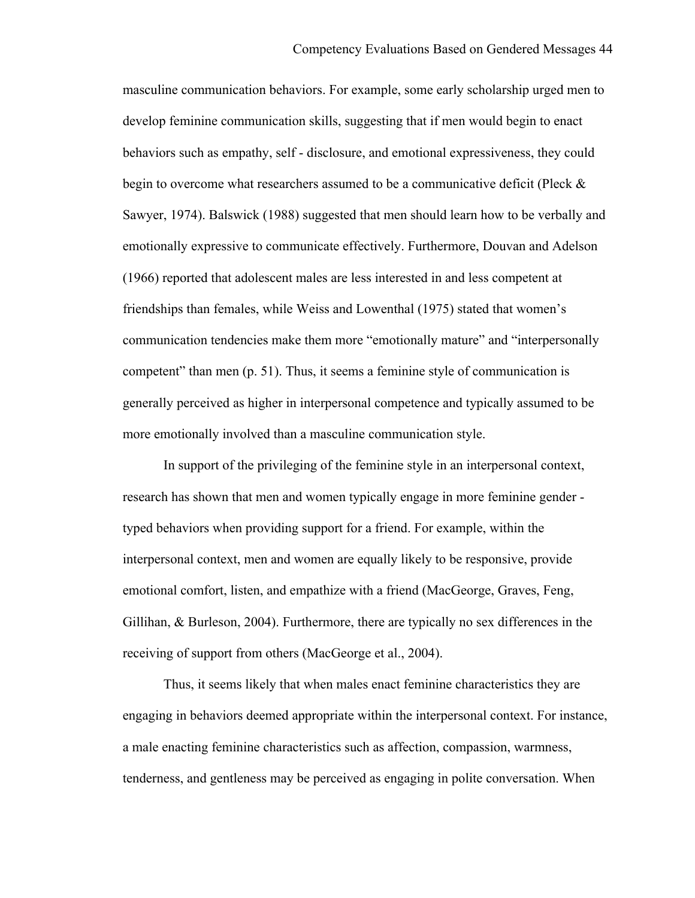masculine communication behaviors. For example, some early scholarship urged men to develop feminine communication skills, suggesting that if men would begin to enact behaviors such as empathy, self - disclosure, and emotional expressiveness, they could begin to overcome what researchers assumed to be a communicative deficit (Pleck & Sawyer, 1974). Balswick (1988) suggested that men should learn how to be verbally and emotionally expressive to communicate effectively. Furthermore, Douvan and Adelson (1966) reported that adolescent males are less interested in and less competent at friendships than females, while Weiss and Lowenthal (1975) stated that women's communication tendencies make them more "emotionally mature" and "interpersonally competent" than men (p. 51). Thus, it seems a feminine style of communication is generally perceived as higher in interpersonal competence and typically assumed to be more emotionally involved than a masculine communication style.

In support of the privileging of the feminine style in an interpersonal context, research has shown that men and women typically engage in more feminine gender - typed behaviors when providing support for a friend. For example, within the interpersonal context, men and women are equally likely to be responsive, provide emotional comfort, listen, and empathize with a friend (MacGeorge, Graves, Feng, Gillihan, & Burleson, 2004). Furthermore, there are typically no sex differences in the receiving of support from others (MacGeorge et al., 2004).

Thus, it seems likely that when males enact feminine characteristics they are engaging in behaviors deemed appropriate within the interpersonal context. For instance, a male enacting feminine characteristics such as affection, compassion, warmness, tenderness, and gentleness may be perceived as engaging in polite conversation. When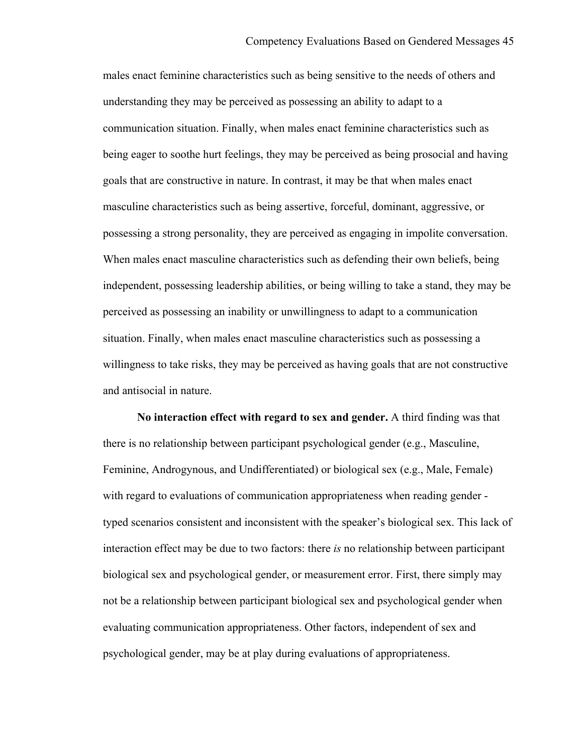males enact feminine characteristics such as being sensitive to the needs of others and understanding they may be perceived as possessing an ability to adapt to a communication situation. Finally, when males enact feminine characteristics such as being eager to soothe hurt feelings, they may be perceived as being prosocial and having goals that are constructive in nature. In contrast, it may be that when males enact masculine characteristics such as being assertive, forceful, dominant, aggressive, or possessing a strong personality, they are perceived as engaging in impolite conversation. When males enact masculine characteristics such as defending their own beliefs, being independent, possessing leadership abilities, or being willing to take a stand, they may be perceived as possessing an inability or unwillingness to adapt to a communication situation. Finally, when males enact masculine characteristics such as possessing a willingness to take risks, they may be perceived as having goals that are not constructive and antisocial in nature.

**No interaction effect with regard to sex and gender.** A third finding was that there is no relationship between participant psychological gender (e.g., Masculine, Feminine, Androgynous, and Undifferentiated) or biological sex (e.g., Male, Female) with regard to evaluations of communication appropriateness when reading gender - typed scenarios consistent and inconsistent with the speaker's biological sex. This lack of interaction effect may be due to two factors: there *is* no relationship between participant biological sex and psychological gender, or measurement error. First, there simply may not be a relationship between participant biological sex and psychological gender when evaluating communication appropriateness. Other factors, independent of sex and psychological gender, may be at play during evaluations of appropriateness.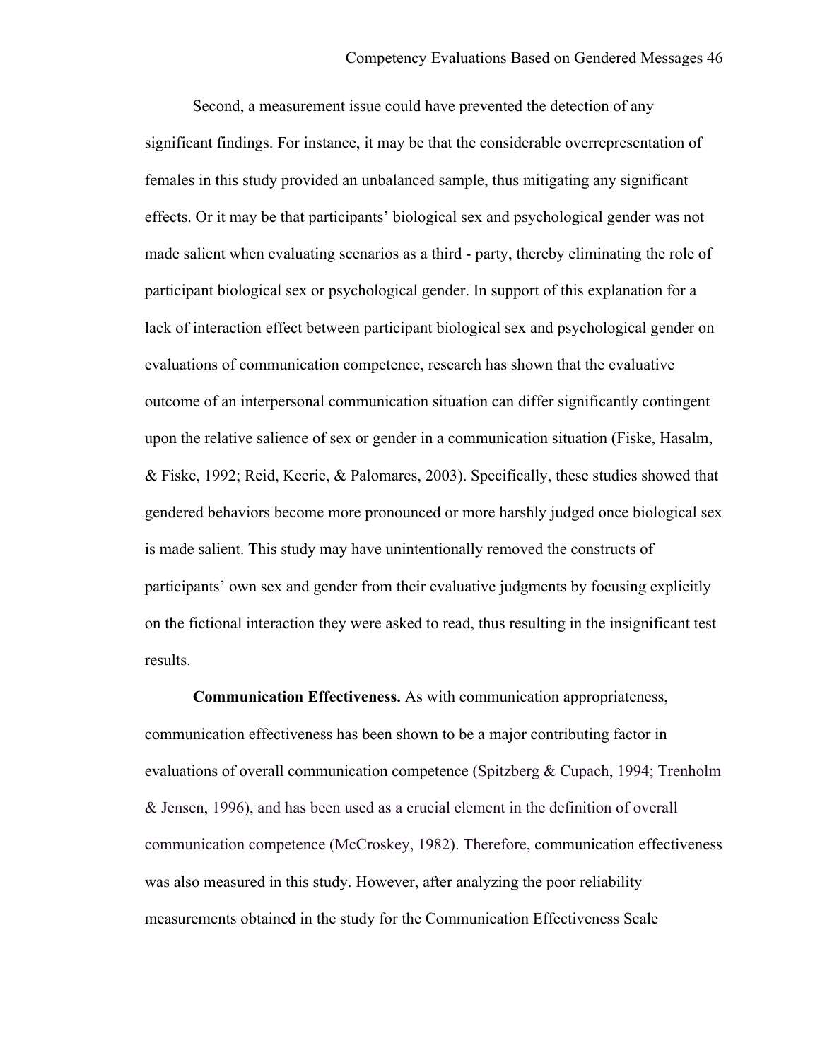Second, a measurement issue could have prevented the detection of any significant findings. For instance, it may be that the considerable overrepresentation of females in this study provided an unbalanced sample, thus mitigating any significant effects. Or it may be that participants' biological sex and psychological gender was not made salient when evaluating scenarios as a third - party, thereby eliminating the role of participant biological sex or psychological gender. In support of this explanation for a lack of interaction effect between participant biological sex and psychological gender on evaluations of communication competence, research has shown that the evaluative outcome of an interpersonal communication situation can differ significantly contingent upon the relative salience of sex or gender in a communication situation (Fiske, Hasalm, & Fiske, 1992; Reid, Keerie, & Palomares, 2003). Specifically, these studies showed that gendered behaviors become more pronounced or more harshly judged once biological sex is made salient. This study may have unintentionally removed the constructs of participants' own sex and gender from their evaluative judgments by focusing explicitly on the fictional interaction they were asked to read, thus resulting in the insignificant test results.

**Communication Effectiveness.** As with communication appropriateness, communication effectiveness has been shown to be a major contributing factor in evaluations of overall communication competence (Spitzberg & Cupach, 1994; Trenholm & Jensen, 1996), and has been used as a crucial element in the definition of overall communication competence (McCroskey, 1982). Therefore, communication effectiveness was also measured in this study. However, after analyzing the poor reliability measurements obtained in the study for the Communication Effectiveness Scale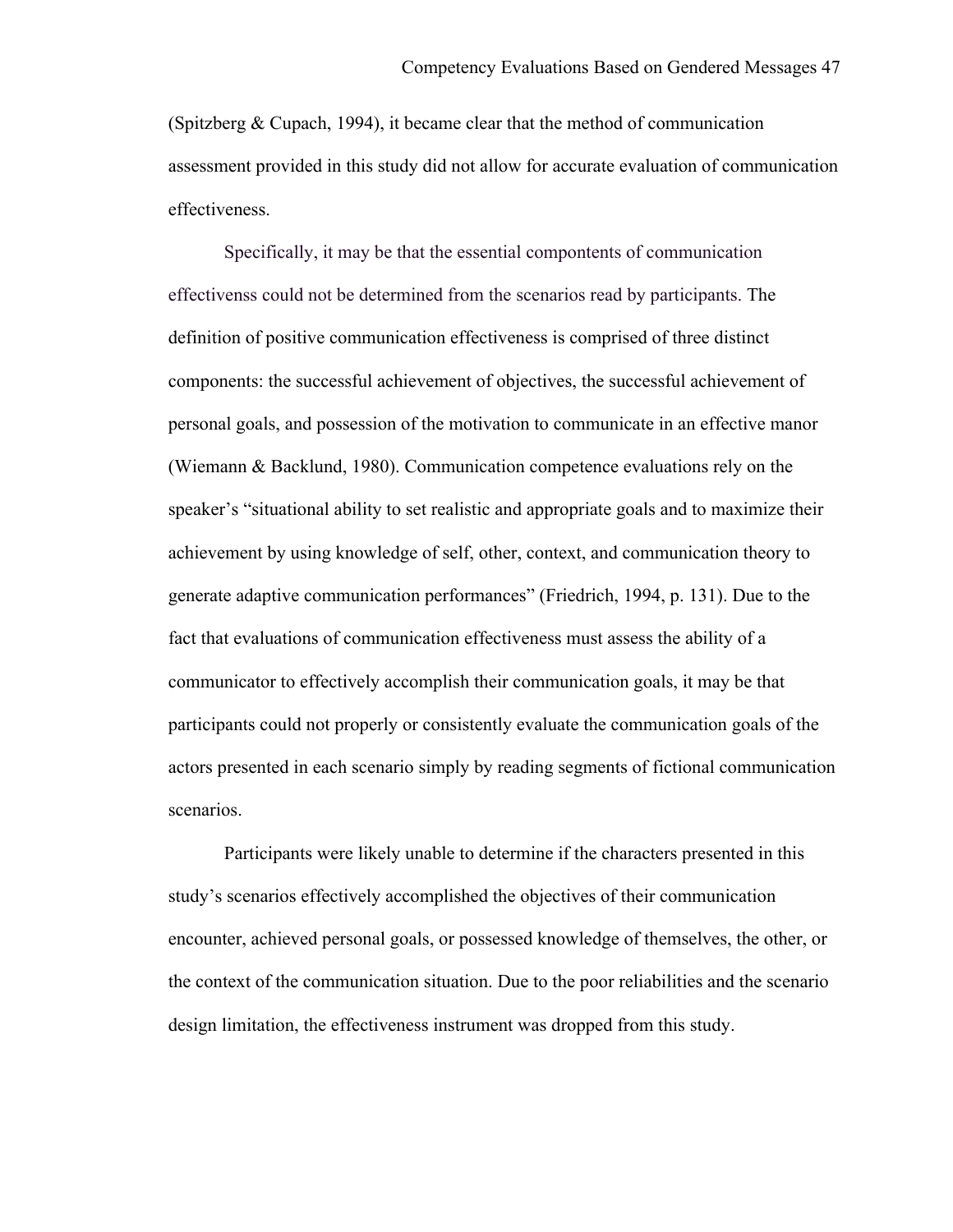(Spitzberg & Cupach, 1994), it became clear that the method of communication assessment provided in this study did not allow for accurate evaluation of communication effectiveness.

Specifically, it may be that the essential compontents of communication effectivenss could not be determined from the scenarios read by participants. The definition of positive communication effectiveness is comprised of three distinct components: the successful achievement of objectives, the successful achievement of personal goals, and possession of the motivation to communicate in an effective manor (Wiemann & Backlund, 1980). Communication competence evaluations rely on the speaker's "situational ability to set realistic and appropriate goals and to maximize their achievement by using knowledge of self, other, context, and communication theory to generate adaptive communication performances" (Friedrich, 1994, p. 131). Due to the fact that evaluations of communication effectiveness must assess the ability of a communicator to effectively accomplish their communication goals, it may be that participants could not properly or consistently evaluate the communication goals of the actors presented in each scenario simply by reading segments of fictional communication scenarios.

Participants were likely unable to determine if the characters presented in this study's scenarios effectively accomplished the objectives of their communication encounter, achieved personal goals, or possessed knowledge of themselves, the other, or the context of the communication situation. Due to the poor reliabilities and the scenario design limitation, the effectiveness instrument was dropped from this study.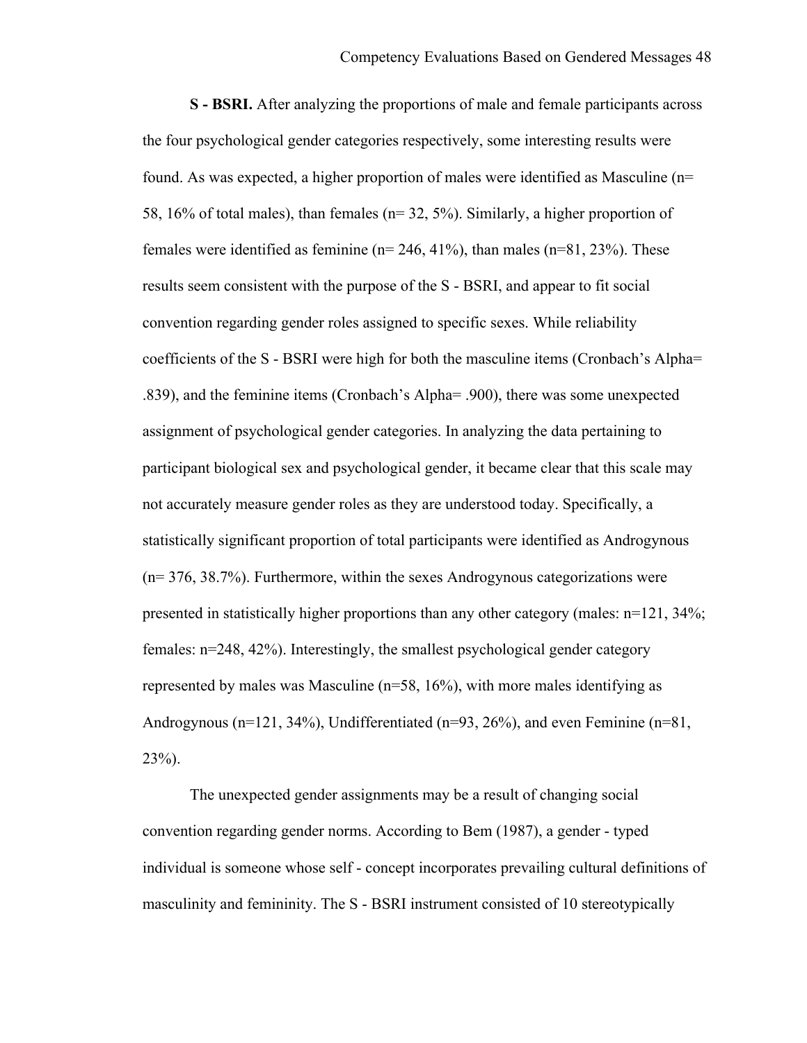**S - BSRI.** After analyzing the proportions of male and female participants across the four psychological gender categories respectively, some interesting results were found. As was expected, a higher proportion of males were identified as Masculine (n= 58, 16% of total males), than females (n= 32, 5%). Similarly, a higher proportion of females were identified as feminine (n= 246, 41%), than males (n=81, 23%). These results seem consistent with the purpose of the S - BSRI, and appear to fit social convention regarding gender roles assigned to specific sexes. While reliability coefficients of the S - BSRI were high for both the masculine items (Cronbach's Alpha= .839), and the feminine items (Cronbach's Alpha= .900), there was some unexpected assignment of psychological gender categories. In analyzing the data pertaining to participant biological sex and psychological gender, it became clear that this scale may not accurately measure gender roles as they are understood today. Specifically, a statistically significant proportion of total participants were identified as Androgynous (n= 376, 38.7%). Furthermore, within the sexes Androgynous categorizations were presented in statistically higher proportions than any other category (males: n=121, 34%; females: n=248, 42%). Interestingly, the smallest psychological gender category represented by males was Masculine (n=58, 16%), with more males identifying as Androgynous (n=121, 34%), Undifferentiated (n=93, 26%), and even Feminine (n=81, 23%).

The unexpected gender assignments may be a result of changing social convention regarding gender norms. According to Bem (1987), a gender - typed individual is someone whose self - concept incorporates prevailing cultural definitions of masculinity and femininity. The S - BSRI instrument consisted of 10 stereotypically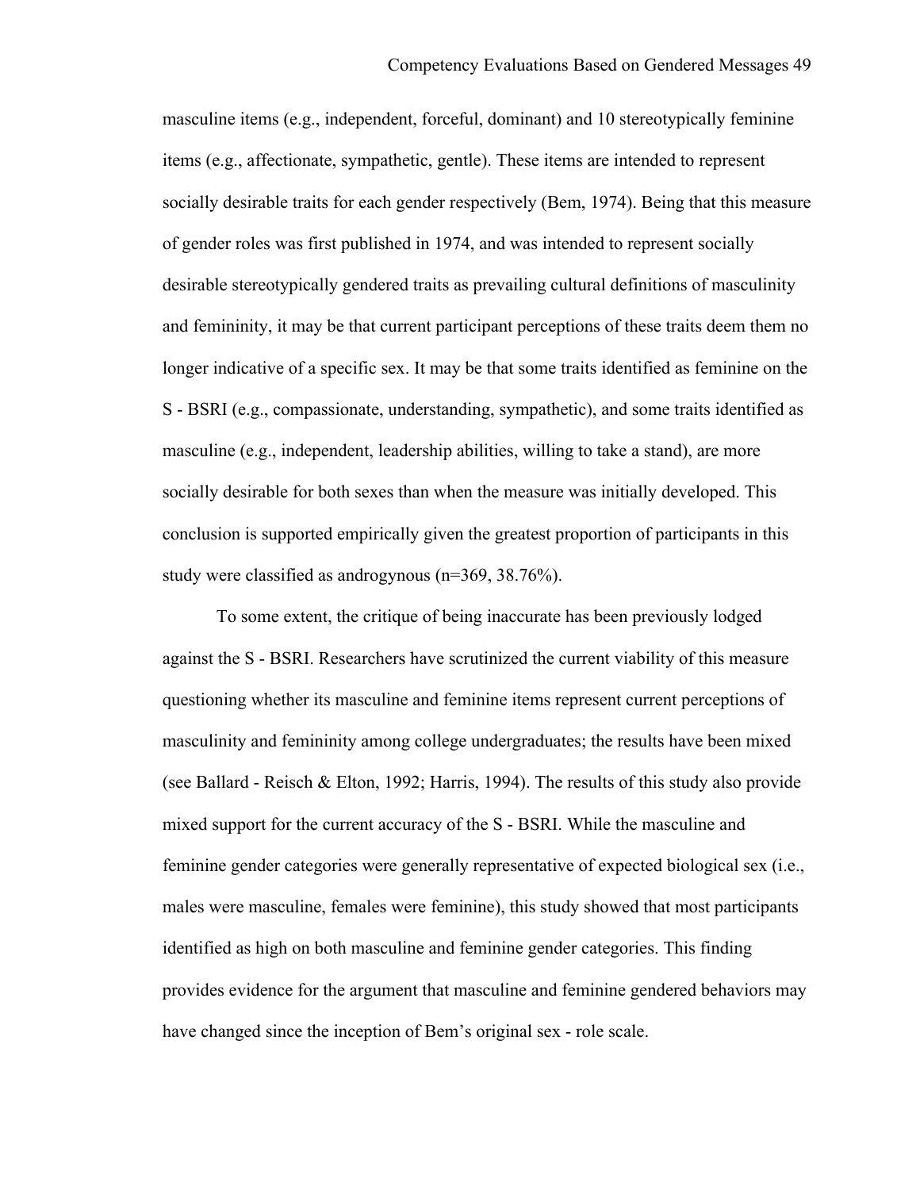masculine items (e.g., independent, forceful, dominant) and 10 stereotypically feminine items (e.g., affectionate, sympathetic, gentle). These items are intended to represent socially desirable traits for each gender respectively (Bem, 1974). Being that this measure of gender roles was first published in 1974, and was intended to represent socially desirable stereotypically gendered traits as prevailing cultural definitions of masculinity and femininity, it may be that current participant perceptions of these traits deem them no longer indicative of a specific sex. It may be that some traits identified as feminine on the S - BSRI (e.g., compassionate, understanding, sympathetic), and some traits identified as masculine (e.g., independent, leadership abilities, willing to take a stand), are more socially desirable for both sexes than when the measure was initially developed. This conclusion is supported empirically given the greatest proportion of participants in this study were classified as androgynous (n=369, 38.76%).

To some extent, the critique of being inaccurate has been previously lodged against the S - BSRI. Researchers have scrutinized the current viability of this measure questioning whether its masculine and feminine items represent current perceptions of masculinity and femininity among college undergraduates; the results have been mixed (see Ballard - Reisch & Elton, 1992; Harris, 1994). The results of this study also provide mixed support for the current accuracy of the S - BSRI. While the masculine and feminine gender categories were generally representative of expected biological sex (i.e., males were masculine, females were feminine), this study showed that most participants identified as high on both masculine and feminine gender categories. This finding provides evidence for the argument that masculine and feminine gendered behaviors may have changed since the inception of Bem's original sex - role scale.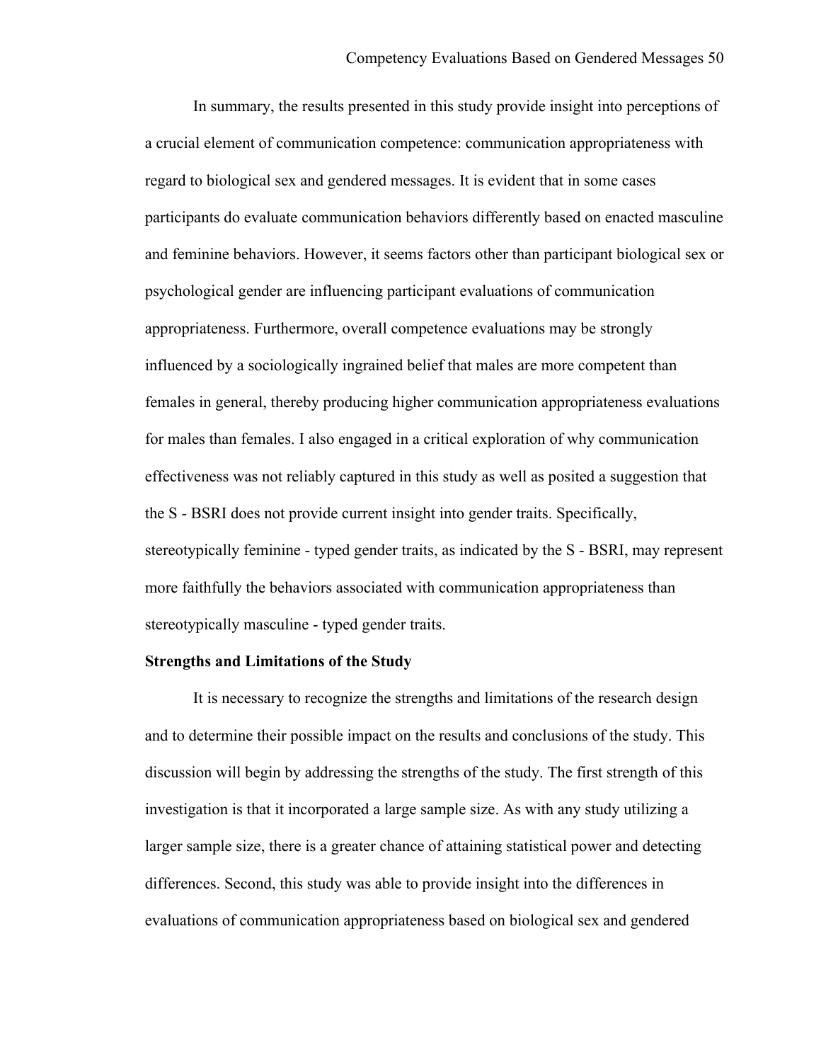In summary, the results presented in this study provide insight into perceptions of a crucial element of communication competence: communication appropriateness with regard to biological sex and gendered messages. It is evident that in some cases participants do evaluate communication behaviors differently based on enacted masculine and feminine behaviors. However, it seems factors other than participant biological sex or psychological gender are influencing participant evaluations of communication appropriateness. Furthermore, overall competence evaluations may be strongly influenced by a sociologically ingrained belief that males are more competent than females in general, thereby producing higher communication appropriateness evaluations for males than females. I also engaged in a critical exploration of why communication effectiveness was not reliably captured in this study as well as posited a suggestion that the S - BSRI does not provide current insight into gender traits. Specifically, stereotypically feminine - typed gender traits, as indicated by the S - BSRI, may represent more faithfully the behaviors associated with communication appropriateness than stereotypically masculine - typed gender traits.

**Strengths and Limitations of the Study**

It is necessary to recognize the strengths and limitations of the research design and to determine their possible impact on the results and conclusions of the study. This discussion will begin by addressing the strengths of the study. The first strength of this investigation is that it incorporated a large sample size. As with any study utilizing a larger sample size, there is a greater chance of attaining statistical power and detecting differences. Second, this study was able to provide insight into the differences in evaluations of communication appropriateness based on biological sex and gendered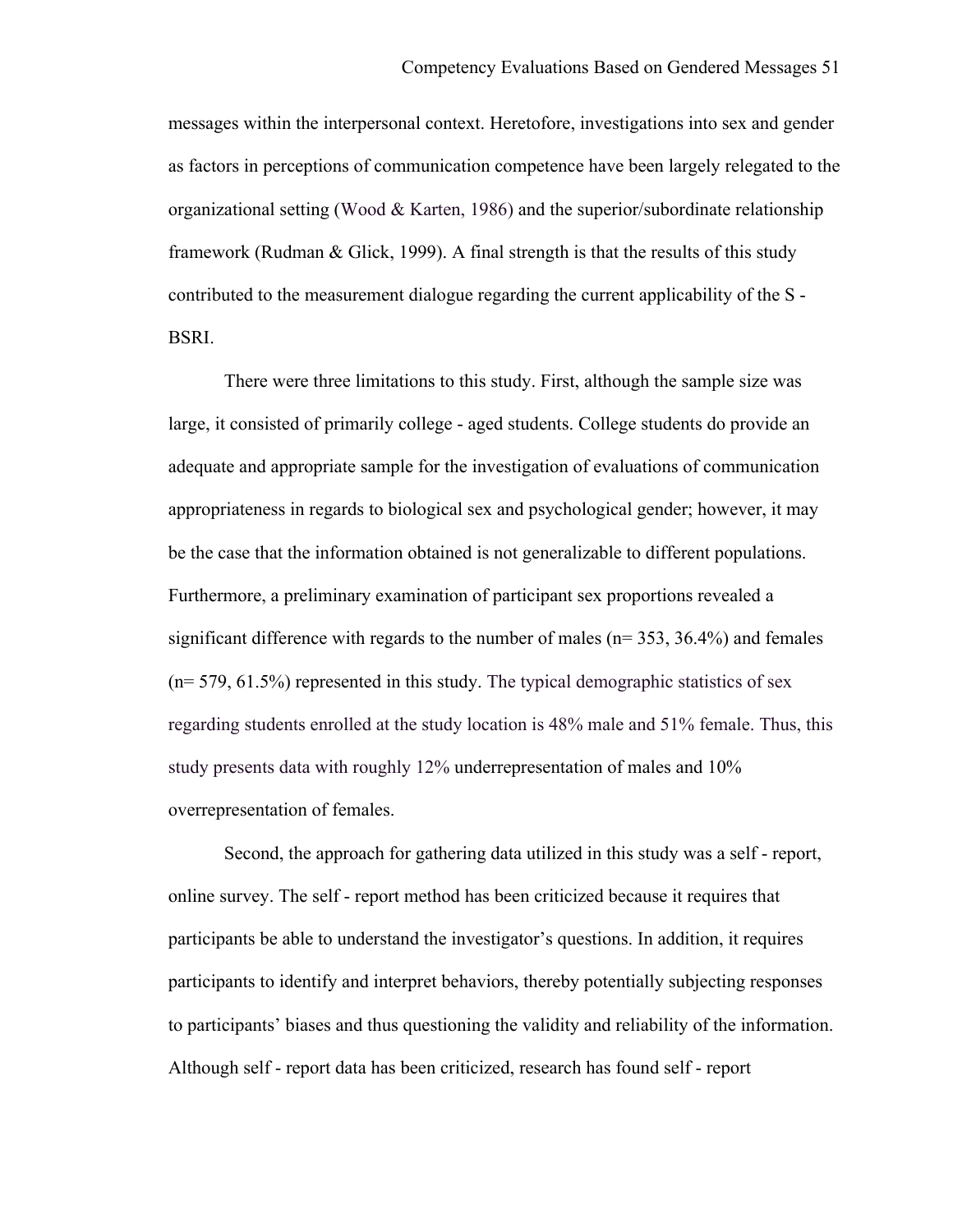messages within the interpersonal context. Heretofore, investigations into sex and gender as factors in perceptions of communication competence have been largely relegated to the organizational setting (Wood & Karten, 1986) and the superior/subordinate relationship framework (Rudman & Glick, 1999). A final strength is that the results of this study contributed to the measurement dialogue regarding the current applicability of the S - BSRI.

There were three limitations to this study. First, although the sample size was large, it consisted of primarily college - aged students. College students do provide an adequate and appropriate sample for the investigation of evaluations of communication appropriateness in regards to biological sex and psychological gender; however, it may be the case that the information obtained is not generalizable to different populations. Furthermore, a preliminary examination of participant sex proportions revealed a significant difference with regards to the number of males (n= 353, 36.4%) and females (n= 579, 61.5%) represented in this study. The typical demographic statistics of sex regarding students enrolled at the study location is 48% male and 51% female. Thus, this study presents data with roughly 12% underrepresentation of males and 10% overrepresentation of females.

Second, the approach for gathering data utilized in this study was a self - report, online survey. The self - report method has been criticized because it requires that participants be able to understand the investigator's questions. In addition, it requires participants to identify and interpret behaviors, thereby potentially subjecting responses to participants' biases and thus questioning the validity and reliability of the information. Although self - report data has been criticized, research has found self - report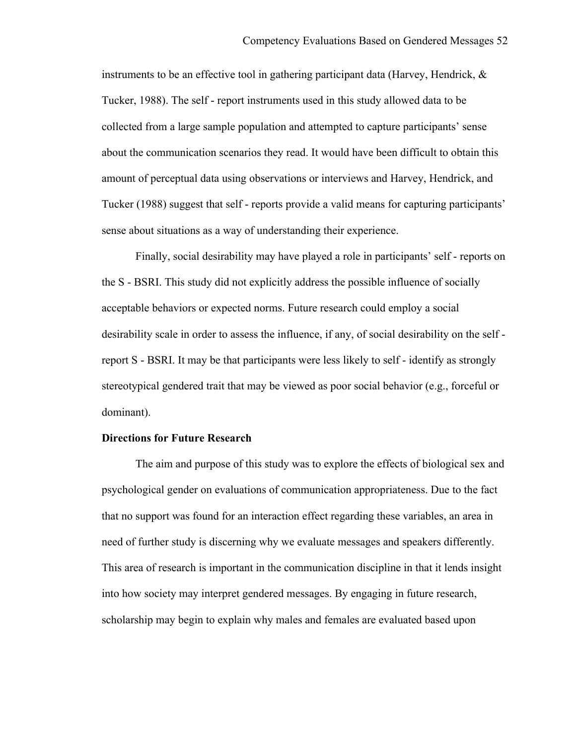instruments to be an effective tool in gathering participant data (Harvey, Hendrick, & Tucker, 1988). The self - report instruments used in this study allowed data to be collected from a large sample population and attempted to capture participants' sense about the communication scenarios they read. It would have been difficult to obtain this amount of perceptual data using observations or interviews and Harvey, Hendrick, and Tucker (1988) suggest that self - reports provide a valid means for capturing participants' sense about situations as a way of understanding their experience.

Finally, social desirability may have played a role in participants' self - reports on the S - BSRI. This study did not explicitly address the possible influence of socially acceptable behaviors or expected norms. Future research could employ a social desirability scale in order to assess the influence, if any, of social desirability on the self - report S - BSRI. It may be that participants were less likely to self - identify as strongly stereotypical gendered trait that may be viewed as poor social behavior (e.g., forceful or dominant).

**Directions for Future Research**

The aim and purpose of this study was to explore the effects of biological sex and psychological gender on evaluations of communication appropriateness. Due to the fact that no support was found for an interaction effect regarding these variables, an area in need of further study is discerning why we evaluate messages and speakers differently. This area of research is important in the communication discipline in that it lends insight into how society may interpret gendered messages. By engaging in future research, scholarship may begin to explain why males and females are evaluated based upon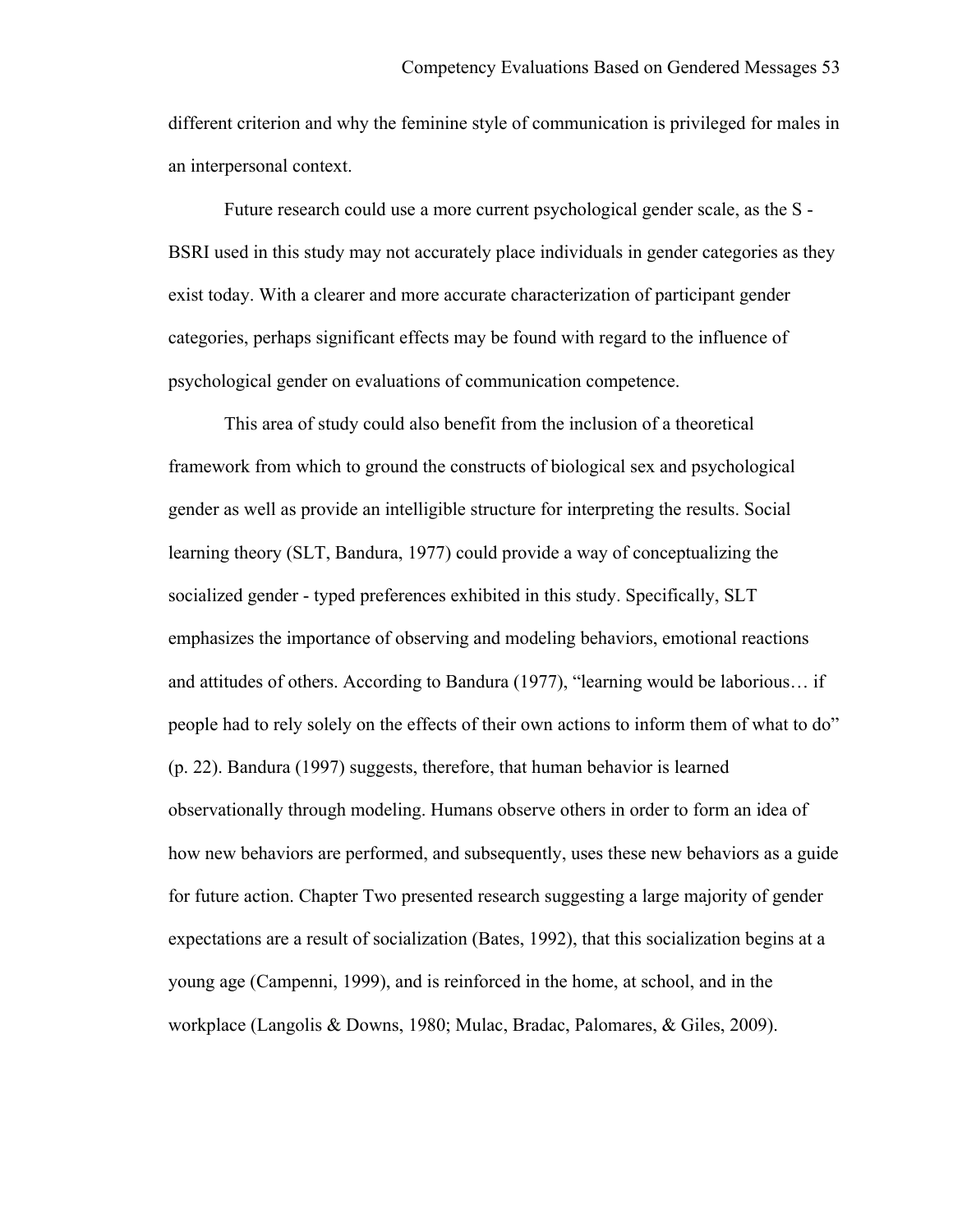different criterion and why the feminine style of communication is privileged for males in an interpersonal context.

Future research could use a more current psychological gender scale, as the S - BSRI used in this study may not accurately place individuals in gender categories as they exist today. With a clearer and more accurate characterization of participant gender categories, perhaps significant effects may be found with regard to the influence of psychological gender on evaluations of communication competence.

This area of study could also benefit from the inclusion of a theoretical framework from which to ground the constructs of biological sex and psychological gender as well as provide an intelligible structure for interpreting the results. Social learning theory (SLT, Bandura, 1977) could provide a way of conceptualizing the socialized gender - typed preferences exhibited in this study. Specifically, SLT emphasizes the importance of observing and modeling behaviors, emotional reactions and attitudes of others. According to Bandura (1977), "learning would be laborious… if people had to rely solely on the effects of their own actions to inform them of what to do" (p. 22). Bandura (1997) suggests, therefore, that human behavior is learned observationally through modeling. Humans observe others in order to form an idea of how new behaviors are performed, and subsequently, uses these new behaviors as a guide for future action. Chapter Two presented research suggesting a large majority of gender expectations are a result of socialization (Bates, 1992), that this socialization begins at a young age (Campenni, 1999), and is reinforced in the home, at school, and in the workplace (Langolis & Downs, 1980; Mulac, Bradac, Palomares, & Giles, 2009).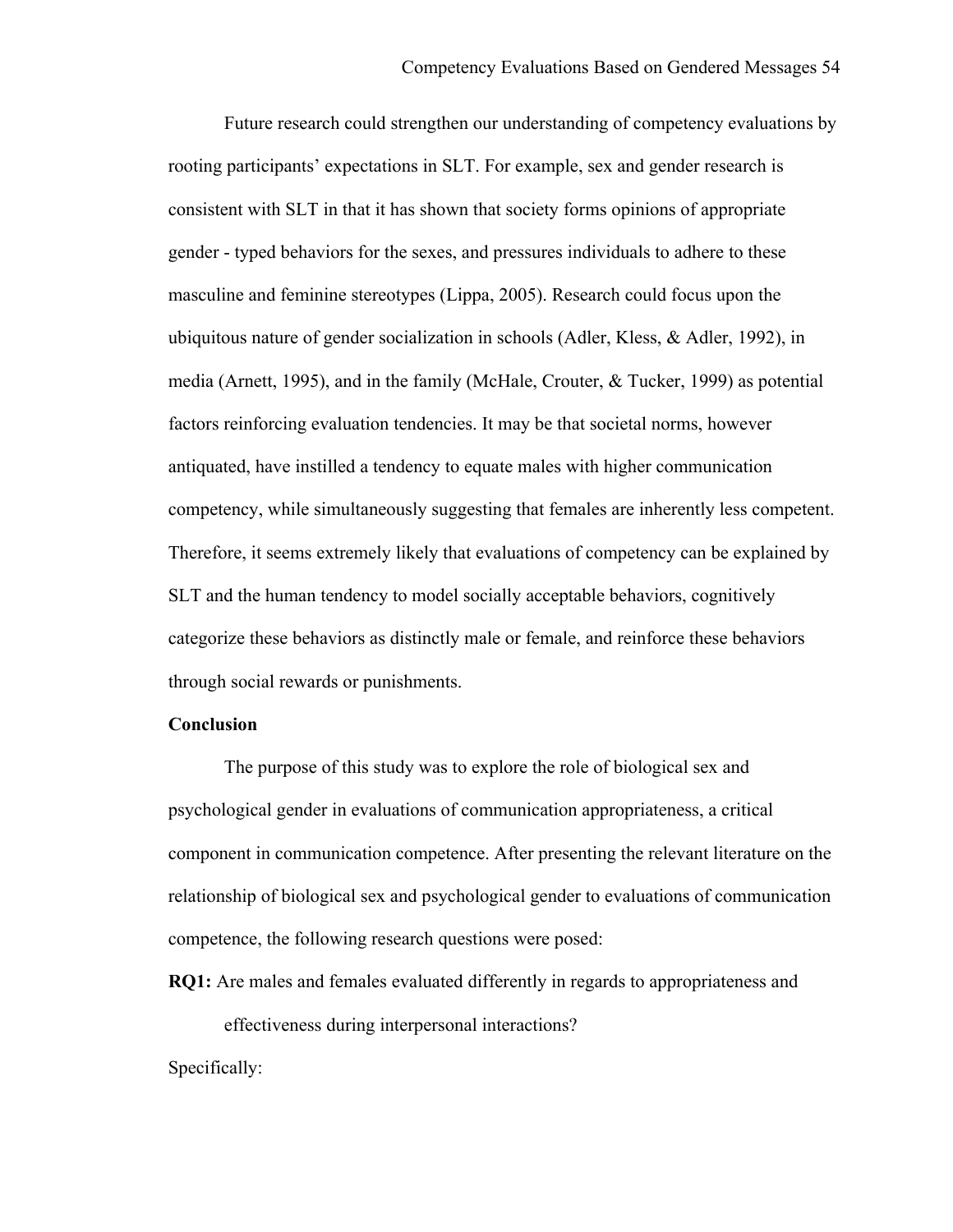Future research could strengthen our understanding of competency evaluations by rooting participants' expectations in SLT. For example, sex and gender research is consistent with SLT in that it has shown that society forms opinions of appropriate gender - typed behaviors for the sexes, and pressures individuals to adhere to these masculine and feminine stereotypes (Lippa, 2005). Research could focus upon the ubiquitous nature of gender socialization in schools (Adler, Kless, & Adler, 1992), in media (Arnett, 1995), and in the family (McHale, Crouter, & Tucker, 1999) as potential factors reinforcing evaluation tendencies. It may be that societal norms, however antiquated, have instilled a tendency to equate males with higher communication competency, while simultaneously suggesting that females are inherently less competent. Therefore, it seems extremely likely that evaluations of competency can be explained by SLT and the human tendency to model socially acceptable behaviors, cognitively categorize these behaviors as distinctly male or female, and reinforce these behaviors through social rewards or punishments.

**Conclusion**

The purpose of this study was to explore the role of biological sex and psychological gender in evaluations of communication appropriateness, a critical component in communication competence. After presenting the relevant literature on the relationship of biological sex and psychological gender to evaluations of communication competence, the following research questions were posed:

**RQ1:** Are males and females evaluated differently in regards to appropriateness and effectiveness during interpersonal interactions?

Specifically: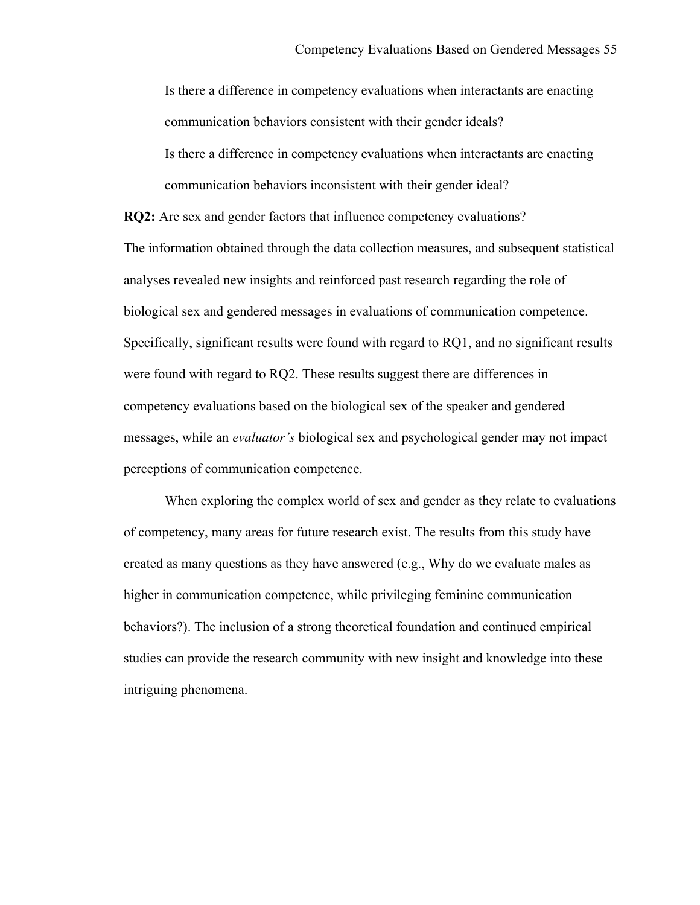Is there a difference in competency evaluations when interactants are enacting communication behaviors consistent with their gender ideals?

Is there a difference in competency evaluations when interactants are enacting communication behaviors inconsistent with their gender ideal?

**RQ2:** Are sex and gender factors that influence competency evaluations?

The information obtained through the data collection measures, and subsequent statistical analyses revealed new insights and reinforced past research regarding the role of biological sex and gendered messages in evaluations of communication competence. Specifically, significant results were found with regard to RQ1, and no significant results were found with regard to RQ2. These results suggest there are differences in competency evaluations based on the biological sex of the speaker and gendered messages, while an *evaluator's* biological sex and psychological gender may not impact perceptions of communication competence.

When exploring the complex world of sex and gender as they relate to evaluations of competency, many areas for future research exist. The results from this study have created as many questions as they have answered (e.g., Why do we evaluate males as higher in communication competence, while privileging feminine communication behaviors?). The inclusion of a strong theoretical foundation and continued empirical studies can provide the research community with new insight and knowledge into these intriguing phenomena.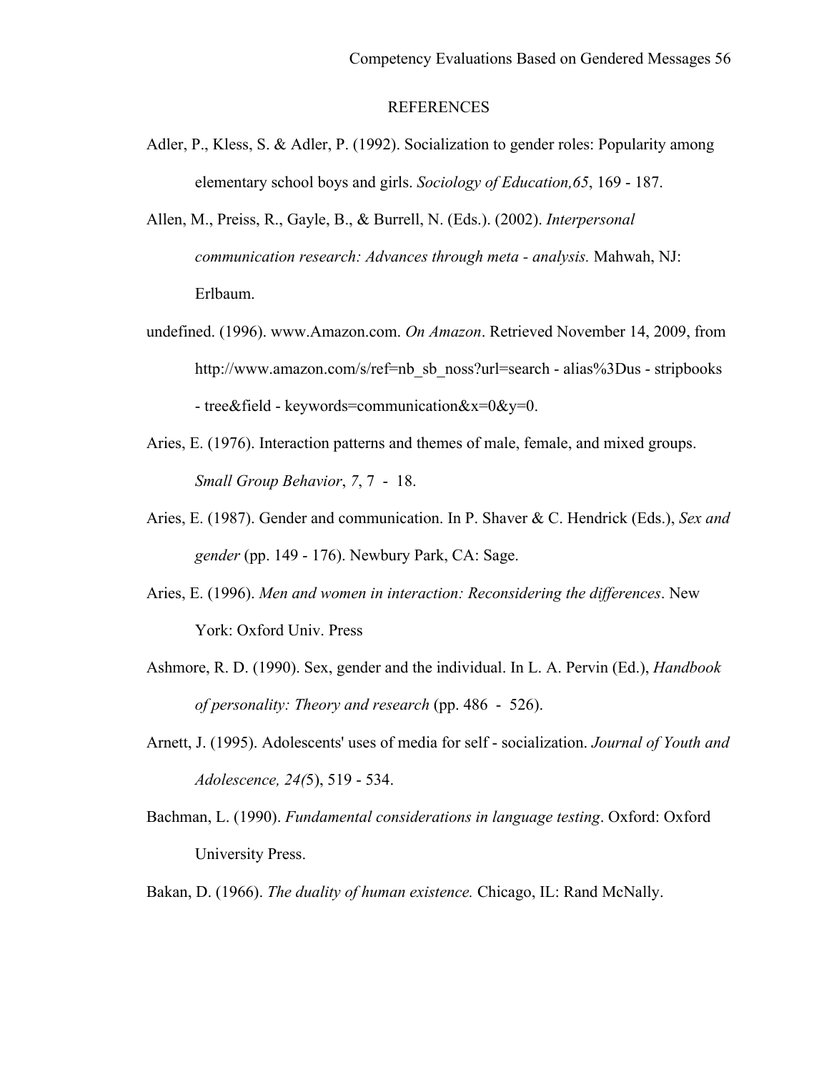REFERENCES

Adler, P., Kless, S. & Adler, P. (1992). Socialization to gender roles: Popularity among elementary school boys and girls. *Sociology of Education,65*, 169 - 187.

Allen, M., Preiss, R., Gayle, B., & Burrell, N. (Eds.). (2002). *Interpersonal communication research: Advances through meta - analysis.* Mahwah, NJ: Erlbaum.

undefined. (1996). www.Amazon.com. *On Amazon*. Retrieved November 14, 2009, from http://www.amazon.com/s/ref=nb_sb_noss?url=search - alias%3Dus - stripbooks - tree&field - keywords=communication&x=0&y=0.

Aries, E. (1976). Interaction patterns and themes of male, female, and mixed groups. *Small Group Behavior*, *7*, 7 - 18.

Aries, E. (1987). Gender and communication. In P. Shaver & C. Hendrick (Eds.), *Sex and gender* (pp. 149 - 176). Newbury Park, CA: Sage.

Aries, E. (1996). *Men and women in interaction: Reconsidering the differences*. New York: Oxford Univ. Press

Ashmore, R. D. (1990). Sex, gender and the individual. In L. A. Pervin (Ed.), *Handbook of personality: Theory and research* (pp. 486 - 526).

Arnett, J. (1995). Adolescents' uses of media for self - socialization. *Journal of Youth and Adolescence, 24(*5), 519 - 534.

Bachman, L. (1990). *Fundamental considerations in language testing*. Oxford: Oxford University Press.

Bakan, D. (1966). *The duality of human existence.* Chicago, IL: Rand McNally.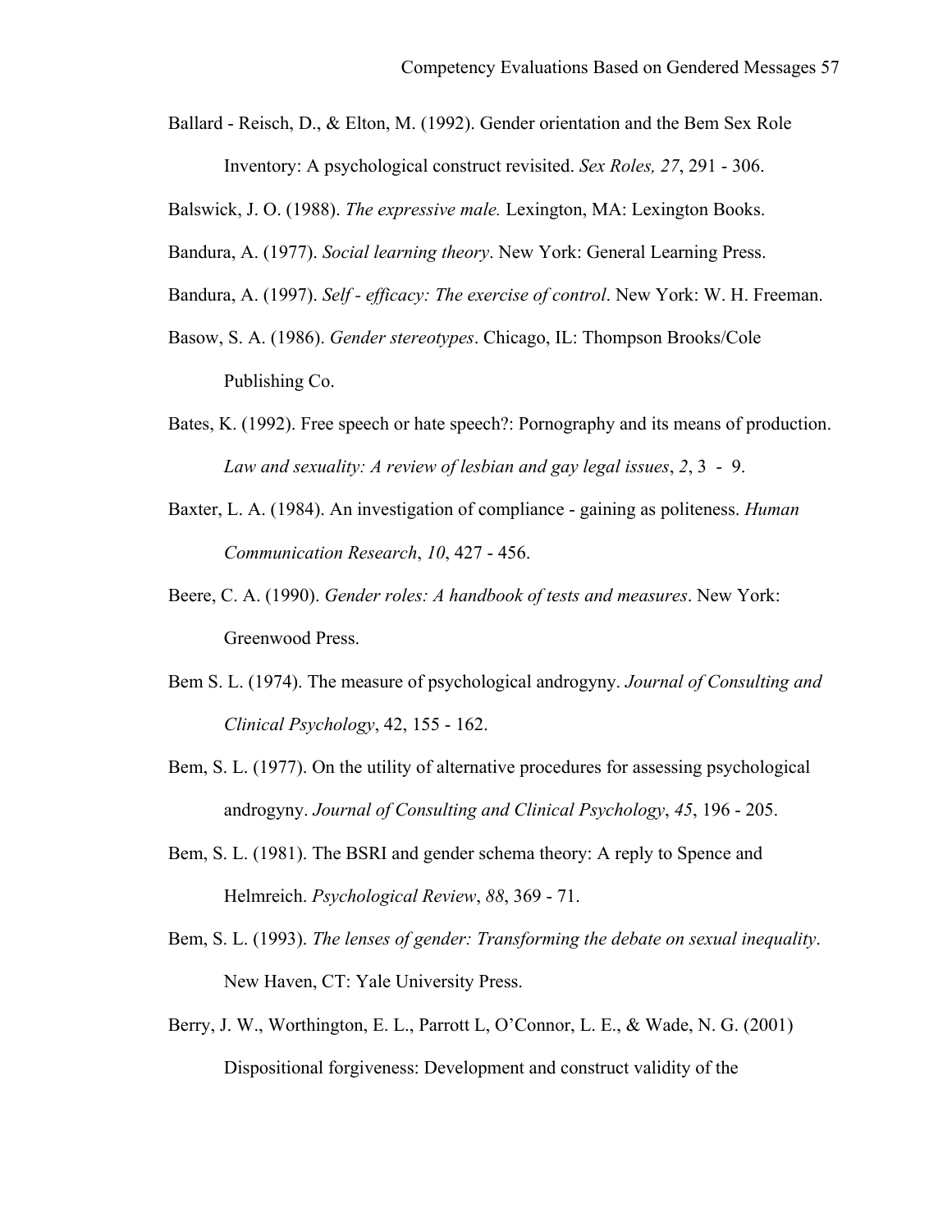Ballard - Reisch, D., & Elton, M. (1992). Gender orientation and the Bem Sex Role Inventory: A psychological construct revisited. *Sex Roles, 27*, 291 - 306.

Balswick, J. O. (1988). *The expressive male.* Lexington, MA: Lexington Books.

Bandura, A. (1977). *Social learning theory*. New York: General Learning Press.

Bandura, A. (1997). *Self - efficacy: The exercise of control*. New York: W. H. Freeman.

Basow, S. A. (1986). *Gender stereotypes*. Chicago, IL: Thompson Brooks/Cole Publishing Co.

Bates, K. (1992). Free speech or hate speech?: Pornography and its means of production. *Law and sexuality: A review of lesbian and gay legal issues*, *2*, 3 - 9.

Baxter, L. A. (1984). An investigation of compliance - gaining as politeness. *Human Communication Research*, *10*, 427 - 456.

Beere, C. A. (1990). *Gender roles: A handbook of tests and measures*. New York: Greenwood Press.

Bem S. L. (1974). The measure of psychological androgyny. *Journal of Consulting and Clinical Psychology*, 42, 155 - 162.

Bem, S. L. (1977). On the utility of alternative procedures for assessing psychological androgyny. *Journal of Consulting and Clinical Psychology*, *45*, 196 - 205.

Bem, S. L. (1981). The BSRI and gender schema theory: A reply to Spence and Helmreich. *Psychological Review*, *88*, 369 - 71.

Bem, S. L. (1993). *The lenses of gender: Transforming the debate on sexual inequality*. New Haven, CT: Yale University Press.

Berry, J. W., Worthington, E. L., Parrott L, O'Connor, L. E., & Wade, N. G. (2001) Dispositional forgiveness: Development and construct validity of the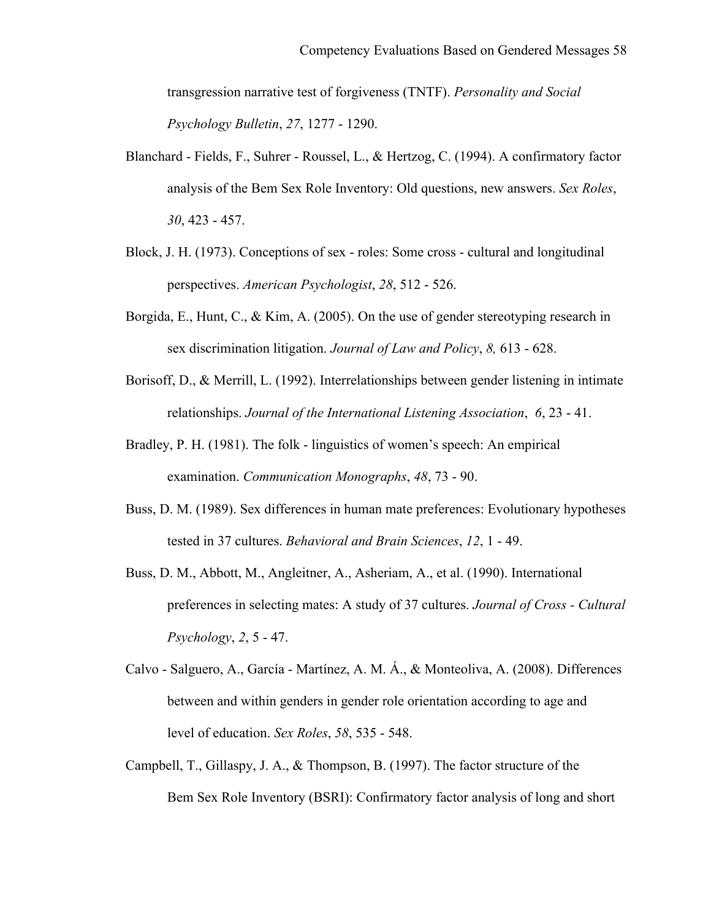transgression narrative test of forgiveness (TNTF). *Personality and Social Psychology Bulletin*, *27*, 1277 - 1290.

Blanchard - Fields, F., Suhrer - Roussel, L., & Hertzog, C. (1994). A confirmatory factor analysis of the Bem Sex Role Inventory: Old questions, new answers. *Sex Roles*, *30*, 423 - 457.

Block, J. H. (1973). Conceptions of sex - roles: Some cross - cultural and longitudinal perspectives. *American Psychologist*, *28*, 512 - 526.

Borgida, E., Hunt, C., & Kim, A. (2005). On the use of gender stereotyping research in sex discrimination litigation. *Journal of Law and Policy*, *8,* 613 - 628.

Borisoff, D., & Merrill, L. (1992). Interrelationships between gender listening in intimate relationships. *Journal of the International Listening Association*, *6*, 23 - 41.

Bradley, P. H. (1981). The folk - linguistics of women's speech: An empirical examination. *Communication Monographs*, *48*, 73 - 90.

Buss, D. M. (1989). Sex differences in human mate preferences: Evolutionary hypotheses tested in 37 cultures. *Behavioral and Brain Sciences*, *12*, 1 - 49.

Buss, D. M., Abbott, M., Angleitner, A., Asheriam, A., et al. (1990). International preferences in selecting mates: A study of 37 cultures. *Journal of Cross - Cultural Psychology*, *2*, 5 - 47.

Calvo - Salguero, A., García - Martínez, A. M. Á., & Monteoliva, A. (2008). Differences between and within genders in gender role orientation according to age and level of education. *Sex Roles*, *58*, 535 - 548.

Campbell, T., Gillaspy, J. A., & Thompson, B. (1997). The factor structure of the Bem Sex Role Inventory (BSRI): Confirmatory factor analysis of long and short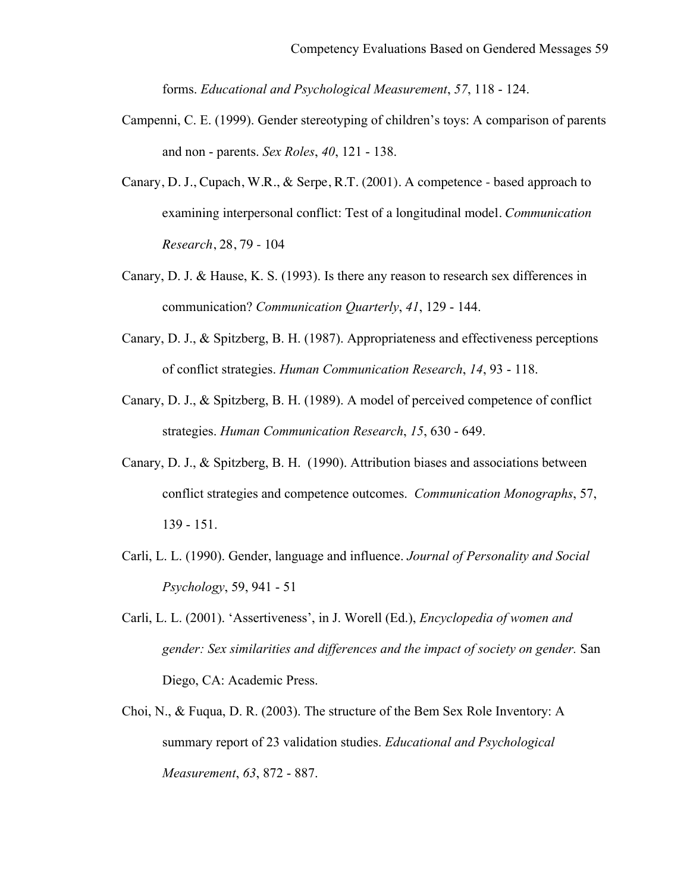forms. *Educational and Psychological Measurement*, *57*, 118 - 124.

Campenni, C. E. (1999). Gender stereotyping of children's toys: A comparison of parents and non - parents. *Sex Roles*, *40*, 121 - 138.

Canary, D. J., Cupach, W.R., & Serpe, R.T. (2001). A competence - based approach to examining interpersonal conflict: Test of a longitudinal model. *Communication Research*, 28, 79 - 104

Canary, D. J. & Hause, K. S. (1993). Is there any reason to research sex differences in communication? *Communication Quarterly*, *41*, 129 - 144.

Canary, D. J., & Spitzberg, B. H. (1987). Appropriateness and effectiveness perceptions of conflict strategies. *Human Communication Research*, *14*, 93 - 118.

Canary, D. J., & Spitzberg, B. H. (1989). A model of perceived competence of conflict strategies. *Human Communication Research*, *15*, 630 - 649.

Canary, D. J., & Spitzberg, B. H. (1990). Attribution biases and associations between conflict strategies and competence outcomes. *Communication Monographs*, 57, 139 - 151.

Carli, L. L. (1990). Gender, language and influence. *Journal of Personality and Social Psychology*, 59, 941 - 51

Carli, L. L. (2001). 'Assertiveness', in J. Worell (Ed.), *Encyclopedia of women and gender: Sex similarities and differences and the impact of society on gender.* San Diego, CA: Academic Press.

Choi, N., & Fuqua, D. R. (2003). The structure of the Bem Sex Role Inventory: A summary report of 23 validation studies. *Educational and Psychological Measurement*, *63*, 872 - 887.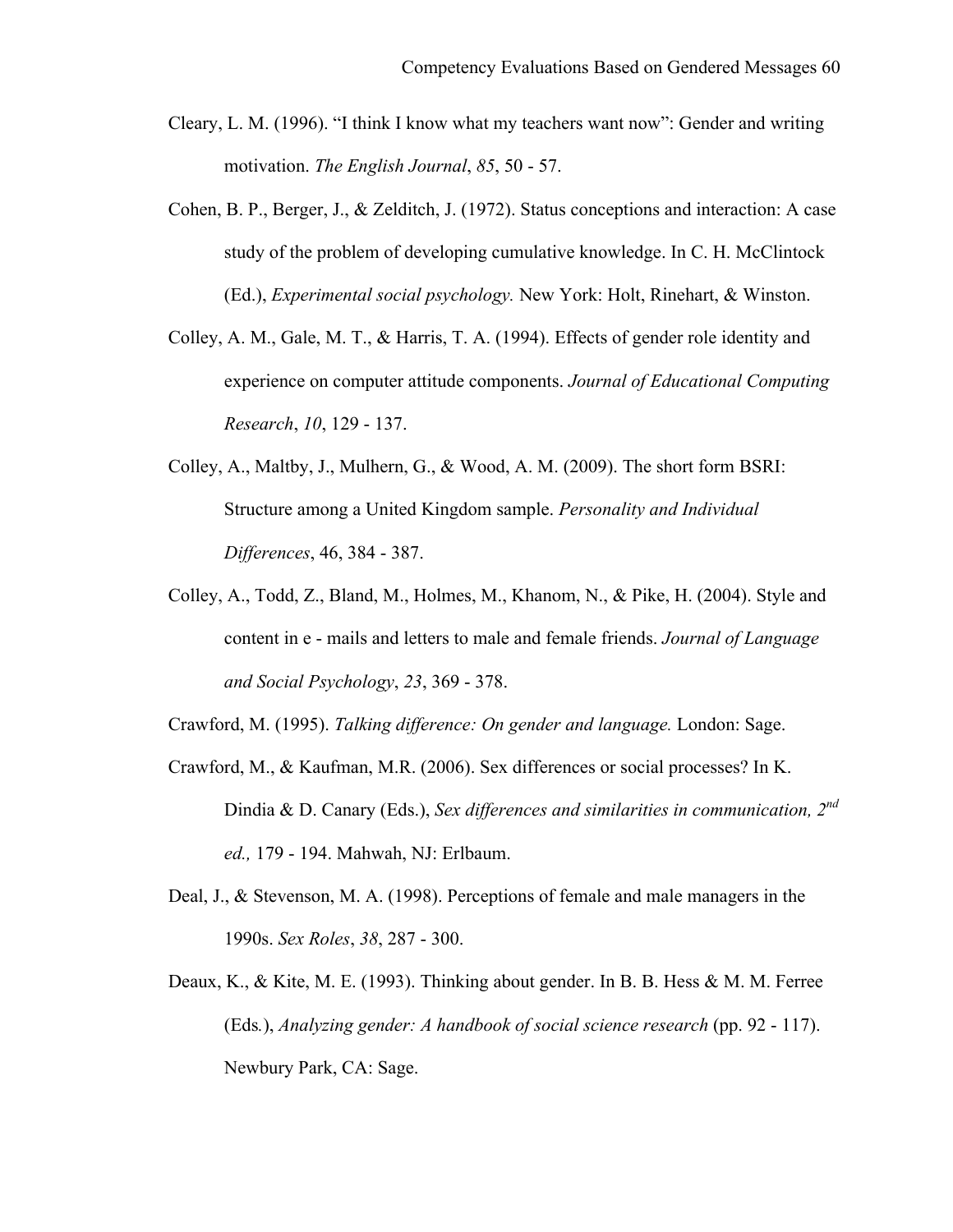Cleary, L. M. (1996). “I think I know what my teachers want now”: Gender and writing motivation. *The English Journal*, *85*, 50 - 57.

Cohen, B. P., Berger, J., & Zelditch, J. (1972). Status conceptions and interaction: A case study of the problem of developing cumulative knowledge. In C. H. McClintock (Ed.), *Experimental social psychology.* New York: Holt, Rinehart, & Winston.

Colley, A. M., Gale, M. T., & Harris, T. A. (1994). Effects of gender role identity and experience on computer attitude components. *Journal of Educational Computing Research*, *10*, 129 - 137.

Colley, A., Maltby, J., Mulhern, G., & Wood, A. M. (2009). The short form BSRI: Structure among a United Kingdom sample. *Personality and Individual Differences*, 46, 384 - 387.

Colley, A., Todd, Z., Bland, M., Holmes, M., Khanom, N., & Pike, H. (2004). Style and content in e - mails and letters to male and female friends. *Journal of Language and Social Psychology*, *23*, 369 - 378.

Crawford, M. (1995). *Talking difference: On gender and language.* London: Sage.

Crawford, M., & Kaufman, M.R. (2006). Sex differences or social processes? In K. Dindia & D. Canary (Eds.), *Sex differences and similarities in communication, 2nd ed.,* 179 - 194. Mahwah, NJ: Erlbaum.

Deal, J., & Stevenson, M. A. (1998). Perceptions of female and male managers in the 1990s. *Sex Roles*, *38*, 287 - 300.

Deaux, K., & Kite, M. E. (1993). Thinking about gender. In B. B. Hess & M. M. Ferree (Eds.), *Analyzing gender: A handbook of social science research* (pp. 92 - 117). Newbury Park, CA: Sage.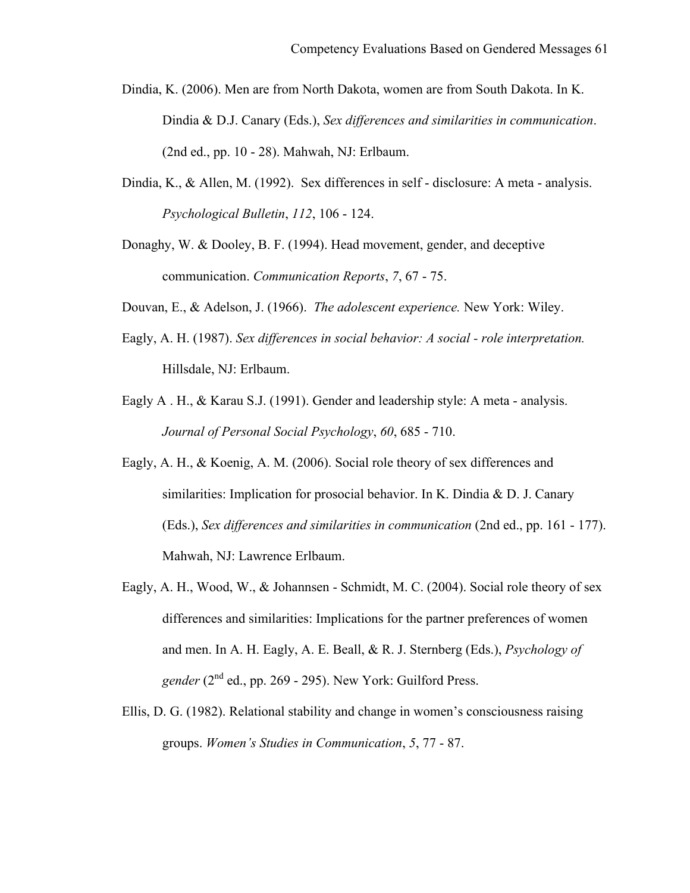Dindia, K. (2006). Men are from North Dakota, women are from South Dakota. In K. Dindia & D.J. Canary (Eds.), *Sex differences and similarities in communication*. (2nd ed., pp. 10 - 28). Mahwah, NJ: Erlbaum.

Dindia, K., & Allen, M. (1992). Sex differences in self - disclosure: A meta - analysis. *Psychological Bulletin*, *112*, 106 - 124.

Donaghy, W. & Dooley, B. F. (1994). Head movement, gender, and deceptive communication. *Communication Reports*, *7*, 67 - 75.

Douvan, E., & Adelson, J. (1966). *The adolescent experience.* New York: Wiley.

Eagly, A. H. (1987). *Sex differences in social behavior: A social - role interpretation.* Hillsdale, NJ: Erlbaum.

Eagly A . H., & Karau S.J. (1991). Gender and leadership style: A meta - analysis. *Journal of Personal Social Psychology*, *60*, 685 - 710.

Eagly, A. H., & Koenig, A. M. (2006). Social role theory of sex differences and similarities: Implication for prosocial behavior. In K. Dindia & D. J. Canary (Eds.), *Sex differences and similarities in communication* (2nd ed., pp. 161 - 177). Mahwah, NJ: Lawrence Erlbaum.

Eagly, A. H., Wood, W., & Johannsen - Schmidt, M. C. (2004). Social role theory of sex differences and similarities: Implications for the partner preferences of women and men. In A. H. Eagly, A. E. Beall, & R. J. Sternberg (Eds.), *Psychology of gender* (2nd ed., pp. 269 - 295). New York: Guilford Press.

Ellis, D. G. (1982). Relational stability and change in women's consciousness raising groups. *Women's Studies in Communication*, *5*, 77 - 87.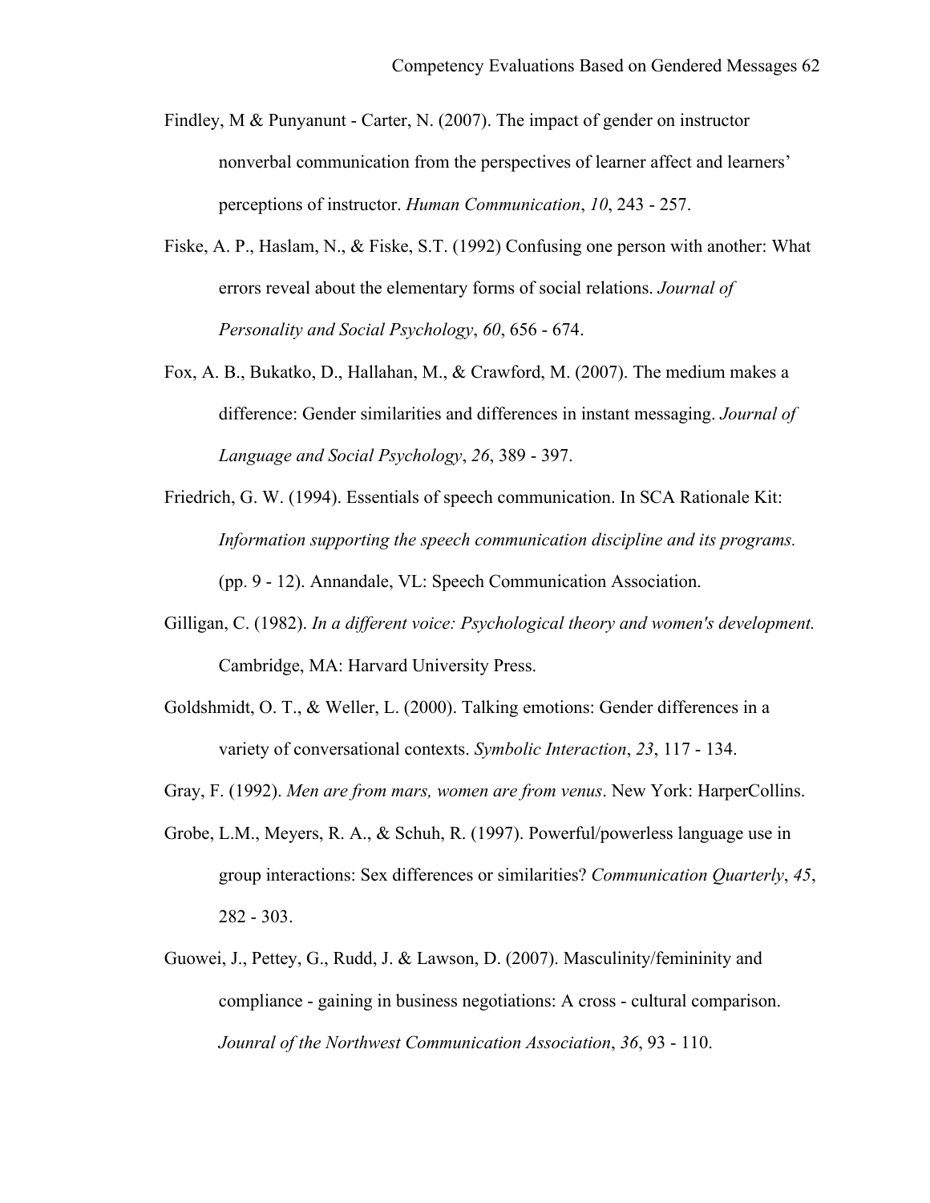Findley, M & Punyanunt - Carter, N. (2007). The impact of gender on instructor nonverbal communication from the perspectives of learner affect and learners' perceptions of instructor. *Human Communication*, *10*, 243 - 257.

Fiske, A. P., Haslam, N., & Fiske, S.T. (1992) Confusing one person with another: What errors reveal about the elementary forms of social relations. *Journal of Personality and Social Psychology*, *60*, 656 - 674.

Fox, A. B., Bukatko, D., Hallahan, M., & Crawford, M. (2007). The medium makes a difference: Gender similarities and differences in instant messaging. *Journal of Language and Social Psychology*, *26*, 389 - 397.

Friedrich, G. W. (1994). Essentials of speech communication. In SCA Rationale Kit: *Information supporting the speech communication discipline and its programs.* (pp. 9 - 12). Annandale, VL: Speech Communication Association.

Gilligan, C. (1982). *In a different voice: Psychological theory and women's development.* Cambridge, MA: Harvard University Press.

Goldshmidt, O. T., & Weller, L. (2000). Talking emotions: Gender differences in a variety of conversational contexts. *Symbolic Interaction*, *23*, 117 - 134.

Gray, F. (1992). *Men are from mars, women are from venus*. New York: HarperCollins.

Grobe, L.M., Meyers, R. A., & Schuh, R. (1997). Powerful/powerless language use in group interactions: Sex differences or similarities? *Communication Quarterly*, *45*, 282 - 303.

Guowei, J., Pettey, G., Rudd, J. & Lawson, D. (2007). Masculinity/femininity and compliance - gaining in business negotiations: A cross - cultural comparison. *Jounral of the Northwest Communication Association*, *36*, 93 - 110.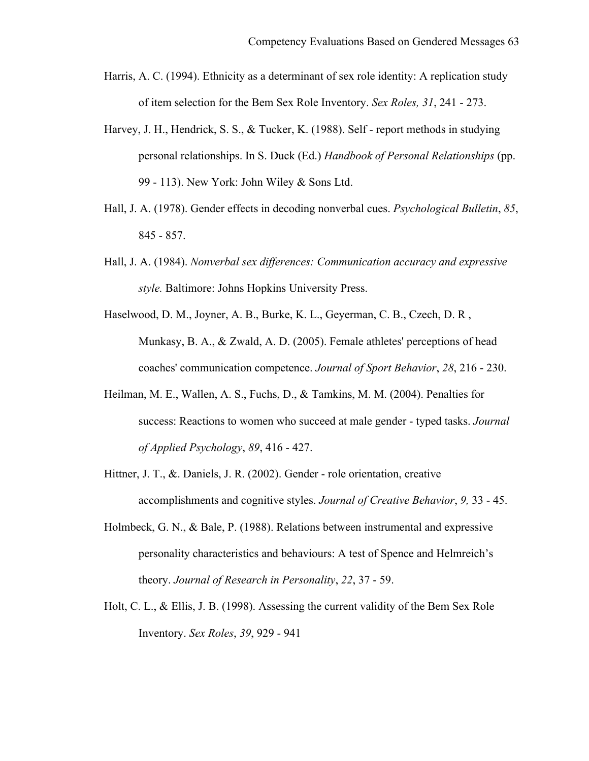Harris, A. C. (1994). Ethnicity as a determinant of sex role identity: A replication study of item selection for the Bem Sex Role Inventory. *Sex Roles, 31*, 241 - 273.

Harvey, J. H., Hendrick, S. S., & Tucker, K. (1988). Self - report methods in studying personal relationships. In S. Duck (Ed.) *Handbook of Personal Relationships* (pp. 99 - 113). New York: John Wiley & Sons Ltd.

Hall, J. A. (1978). Gender effects in decoding nonverbal cues. *Psychological Bulletin*, *85*, 845 - 857.

Hall, J. A. (1984). *Nonverbal sex differences: Communication accuracy and expressive style.* Baltimore: Johns Hopkins University Press.

Haselwood, D. M., Joyner, A. B., Burke, K. L., Geyerman, C. B., Czech, D. R , Munkasy, B. A., & Zwald, A. D. (2005). Female athletes' perceptions of head coaches' communication competence. *Journal of Sport Behavior*, *28*, 216 - 230.

Heilman, M. E., Wallen, A. S., Fuchs, D., & Tamkins, M. M. (2004). Penalties for success: Reactions to women who succeed at male gender - typed tasks. *Journal of Applied Psychology*, *89*, 416 - 427.

Hittner, J. T., &. Daniels, J. R. (2002). Gender - role orientation, creative accomplishments and cognitive styles. *Journal of Creative Behavior*, *9,* 33 - 45.

Holmbeck, G. N., & Bale, P. (1988). Relations between instrumental and expressive personality characteristics and behaviours: A test of Spence and Helmreich's theory. *Journal of Research in Personality*, *22*, 37 - 59.

Holt, C. L., & Ellis, J. B. (1998). Assessing the current validity of the Bem Sex Role Inventory. *Sex Roles*, *39*, 929 - 941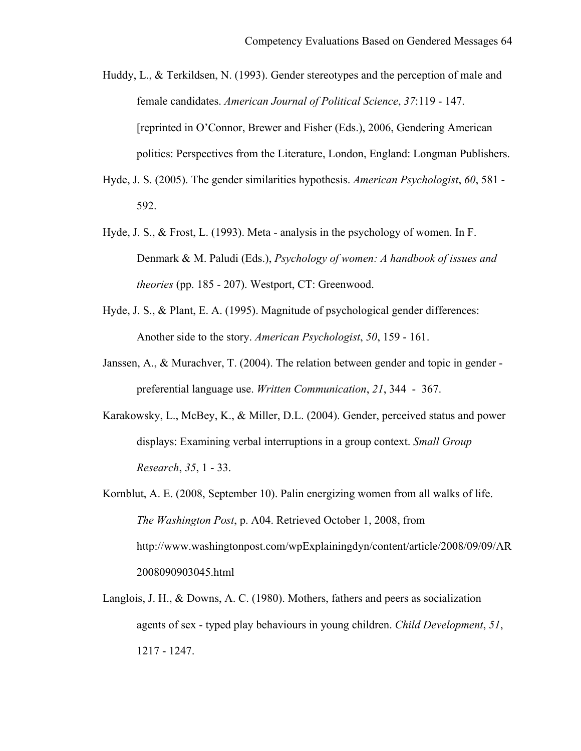Huddy, L., & Terkildsen, N. (1993). Gender stereotypes and the perception of male and female candidates. *American Journal of Political Science*, *37*:119 - 147. [reprinted in O'Connor, Brewer and Fisher (Eds.), 2006, Gendering American politics: Perspectives from the Literature, London, England: Longman Publishers.

Hyde, J. S. (2005). The gender similarities hypothesis. *American Psychologist*, *60*, 581 - 592.

Hyde, J. S., & Frost, L. (1993). Meta - analysis in the psychology of women. In F. Denmark & M. Paludi (Eds.), *Psychology of women: A handbook of issues and theories* (pp. 185 - 207). Westport, CT: Greenwood.

Hyde, J. S., & Plant, E. A. (1995). Magnitude of psychological gender differences: Another side to the story. *American Psychologist*, *50*, 159 - 161.

Janssen, A., & Murachver, T. (2004). The relation between gender and topic in gender - preferential language use. *Written Communication*, *21*, 344 - 367.

Karakowsky, L., McBey, K., & Miller, D.L. (2004). Gender, perceived status and power displays: Examining verbal interruptions in a group context. *Small Group Research*, *35*, 1 - 33.

Kornblut, A. E. (2008, September 10). Palin energizing women from all walks of life. *The Washington Post*, p. A04. Retrieved October 1, 2008, from http://www.washingtonpost.com/wpExplainingdyn/content/article/2008/09/09/AR2008090903045.html

Langlois, J. H., & Downs, A. C. (1980). Mothers, fathers and peers as socialization agents of sex - typed play behaviours in young children. *Child Development*, *51*, 1217 - 1247.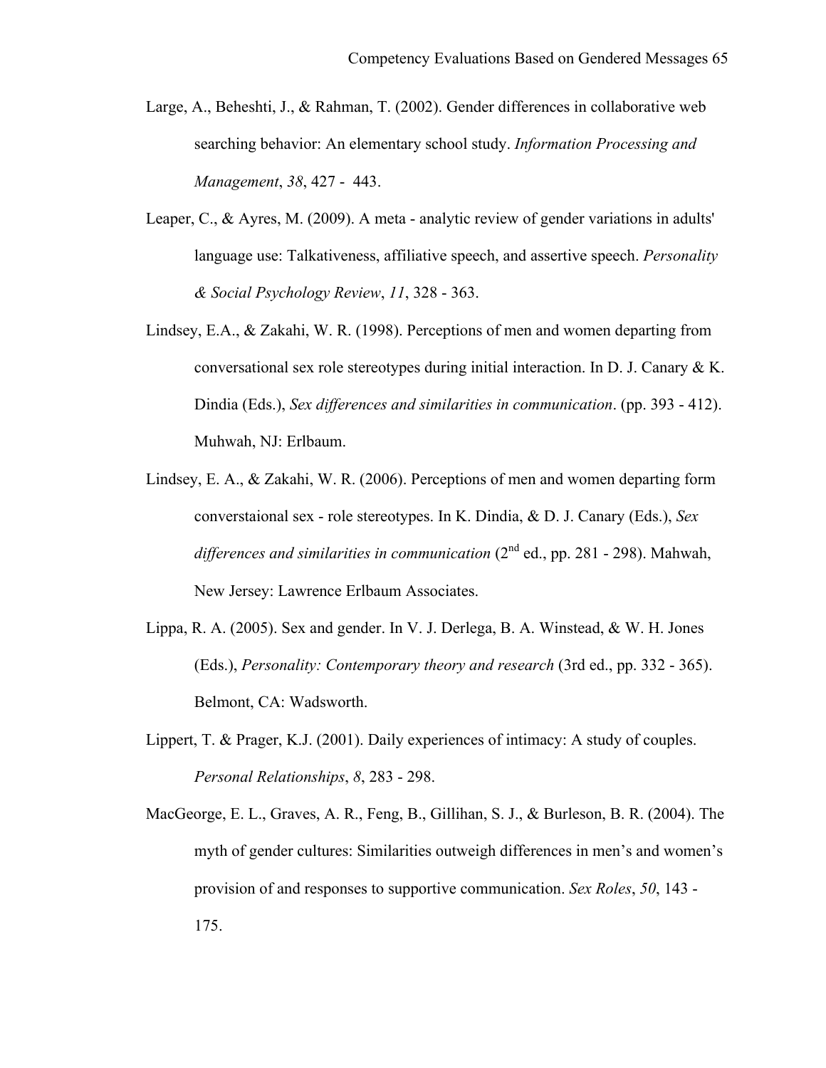Large, A., Beheshti, J., & Rahman, T. (2002). Gender differences in collaborative web searching behavior: An elementary school study. *Information Processing and Management*, *38*, 427 - 443.

Leaper, C., & Ayres, M. (2009). A meta - analytic review of gender variations in adults' language use: Talkativeness, affiliative speech, and assertive speech. *Personality & Social Psychology Review*, *11*, 328 - 363.

Lindsey, E.A., & Zakahi, W. R. (1998). Perceptions of men and women departing from conversational sex role stereotypes during initial interaction. In D. J. Canary & K. Dindia (Eds.), *Sex differences and similarities in communication*. (pp. 393 - 412). Muhwah, NJ: Erlbaum.

Lindsey, E. A., & Zakahi, W. R. (2006). Perceptions of men and women departing form converstaional sex - role stereotypes. In K. Dindia, & D. J. Canary (Eds.), *Sex differences and similarities in communication* (2nd ed., pp. 281 - 298). Mahwah, New Jersey: Lawrence Erlbaum Associates.

Lippa, R. A. (2005). Sex and gender. In V. J. Derlega, B. A. Winstead, & W. H. Jones (Eds.), *Personality: Contemporary theory and research* (3rd ed., pp. 332 - 365). Belmont, CA: Wadsworth.

Lippert, T. & Prager, K.J. (2001). Daily experiences of intimacy: A study of couples. *Personal Relationships*, *8*, 283 - 298.

MacGeorge, E. L., Graves, A. R., Feng, B., Gillihan, S. J., & Burleson, B. R. (2004). The myth of gender cultures: Similarities outweigh differences in men's and women's provision of and responses to supportive communication. *Sex Roles*, *50*, 143 - 175.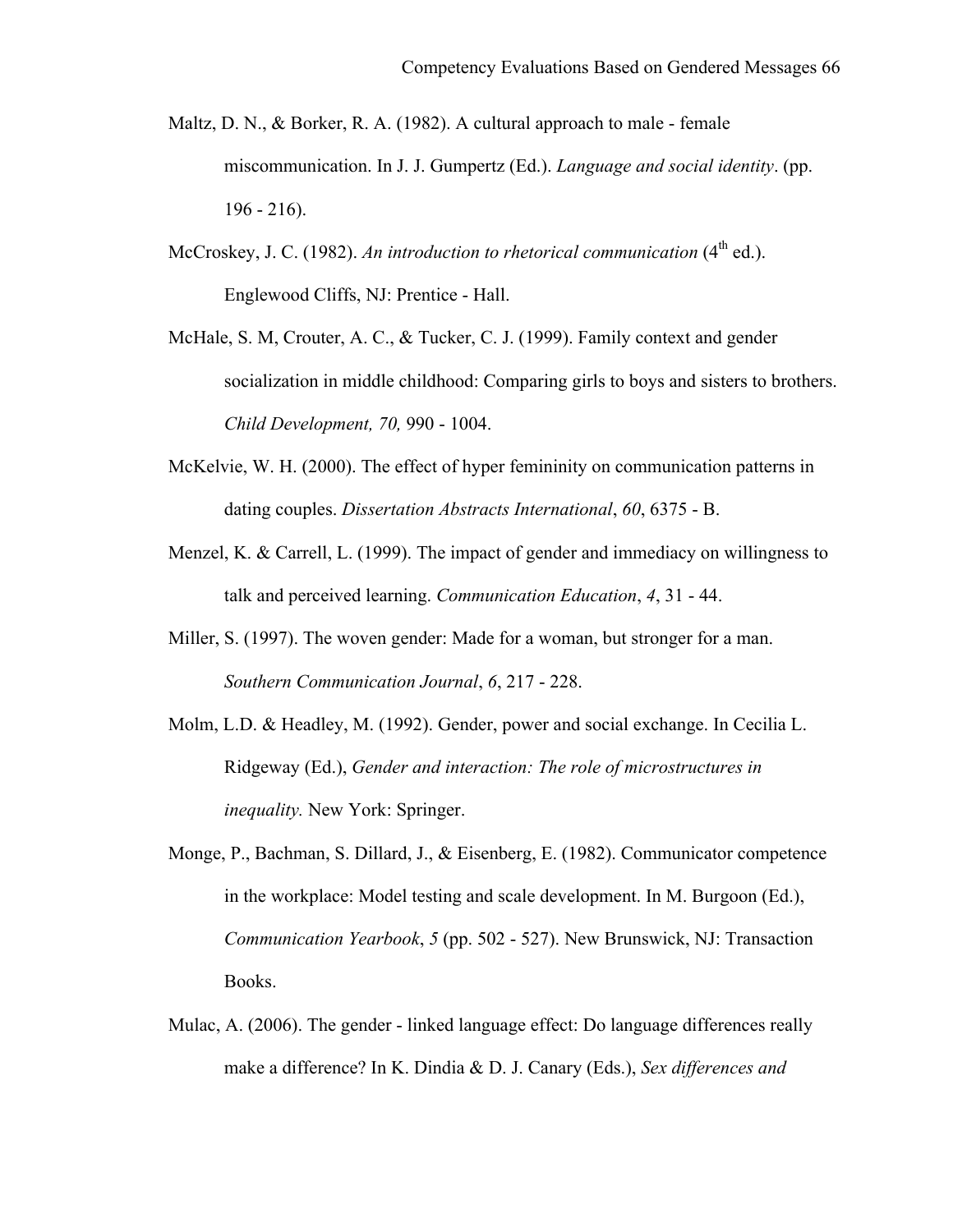Maltz, D. N., & Borker, R. A. (1982). A cultural approach to male - female miscommunication. In J. J. Gumpertz (Ed.). *Language and social identity*. (pp. 196 - 216).

McCroskey, J. C. (1982). *An introduction to rhetorical communication* (4th ed.). Englewood Cliffs, NJ: Prentice - Hall.

McHale, S. M, Crouter, A. C., & Tucker, C. J. (1999). Family context and gender socialization in middle childhood: Comparing girls to boys and sisters to brothers. *Child Development, 70,* 990 - 1004.

McKelvie, W. H. (2000). The effect of hyper femininity on communication patterns in dating couples. *Dissertation Abstracts International*, *60*, 6375 - B.

Menzel, K. & Carrell, L. (1999). The impact of gender and immediacy on willingness to talk and perceived learning. *Communication Education*, *4*, 31 - 44.

Miller, S. (1997). The woven gender: Made for a woman, but stronger for a man. *Southern Communication Journal*, *6*, 217 - 228.

Molm, L.D. & Headley, M. (1992). Gender, power and social exchange. In Cecilia L. Ridgeway (Ed.), *Gender and interaction: The role of microstructures in inequality.* New York: Springer.

Monge, P., Bachman, S. Dillard, J., & Eisenberg, E. (1982). Communicator competence in the workplace: Model testing and scale development. In M. Burgoon (Ed.), *Communication Yearbook*, *5* (pp. 502 - 527). New Brunswick, NJ: Transaction Books.

Mulac, A. (2006). The gender - linked language effect: Do language differences really make a difference? In K. Dindia & D. J. Canary (Eds.), *Sex differences and*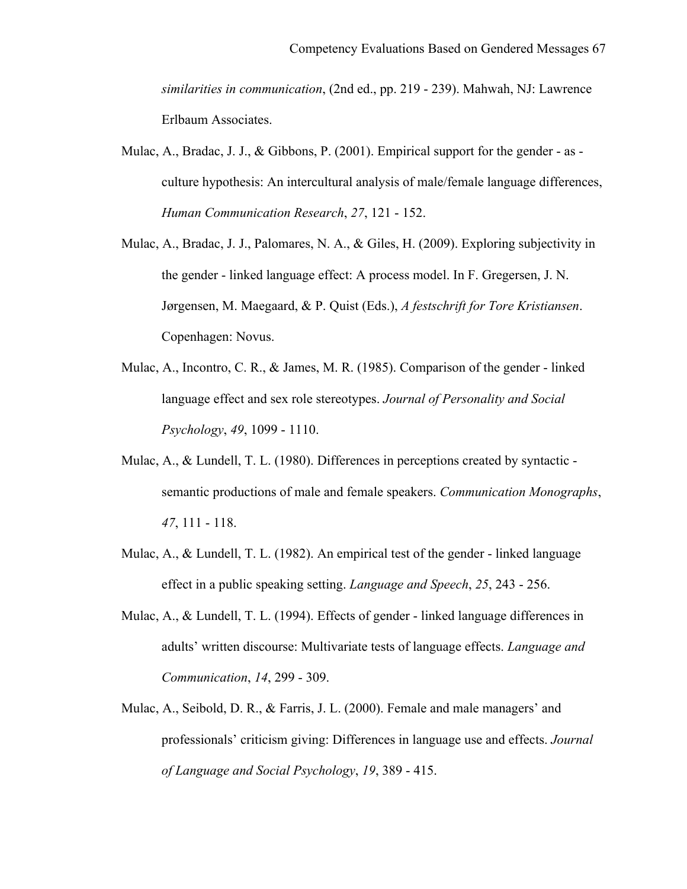*similarities in communication*, (2nd ed., pp. 219 - 239). Mahwah, NJ: Lawrence Erlbaum Associates.

Mulac, A., Bradac, J. J., & Gibbons, P. (2001). Empirical support for the gender - as - culture hypothesis: An intercultural analysis of male/female language differences, *Human Communication Research*, *27*, 121 - 152.

Mulac, A., Bradac, J. J., Palomares, N. A., & Giles, H. (2009). Exploring subjectivity in the gender - linked language effect: A process model. In F. Gregersen, J. N. Jørgensen, M. Maegaard, & P. Quist (Eds.), *A festschrift for Tore Kristiansen*. Copenhagen: Novus.

Mulac, A., Incontro, C. R., & James, M. R. (1985). Comparison of the gender - linked language effect and sex role stereotypes. *Journal of Personality and Social Psychology*, *49*, 1099 - 1110.

Mulac, A., & Lundell, T. L. (1980). Differences in perceptions created by syntactic - semantic productions of male and female speakers. *Communication Monographs*, *47*, 111 - 118.

Mulac, A., & Lundell, T. L. (1982). An empirical test of the gender - linked language effect in a public speaking setting. *Language and Speech*, *25*, 243 - 256.

Mulac, A., & Lundell, T. L. (1994). Effects of gender - linked language differences in adults' written discourse: Multivariate tests of language effects. *Language and Communication*, *14*, 299 - 309.

Mulac, A., Seibold, D. R., & Farris, J. L. (2000). Female and male managers' and professionals' criticism giving: Differences in language use and effects. *Journal of Language and Social Psychology*, *19*, 389 - 415.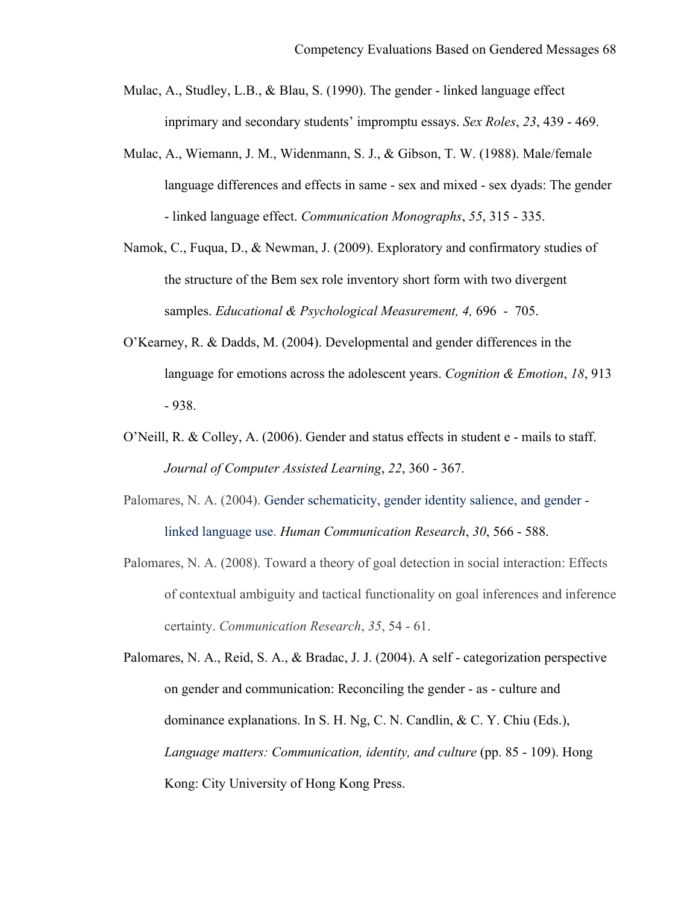Mulac, A., Studley, L.B., & Blau, S. (1990). The gender - linked language effect inprimary and secondary students' impromptu essays. *Sex Roles*, *23*, 439 - 469.

Mulac, A., Wiemann, J. M., Widenmann, S. J., & Gibson, T. W. (1988). Male/female language differences and effects in same - sex and mixed - sex dyads: The gender - linked language effect. *Communication Monographs*, *55*, 315 - 335.

Namok, C., Fuqua, D., & Newman, J. (2009). Exploratory and confirmatory studies of the structure of the Bem sex role inventory short form with two divergent samples. *Educational & Psychological Measurement, 4,* 696 - 705.

O'Kearney, R. & Dadds, M. (2004). Developmental and gender differences in the language for emotions across the adolescent years. *Cognition & Emotion*, *18*, 913 - 938.

O'Neill, R. & Colley, A. (2006). Gender and status effects in student e - mails to staff. *Journal of Computer Assisted Learning*, *22*, 360 - 367.

Palomares, N. A. (2004). Gender schematicity, gender identity salience, and gender - linked language use. *Human Communication Research*, *30*, 566 - 588.

Palomares, N. A. (2008). Toward a theory of goal detection in social interaction: Effects of contextual ambiguity and tactical functionality on goal inferences and inference certainty. *Communication Research*, *35*, 54 - 61.

Palomares, N. A., Reid, S. A., & Bradac, J. J. (2004). A self - categorization perspective on gender and communication: Reconciling the gender - as - culture and dominance explanations. In S. H. Ng, C. N. Candlin, & C. Y. Chiu (Eds.), *Language matters: Communication, identity, and culture* (pp. 85 - 109). Hong Kong: City University of Hong Kong Press.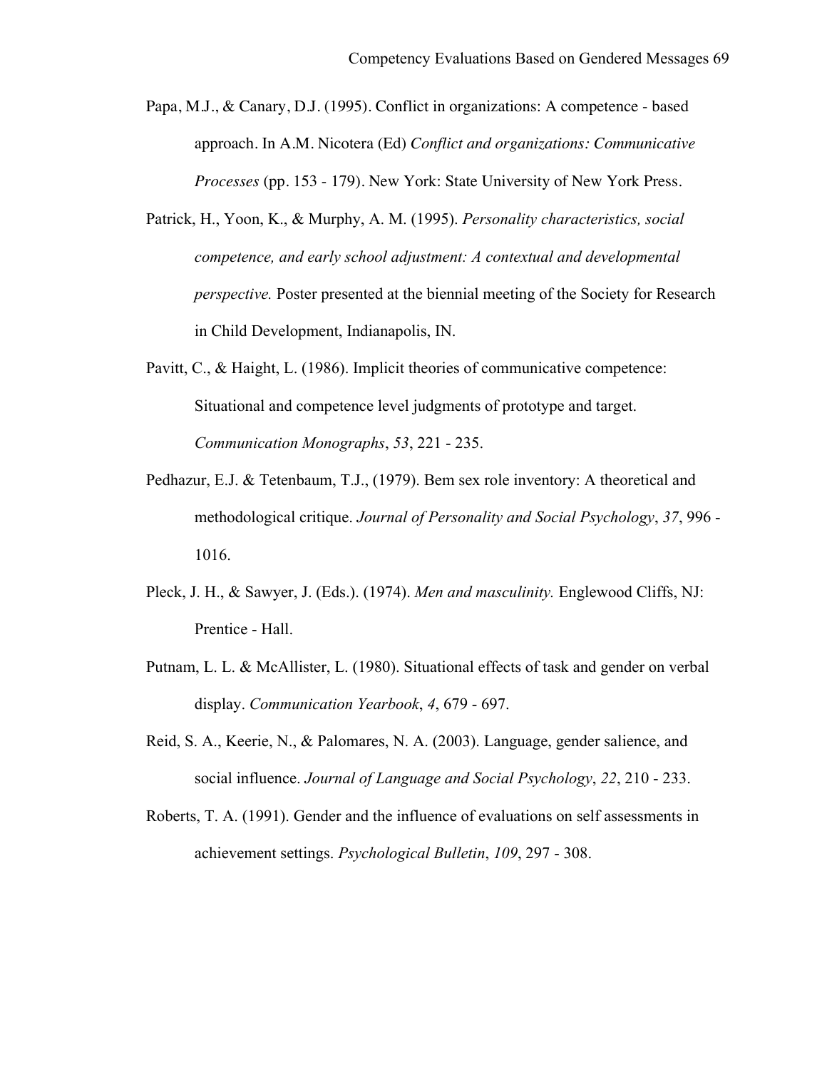Papa, M.J., & Canary, D.J. (1995). Conflict in organizations: A competence - based approach. In A.M. Nicotera (Ed) *Conflict and organizations: Communicative Processes* (pp. 153 - 179). New York: State University of New York Press.

Patrick, H., Yoon, K., & Murphy, A. M. (1995). *Personality characteristics, social competence, and early school adjustment: A contextual and developmental perspective.* Poster presented at the biennial meeting of the Society for Research in Child Development, Indianapolis, IN.

Pavitt, C., & Haight, L. (1986). Implicit theories of communicative competence: Situational and competence level judgments of prototype and target. *Communication Monographs*, *53*, 221 - 235.

Pedhazur, E.J. & Tetenbaum, T.J., (1979). Bem sex role inventory: A theoretical and methodological critique. *Journal of Personality and Social Psychology*, *37*, 996 - 1016.

Pleck, J. H., & Sawyer, J. (Eds.). (1974). *Men and masculinity.* Englewood Cliffs, NJ: Prentice - Hall.

Putnam, L. L. & McAllister, L. (1980). Situational effects of task and gender on verbal display. *Communication Yearbook*, *4*, 679 - 697.

Reid, S. A., Keerie, N., & Palomares, N. A. (2003). Language, gender salience, and social influence. *Journal of Language and Social Psychology*, *22*, 210 - 233.

Roberts, T. A. (1991). Gender and the influence of evaluations on self assessments in achievement settings. *Psychological Bulletin*, *109*, 297 - 308.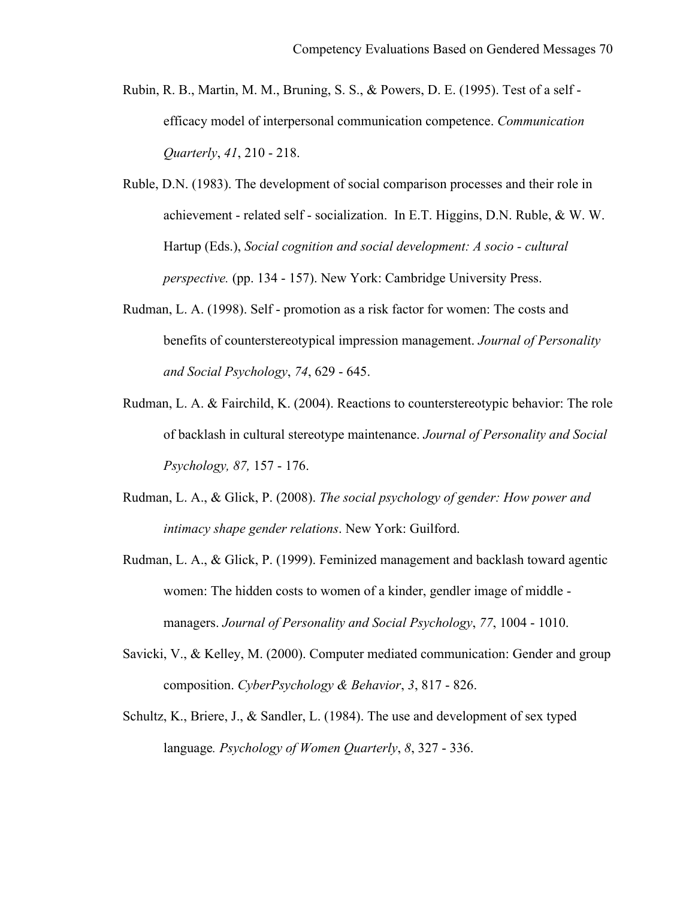Rubin, R. B., Martin, M. M., Bruning, S. S., & Powers, D. E. (1995). Test of a self - efficacy model of interpersonal communication competence. *Communication Quarterly*, *41*, 210 - 218.

Ruble, D.N. (1983). The development of social comparison processes and their role in achievement - related self - socialization. In E.T. Higgins, D.N. Ruble, & W. W. Hartup (Eds.), *Social cognition and social development: A socio - cultural perspective.* (pp. 134 - 157). New York: Cambridge University Press.

Rudman, L. A. (1998). Self - promotion as a risk factor for women: The costs and benefits of counterstereotypical impression management. *Journal of Personality and Social Psychology*, *74*, 629 - 645.

Rudman, L. A. & Fairchild, K. (2004). Reactions to counterstereotypic behavior: The role of backlash in cultural stereotype maintenance. *Journal of Personality and Social Psychology, 87,* 157 - 176.

Rudman, L. A., & Glick, P. (2008). *The social psychology of gender: How power and intimacy shape gender relations*. New York: Guilford.

Rudman, L. A., & Glick, P. (1999). Feminized management and backlash toward agentic women: The hidden costs to women of a kinder, gendler image of middle - managers. *Journal of Personality and Social Psychology*, *77*, 1004 - 1010.

Savicki, V., & Kelley, M. (2000). Computer mediated communication: Gender and group composition. *CyberPsychology & Behavior*, *3*, 817 - 826.

Schultz, K., Briere, J., & Sandler, L. (1984). The use and development of sex typed language*. Psychology of Women Quarterly*, *8*, 327 - 336.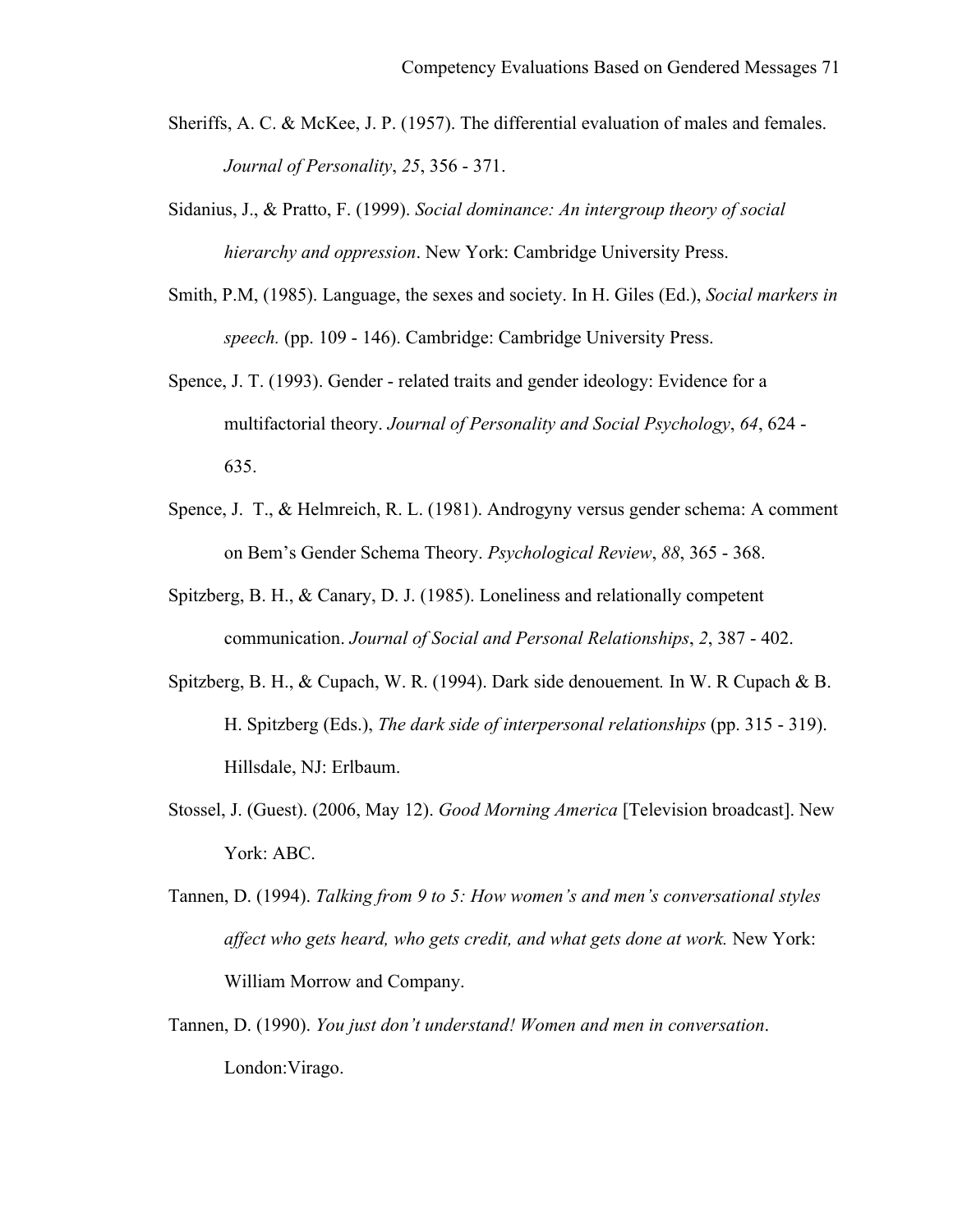Sheriffs, A. C. & McKee, J. P. (1957). The differential evaluation of males and females. *Journal of Personality*, *25*, 356 - 371.

Sidanius, J., & Pratto, F. (1999). *Social dominance: An intergroup theory of social hierarchy and oppression*. New York: Cambridge University Press.

Smith, P.M, (1985). Language, the sexes and society. In H. Giles (Ed.), *Social markers in speech.* (pp. 109 - 146). Cambridge: Cambridge University Press.

Spence, J. T. (1993). Gender - related traits and gender ideology: Evidence for a multifactorial theory. *Journal of Personality and Social Psychology*, *64*, 624 - 635.

Spence, J. T., & Helmreich, R. L. (1981). Androgyny versus gender schema: A comment on Bem's Gender Schema Theory. *Psychological Review*, *88*, 365 - 368.

Spitzberg, B. H., & Canary, D. J. (1985). Loneliness and relationally competent communication. *Journal of Social and Personal Relationships*, *2*, 387 - 402.

Spitzberg, B. H., & Cupach, W. R. (1994). Dark side denouement*.* In W. R Cupach & B. H. Spitzberg (Eds.), *The dark side of interpersonal relationships* (pp. 315 - 319). Hillsdale, NJ: Erlbaum.

Stossel, J. (Guest). (2006, May 12). *Good Morning America* [Television broadcast]. New York: ABC.

Tannen, D. (1994). *Talking from 9 to 5: How women's and men's conversational styles affect who gets heard, who gets credit, and what gets done at work.* New York: William Morrow and Company.

Tannen, D. (1990). *You just don't understand! Women and men in conversation*. London:Virago.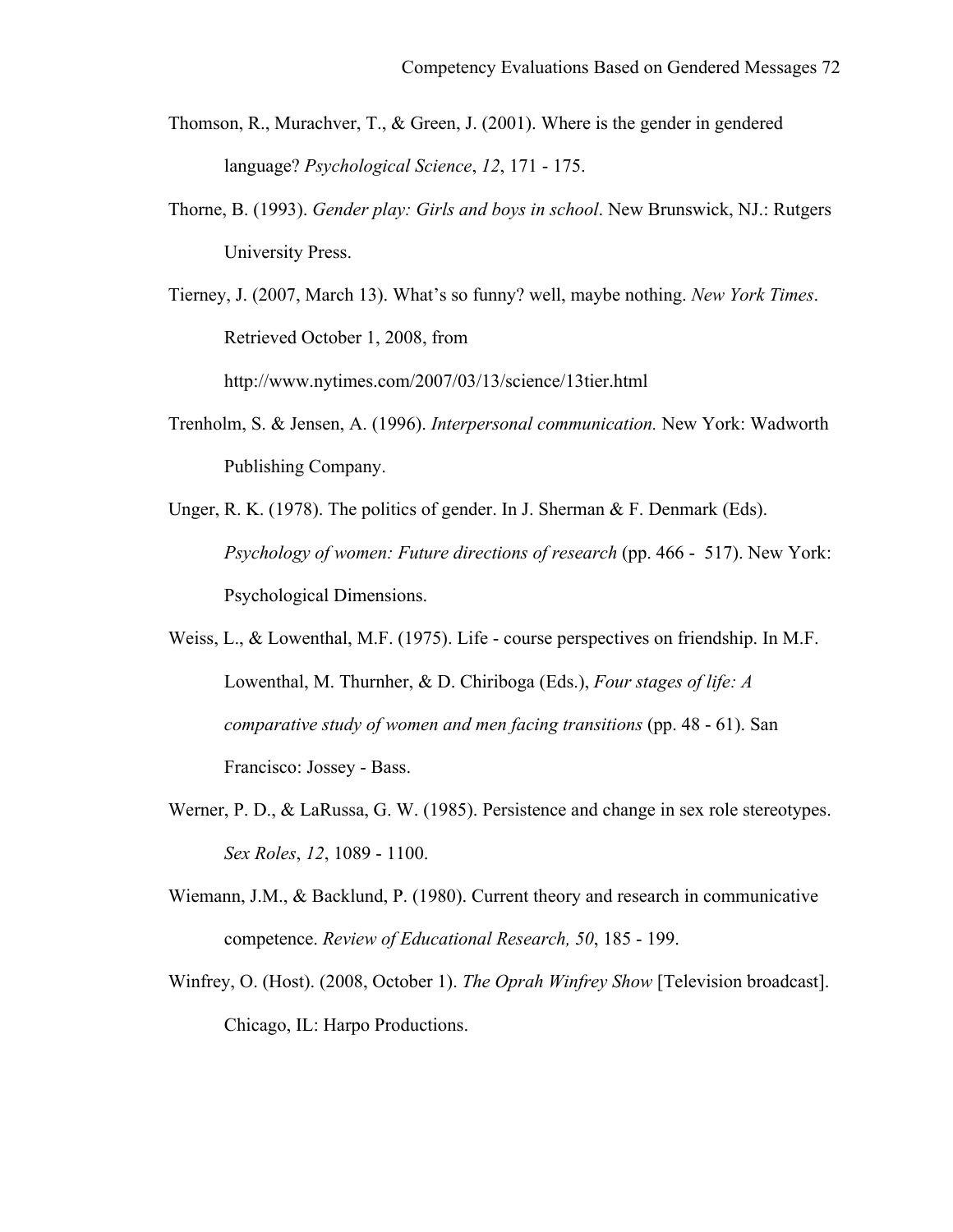Thomson, R., Murachver, T., & Green, J. (2001). Where is the gender in gendered language? *Psychological Science*, *12*, 171 - 175.

Thorne, B. (1993). *Gender play: Girls and boys in school*. New Brunswick, NJ.: Rutgers University Press.

Tierney, J. (2007, March 13). What's so funny? well, maybe nothing. *New York Times*. Retrieved October 1, 2008, from http://www.nytimes.com/2007/03/13/science/13tier.html

Trenholm, S. & Jensen, A. (1996). *Interpersonal communication.* New York: Wadworth Publishing Company.

Unger, R. K. (1978). The politics of gender. In J. Sherman & F. Denmark (Eds). *Psychology of women: Future directions of research* (pp. 466 - 517). New York: Psychological Dimensions.

Weiss, L., & Lowenthal, M.F. (1975). Life - course perspectives on friendship. In M.F. Lowenthal, M. Thurnher, & D. Chiriboga (Eds.), *Four stages of life: A comparative study of women and men facing transitions* (pp. 48 - 61). San Francisco: Jossey - Bass.

Werner, P. D., & LaRussa, G. W. (1985). Persistence and change in sex role stereotypes. *Sex Roles*, *12*, 1089 - 1100.

Wiemann, J.M., & Backlund, P. (1980). Current theory and research in communicative competence. *Review of Educational Research, 50*, 185 - 199.

Winfrey, O. (Host). (2008, October 1). *The Oprah Winfrey Show* [Television broadcast]. Chicago, IL: Harpo Productions.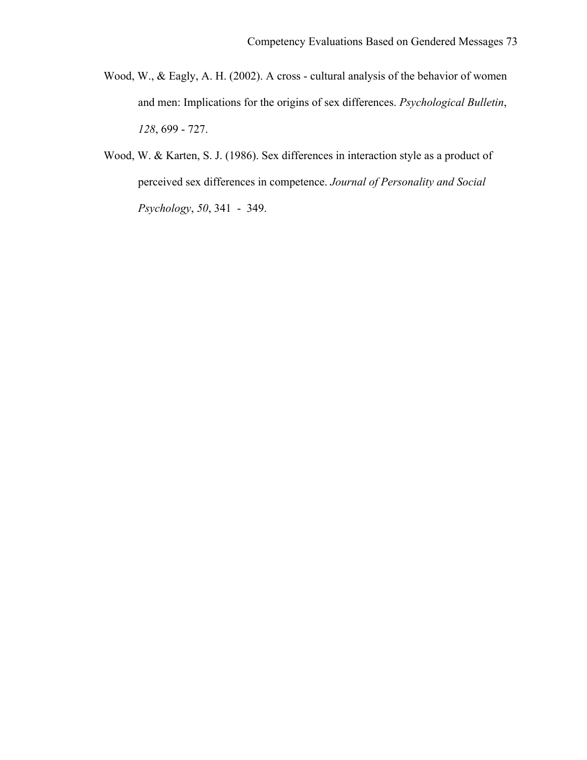Wood, W., & Eagly, A. H. (2002). A cross - cultural analysis of the behavior of women and men: Implications for the origins of sex differences. *Psychological Bulletin*, *128*, 699 - 727.

Wood, W. & Karten, S. J. (1986). Sex differences in interaction style as a product of perceived sex differences in competence. *Journal of Personality and Social Psychology*, *50*, 341 - 349.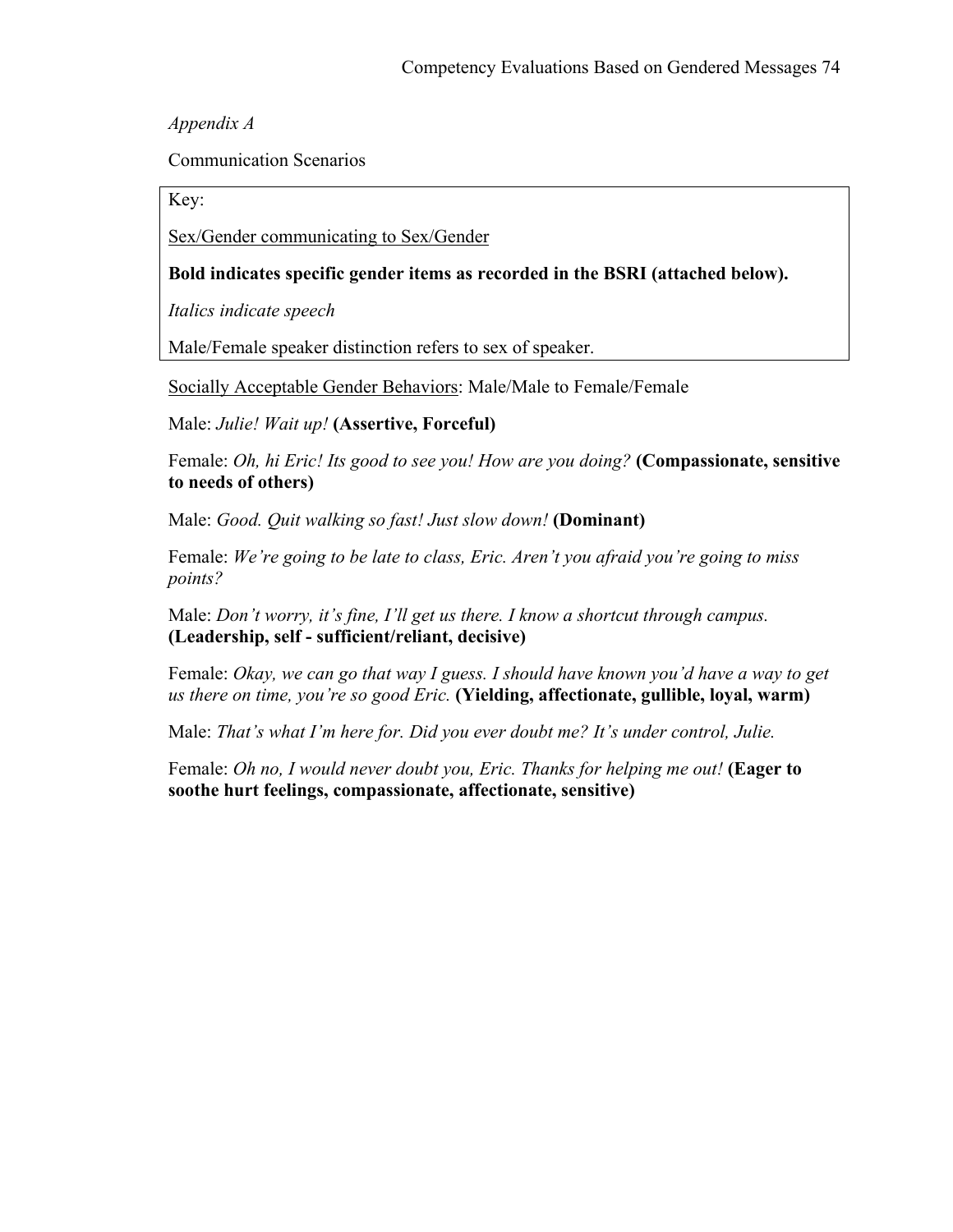*Appendix A*

Communication Scenarios

Key:

<u>Sex/Gender communicating to Sex/Gender</u>

**Bold indicates specific gender items as recorded in the BSRI (attached below).**

*Italics indicate speech*

Male/Female speaker distinction refers to sex of speaker.

<u>Socially Acceptable Gender Behaviors</u>: Male/Male to Female/Female

Male: *Julie! Wait up!* **(Assertive, Forceful)**

Female: *Oh, hi Eric! Its good to see you! How are you doing?* **(Compassionate, sensitive to needs of others)**

Male: *Good. Quit walking so fast! Just slow down!* **(Dominant)**

Female: *We're going to be late to class, Eric. Aren't you afraid you're going to miss points?*

Male: *Don't worry, it's fine, I'll get us there. I know a shortcut through campus.* **(Leadership, self - sufficient/reliant, decisive)**

Female: *Okay, we can go that way I guess. I should have known you'd have a way to get us there on time, you're so good Eric.* **(Yielding, affectionate, gullible, loyal, warm)**

Male: *That's what I'm here for. Did you ever doubt me? It's under control, Julie.*

Female: *Oh no, I would never doubt you, Eric. Thanks for helping me out!* **(Eager to soothe hurt feelings, compassionate, affectionate, sensitive)**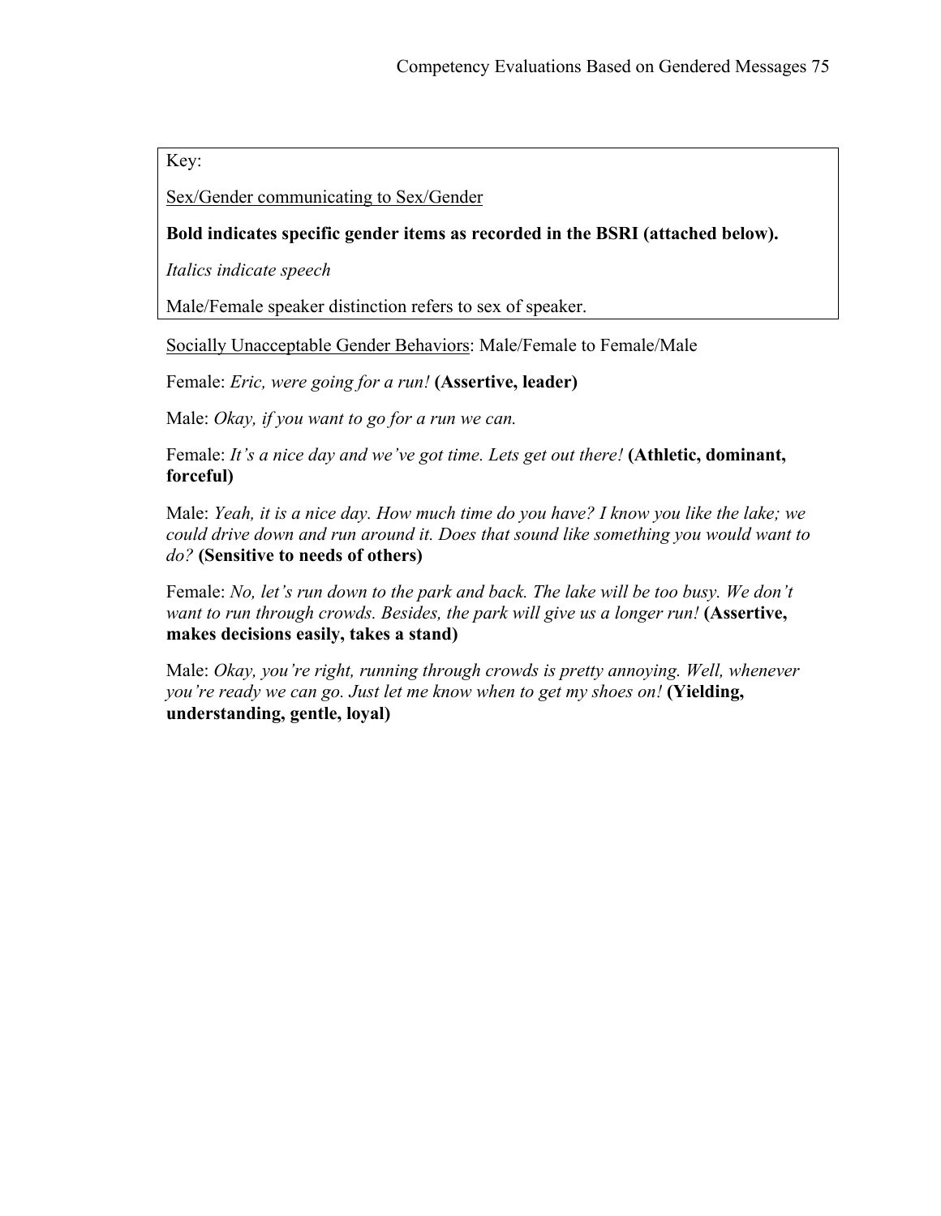Key:

Sex/Gender communicating to Sex/Gender

**Bold indicates specific gender items as recorded in the BSRI (attached below).**

*Italics indicate speech*

Male/Female speaker distinction refers to sex of speaker.

Socially Unacceptable Gender Behaviors: Male/Female to Female/Male

Female: *Eric, were going for a run!* **(Assertive, leader)**

Male: *Okay, if you want to go for a run we can.*

Female: *It's a nice day and we've got time. Lets get out there!* **(Athletic, dominant, forceful)**

Male: *Yeah, it is a nice day. How much time do you have? I know you like the lake; we could drive down and run around it. Does that sound like something you would want to do?* **(Sensitive to needs of others)**

Female: *No, let's run down to the park and back. The lake will be too busy. We don't want to run through crowds. Besides, the park will give us a longer run!* **(Assertive, makes decisions easily, takes a stand)**

Male: *Okay, you're right, running through crowds is pretty annoying. Well, whenever you're ready we can go. Just let me know when to get my shoes on!* **(Yielding, understanding, gentle, loyal)**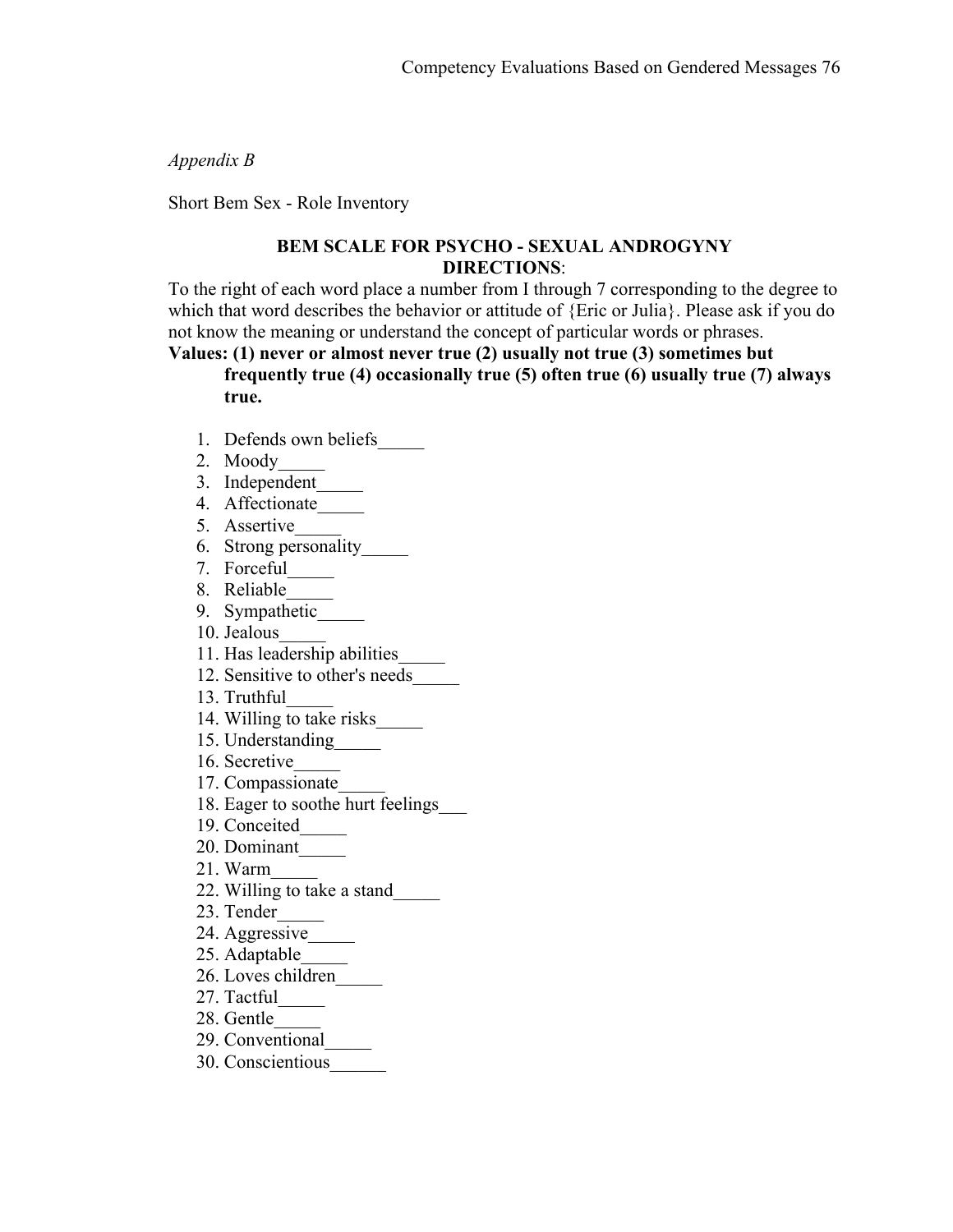*Appendix B*

Short Bem Sex - Role Inventory

**BEM SCALE FOR PSYCHO - SEXUAL ANDROGYNY**
**DIRECTIONS**:

To the right of each word place a number from I through 7 corresponding to the degree to which that word describes the behavior or attitude of {Eric or Julia}. Please ask if you do not know the meaning or understand the concept of particular words or phrases.

**Values: (1) never or almost never true (2) usually not true (3) sometimes but frequently true (4) occasionally true (5) often true (6) usually true (7) always true.**

1. Defends own beliefs_____
2. Moody_____
3. Independent_____
4. Affectionate_____
5. Assertive_____
6. Strong personality_____
7. Forceful_____
8. Reliable_____
9. Sympathetic_____
10. Jealous_____
11. Has leadership abilities_____
12. Sensitive to other's needs_____
13. Truthful_____
14. Willing to take risks_____
15. Understanding_____
16. Secretive_____
17. Compassionate_____
18. Eager to soothe hurt feelings___
19. Conceited_____
20. Dominant_____
21. Warm_____
22. Willing to take a stand_____
23. Tender_____
24. Aggressive_____
25. Adaptable_____
26. Loves children_____
27. Tactful_____
28. Gentle_____
29. Conventional_____
30. Conscientious______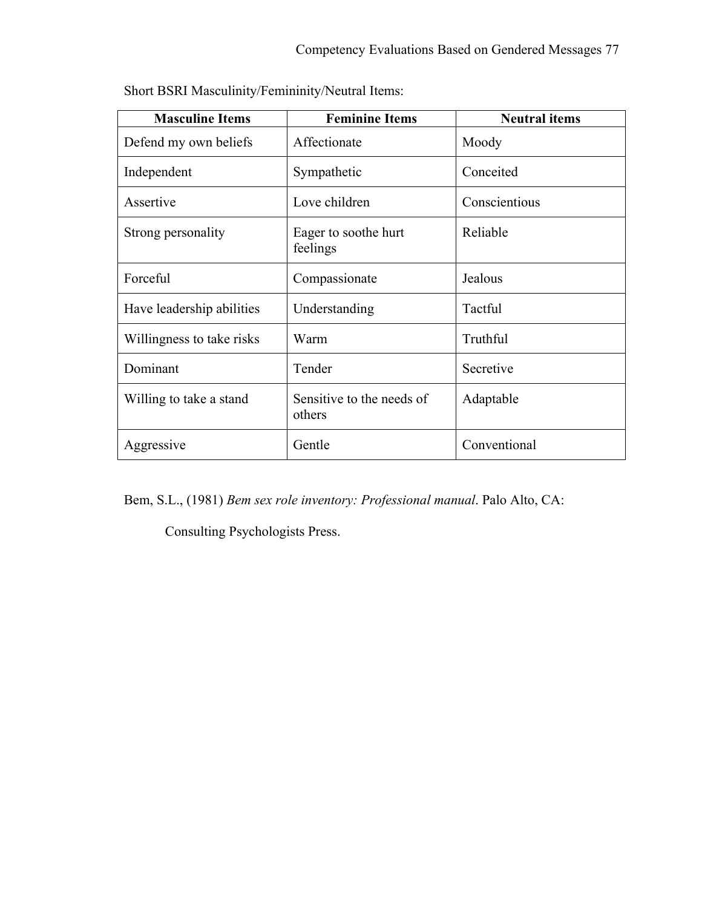Short BSRI Masculinity/Femininity/Neutral Items:

| Masculine Items | Feminine Items | Neutral items |
|---|---|---|
| Defend my own beliefs | Affectionate | Moody |
| Independent | Sympathetic | Conceited |
| Assertive | Love children | Conscientious |
| Strong personality | Eager to soothe hurt feelings | Reliable |
| Forceful | Compassionate | Jealous |
| Have leadership abilities | Understanding | Tactful |
| Willingness to take risks | Warm | Truthful |
| Dominant | Tender | Secretive |
| Willing to take a stand | Sensitive to the needs of others | Adaptable |
| Aggressive | Gentle | Conventional |

Bem, S.L., (1981) *Bem sex role inventory: Professional manual*. Palo Alto, CA: Consulting Psychologists Press.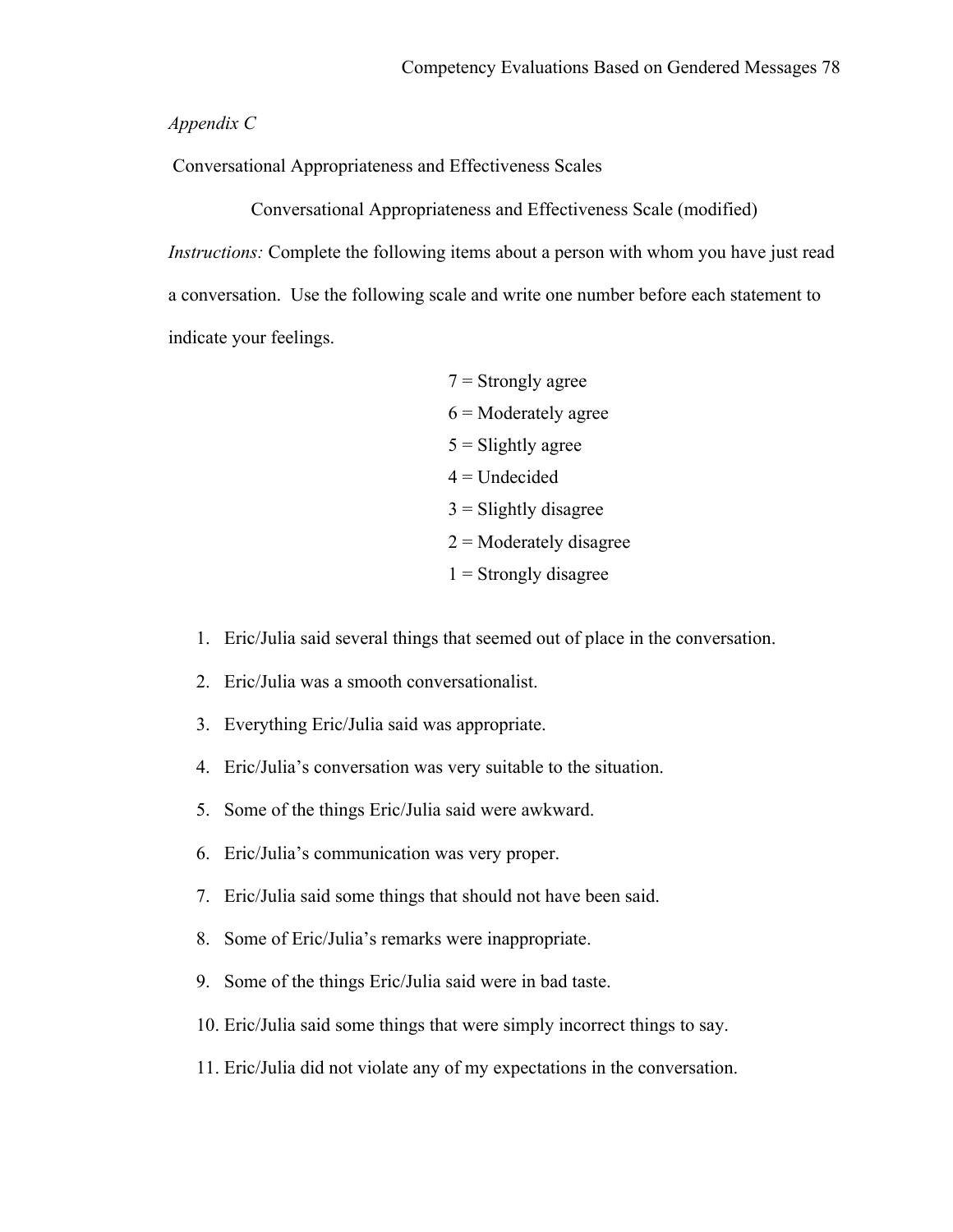*Appendix C*

Conversational Appropriateness and Effectiveness Scales

Conversational Appropriateness and Effectiveness Scale (modified)

*Instructions:* Complete the following items about a person with whom you have just read a conversation. Use the following scale and write one number before each statement to indicate your feelings.

7 = Strongly agree
6 = Moderately agree
5 = Slightly agree
4 = Undecided
3 = Slightly disagree
2 = Moderately disagree
1 = Strongly disagree

1. Eric/Julia said several things that seemed out of place in the conversation.
2. Eric/Julia was a smooth conversationalist.
3. Everything Eric/Julia said was appropriate.
4. Eric/Julia's conversation was very suitable to the situation.
5. Some of the things Eric/Julia said were awkward.
6. Eric/Julia's communication was very proper.
7. Eric/Julia said some things that should not have been said.
8. Some of Eric/Julia's remarks were inappropriate.
9. Some of the things Eric/Julia said were in bad taste.
10. Eric/Julia said some things that were simply incorrect things to say.
11. Eric/Julia did not violate any of my expectations in the conversation.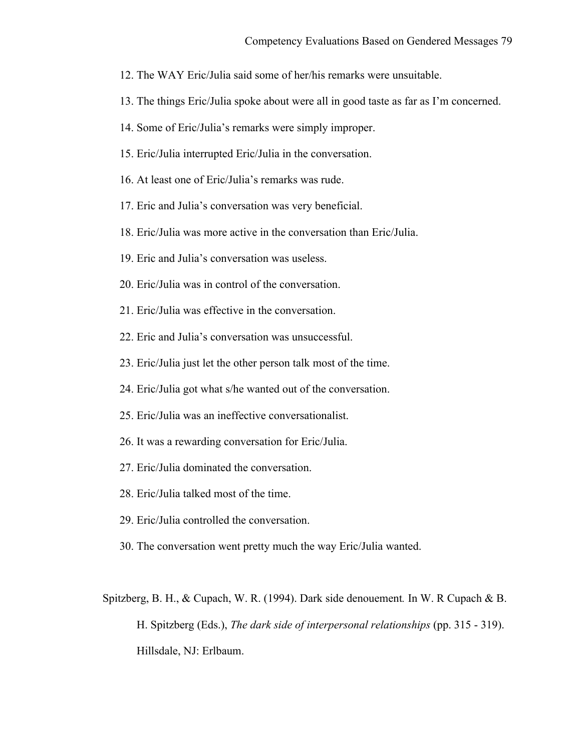12. The WAY Eric/Julia said some of her/his remarks were unsuitable.
13. The things Eric/Julia spoke about were all in good taste as far as I'm concerned.
14. Some of Eric/Julia's remarks were simply improper.
15. Eric/Julia interrupted Eric/Julia in the conversation.
16. At least one of Eric/Julia's remarks was rude.
17. Eric and Julia's conversation was very beneficial.
18. Eric/Julia was more active in the conversation than Eric/Julia.
19. Eric and Julia's conversation was useless.
20. Eric/Julia was in control of the conversation.
21. Eric/Julia was effective in the conversation.
22. Eric and Julia's conversation was unsuccessful.
23. Eric/Julia just let the other person talk most of the time.
24. Eric/Julia got what s/he wanted out of the conversation.
25. Eric/Julia was an ineffective conversationalist.
26. It was a rewarding conversation for Eric/Julia.
27. Eric/Julia dominated the conversation.
28. Eric/Julia talked most of the time.
29. Eric/Julia controlled the conversation.
30. The conversation went pretty much the way Eric/Julia wanted.

Spitzberg, B. H., & Cupach, W. R. (1994). Dark side denouement*.* In W. R Cupach & B. H. Spitzberg (Eds.), *The dark side of interpersonal relationships* (pp. 315 - 319). Hillsdale, NJ: Erlbaum.